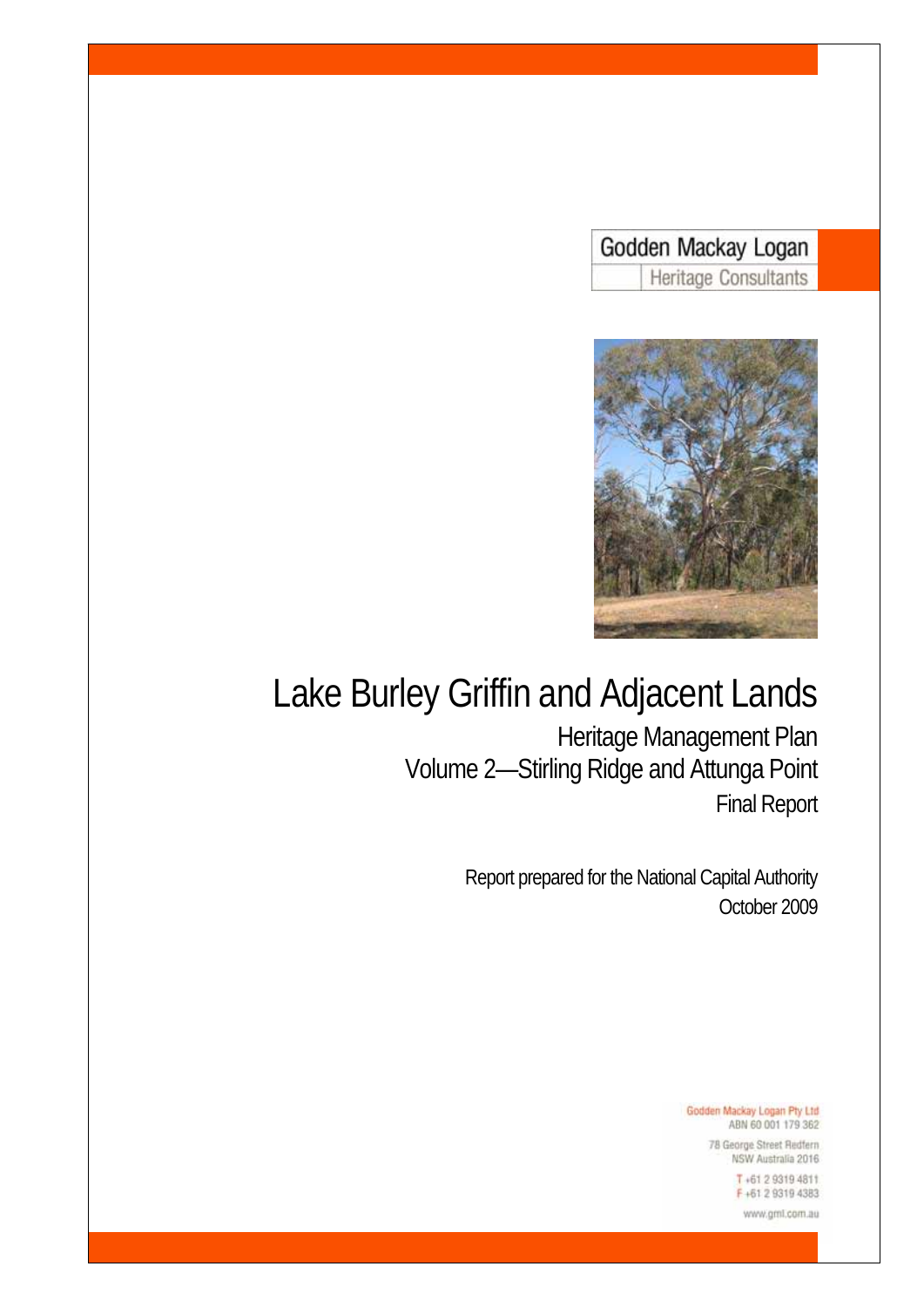Godden Mackay Logan

Heritage Consultants

# Lake Burley Griffin and Adjacent Lands

## Heritage Management Plan

## Volume 2—Stirling Ridge and Attunga Point

## Final Report

Report prepared for the National Capital Authority

October 2009

Godden Mackay Logan Pty Ltd
ABN 60 001 179 362

78 George Street Redfern
NSW Australia 2016

T +61 2 9319 4811
F +61 2 9319 4383

www.gml.com.au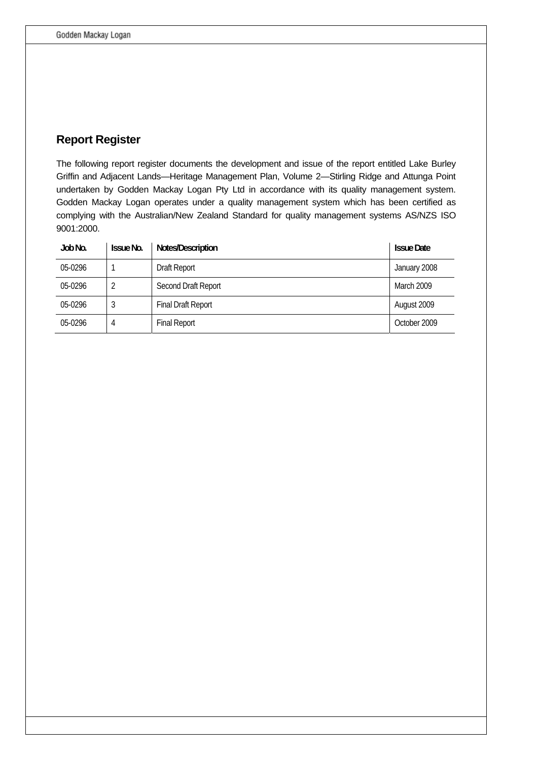## Report Register

The following report register documents the development and issue of the report entitled Lake Burley Griffin and Adjacent Lands—Heritage Management Plan, Volume 2—Stirling Ridge and Attunga Point undertaken by Godden Mackay Logan Pty Ltd in accordance with its quality management system. Godden Mackay Logan operates under a quality management system which has been certified as complying with the Australian/New Zealand Standard for quality management systems AS/NZS ISO 9001:2000.

| Job No. | Issue No. | Notes/Description | Issue Date |
|---|---|---|---|
| 05-0296 | 1 | Draft Report | January 2008 |
| 05-0296 | 2 | Second Draft Report | March 2009 |
| 05-0296 | 3 | Final Draft Report | August 2009 |
| 05-0296 | 4 | Final Report | October 2009 |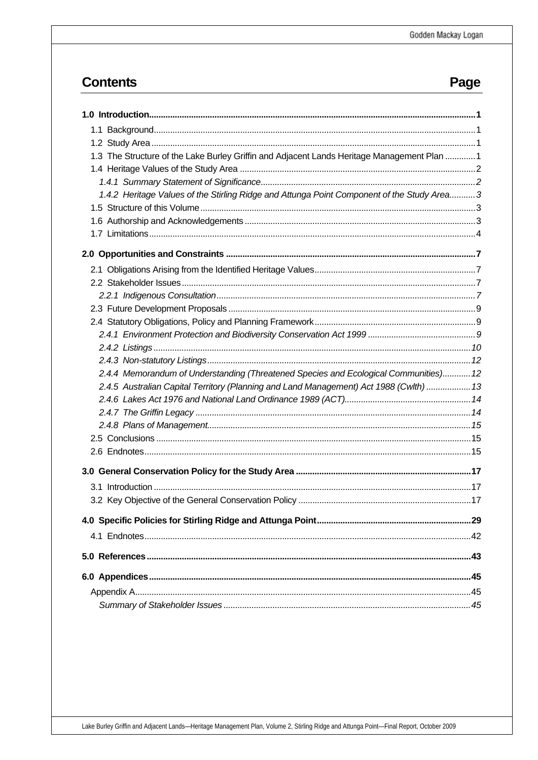# Contents

| | Page |
|---|---|
| **1.0 Introduction** | **1** |
| 1.1 Background | 1 |
| 1.2 Study Area | 1 |
| 1.3 The Structure of the Lake Burley Griffin and Adjacent Lands Heritage Management Plan | 1 |
| 1.4 Heritage Values of the Study Area | 2 |
| *1.4.1 Summary Statement of Significance* | *2* |
| *1.4.2 Heritage Values of the Stirling Ridge and Attunga Point Component of the Study Area* | *3* |
| 1.5 Structure of this Volume | 3 |
| 1.6 Authorship and Acknowledgements | 3 |
| 1.7 Limitations | 4 |
| **2.0 Opportunities and Constraints** | **7** |
| 2.1 Obligations Arising from the Identified Heritage Values | 7 |
| 2.2 Stakeholder Issues | 7 |
| *2.2.1 Indigenous Consultation* | *7* |
| 2.3 Future Development Proposals | 9 |
| 2.4 Statutory Obligations, Policy and Planning Framework | 9 |
| *2.4.1 Environment Protection and Biodiversity Conservation Act 1999* | *9* |
| *2.4.2 Listings* | *10* |
| *2.4.3 Non-statutory Listings* | *12* |
| *2.4.4 Memorandum of Understanding (Threatened Species and Ecological Communities)* | *12* |
| *2.4.5 Australian Capital Territory (Planning and Land Management) Act 1988 (Cwlth)* | *13* |
| *2.4.6 Lakes Act 1976 and National Land Ordinance 1989 (ACT)* | *14* |
| *2.4.7 The Griffin Legacy* | *14* |
| *2.4.8 Plans of Management* | *15* |
| 2.5 Conclusions | 15 |
| 2.6 Endnotes | 15 |
| **3.0 General Conservation Policy for the Study Area** | **17** |
| 3.1 Introduction | 17 |
| 3.2 Key Objective of the General Conservation Policy | 17 |
| **4.0 Specific Policies for Stirling Ridge and Attunga Point** | **29** |
| 4.1 Endnotes | 42 |
| **5.0 References** | **43** |
| **6.0 Appendices** | **45** |
| Appendix A | 45 |
| *Summary of Stakeholder Issues* | *45* |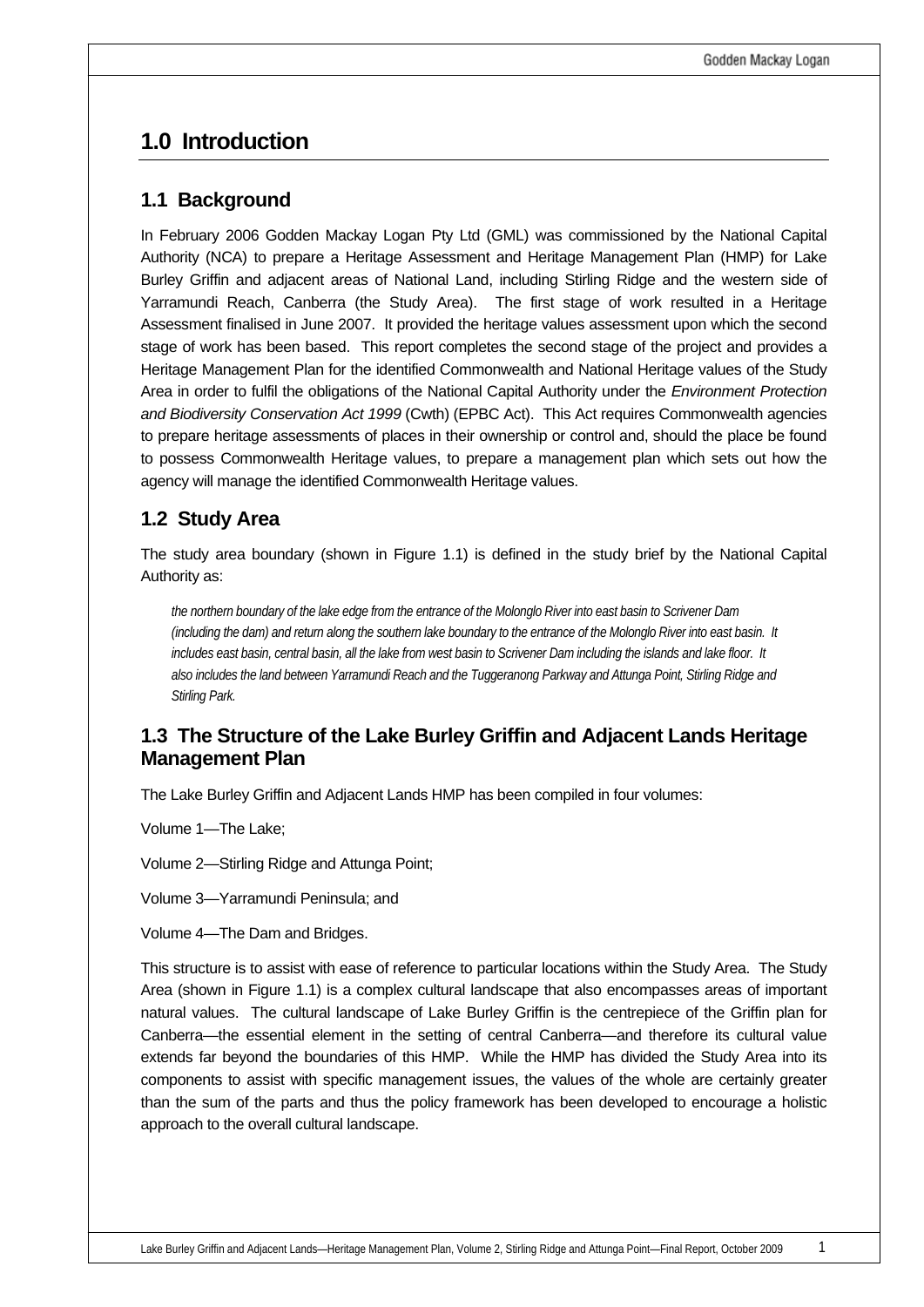# 1.0 Introduction

## 1.1 Background

In February 2006 Godden Mackay Logan Pty Ltd (GML) was commissioned by the National Capital Authority (NCA) to prepare a Heritage Assessment and Heritage Management Plan (HMP) for Lake Burley Griffin and adjacent areas of National Land, including Stirling Ridge and the western side of Yarramundi Reach, Canberra (the Study Area). The first stage of work resulted in a Heritage Assessment finalised in June 2007. It provided the heritage values assessment upon which the second stage of work has been based. This report completes the second stage of the project and provides a Heritage Management Plan for the identified Commonwealth and National Heritage values of the Study Area in order to fulfil the obligations of the National Capital Authority under the *Environment Protection and Biodiversity Conservation Act 1999* (Cwth) (EPBC Act). This Act requires Commonwealth agencies to prepare heritage assessments of places in their ownership or control and, should the place be found to possess Commonwealth Heritage values, to prepare a management plan which sets out how the agency will manage the identified Commonwealth Heritage values.

## 1.2 Study Area

The study area boundary (shown in Figure 1.1) is defined in the study brief by the National Capital Authority as:

> *the northern boundary of the lake edge from the entrance of the Molonglo River into east basin to Scrivener Dam (including the dam) and return along the southern lake boundary to the entrance of the Molonglo River into east basin. It includes east basin, central basin, all the lake from west basin to Scrivener Dam including the islands and lake floor. It also includes the land between Yarramundi Reach and the Tuggeranong Parkway and Attunga Point, Stirling Ridge and Stirling Park.*

## 1.3 The Structure of the Lake Burley Griffin and Adjacent Lands Heritage Management Plan

The Lake Burley Griffin and Adjacent Lands HMP has been compiled in four volumes:

Volume 1—The Lake;

Volume 2—Stirling Ridge and Attunga Point;

Volume 3—Yarramundi Peninsula; and

Volume 4—The Dam and Bridges.

This structure is to assist with ease of reference to particular locations within the Study Area. The Study Area (shown in Figure 1.1) is a complex cultural landscape that also encompasses areas of important natural values. The cultural landscape of Lake Burley Griffin is the centrepiece of the Griffin plan for Canberra—the essential element in the setting of central Canberra—and therefore its cultural value extends far beyond the boundaries of this HMP. While the HMP has divided the Study Area into its components to assist with specific management issues, the values of the whole are certainly greater than the sum of the parts and thus the policy framework has been developed to encourage a holistic approach to the overall cultural landscape.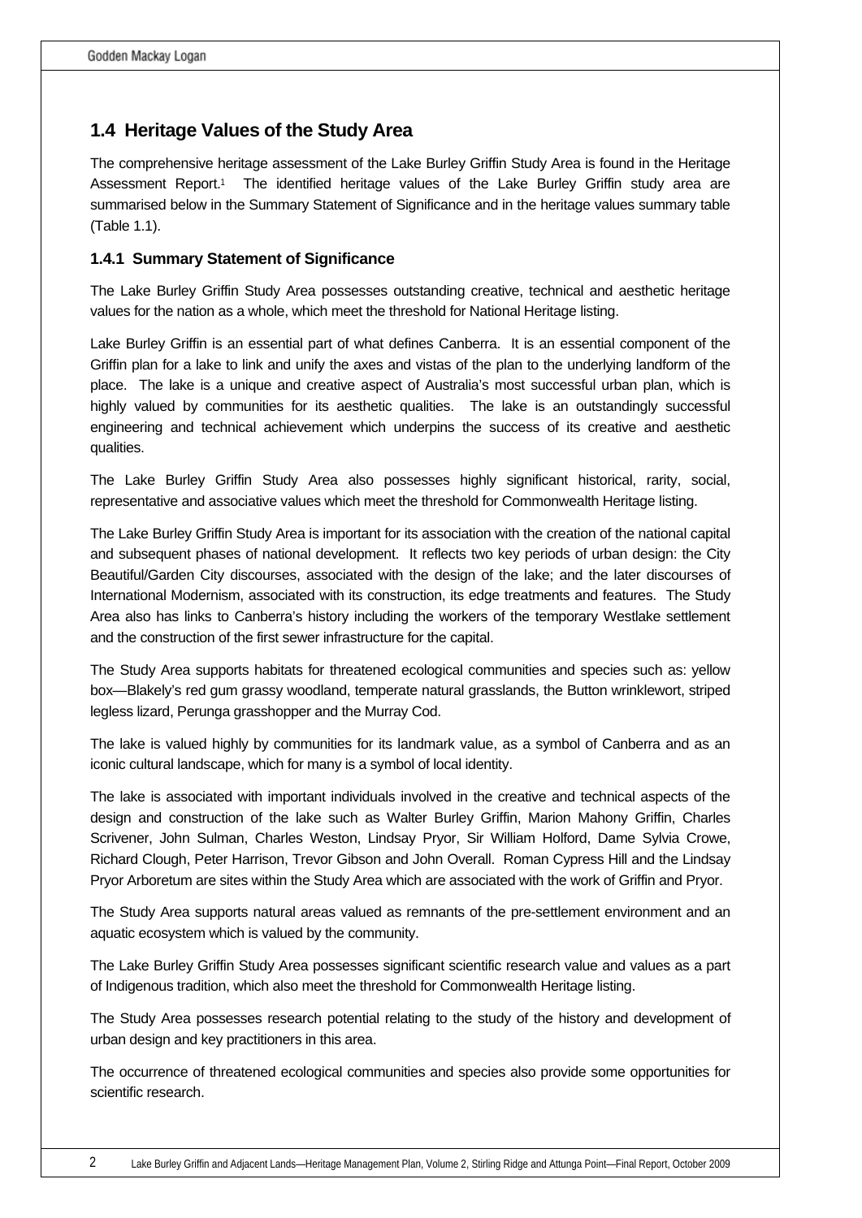## 1.4 Heritage Values of the Study Area

The comprehensive heritage assessment of the Lake Burley Griffin Study Area is found in the Heritage Assessment Report.[1] The identified heritage values of the Lake Burley Griffin study area are summarised below in the Summary Statement of Significance and in the heritage values summary table (Table 1.1).

### 1.4.1 Summary Statement of Significance

The Lake Burley Griffin Study Area possesses outstanding creative, technical and aesthetic heritage values for the nation as a whole, which meet the threshold for National Heritage listing.

Lake Burley Griffin is an essential part of what defines Canberra. It is an essential component of the Griffin plan for a lake to link and unify the axes and vistas of the plan to the underlying landform of the place. The lake is a unique and creative aspect of Australia's most successful urban plan, which is highly valued by communities for its aesthetic qualities. The lake is an outstandingly successful engineering and technical achievement which underpins the success of its creative and aesthetic qualities.

The Lake Burley Griffin Study Area also possesses highly significant historical, rarity, social, representative and associative values which meet the threshold for Commonwealth Heritage listing.

The Lake Burley Griffin Study Area is important for its association with the creation of the national capital and subsequent phases of national development. It reflects two key periods of urban design: the City Beautiful/Garden City discourses, associated with the design of the lake; and the later discourses of International Modernism, associated with its construction, its edge treatments and features. The Study Area also has links to Canberra's history including the workers of the temporary Westlake settlement and the construction of the first sewer infrastructure for the capital.

The Study Area supports habitats for threatened ecological communities and species such as: yellow box—Blakely's red gum grassy woodland, temperate natural grasslands, the Button wrinklewort, striped legless lizard, Perunga grasshopper and the Murray Cod.

The lake is valued highly by communities for its landmark value, as a symbol of Canberra and as an iconic cultural landscape, which for many is a symbol of local identity.

The lake is associated with important individuals involved in the creative and technical aspects of the design and construction of the lake such as Walter Burley Griffin, Marion Mahony Griffin, Charles Scrivener, John Sulman, Charles Weston, Lindsay Pryor, Sir William Holford, Dame Sylvia Crowe, Richard Clough, Peter Harrison, Trevor Gibson and John Overall. Roman Cypress Hill and the Lindsay Pryor Arboretum are sites within the Study Area which are associated with the work of Griffin and Pryor.

The Study Area supports natural areas valued as remnants of the pre-settlement environment and an aquatic ecosystem which is valued by the community.

The Lake Burley Griffin Study Area possesses significant scientific research value and values as a part of Indigenous tradition, which also meet the threshold for Commonwealth Heritage listing.

The Study Area possesses research potential relating to the study of the history and development of urban design and key practitioners in this area.

The occurrence of threatened ecological communities and species also provide some opportunities for scientific research.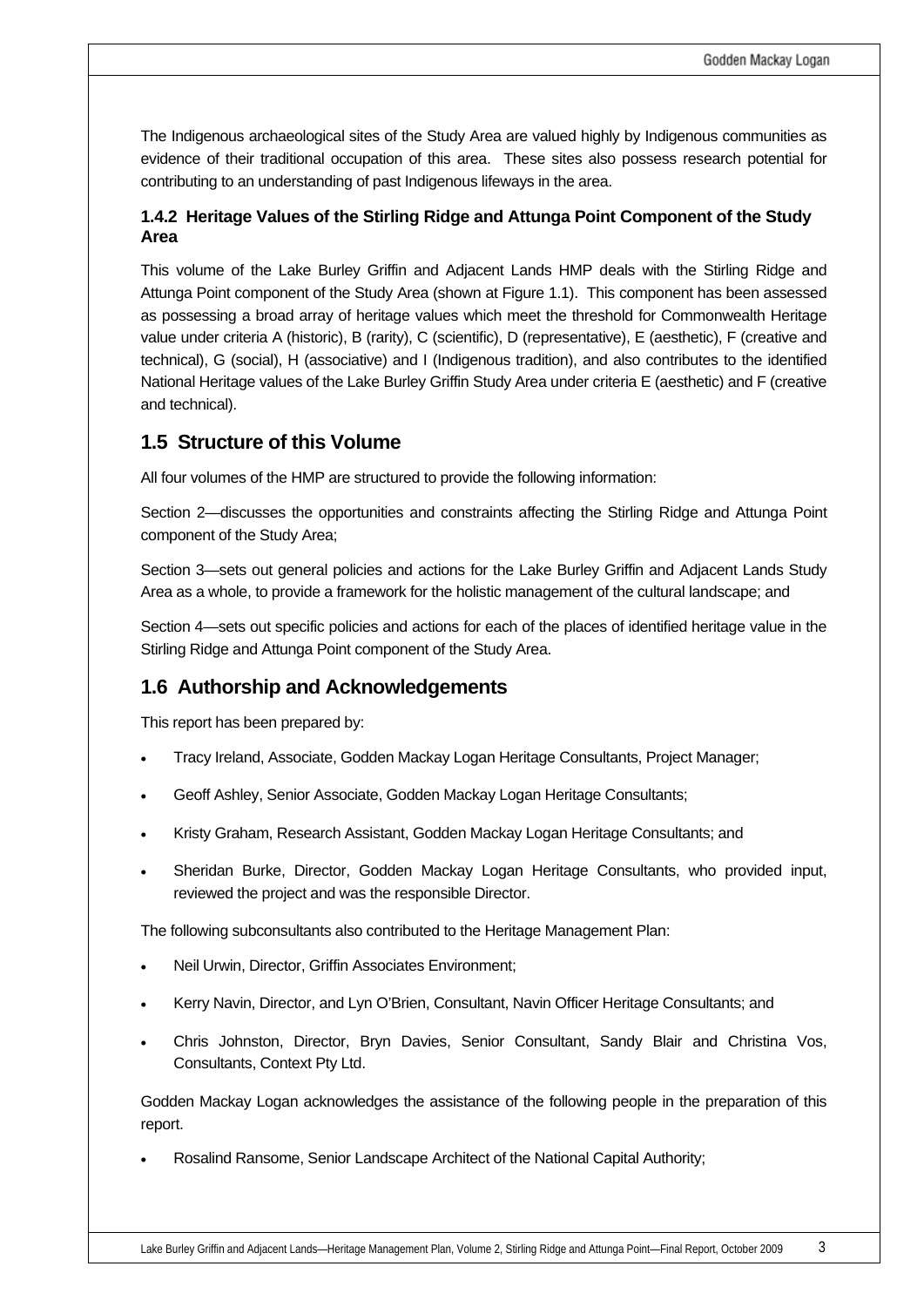The Indigenous archaeological sites of the Study Area are valued highly by Indigenous communities as evidence of their traditional occupation of this area. These sites also possess research potential for contributing to an understanding of past Indigenous lifeways in the area.

### 1.4.2 Heritage Values of the Stirling Ridge and Attunga Point Component of the Study Area

This volume of the Lake Burley Griffin and Adjacent Lands HMP deals with the Stirling Ridge and Attunga Point component of the Study Area (shown at Figure 1.1). This component has been assessed as possessing a broad array of heritage values which meet the threshold for Commonwealth Heritage value under criteria A (historic), B (rarity), C (scientific), D (representative), E (aesthetic), F (creative and technical), G (social), H (associative) and I (Indigenous tradition), and also contributes to the identified National Heritage values of the Lake Burley Griffin Study Area under criteria E (aesthetic) and F (creative and technical).

## 1.5 Structure of this Volume

All four volumes of the HMP are structured to provide the following information:

Section 2—discusses the opportunities and constraints affecting the Stirling Ridge and Attunga Point component of the Study Area;

Section 3—sets out general policies and actions for the Lake Burley Griffin and Adjacent Lands Study Area as a whole, to provide a framework for the holistic management of the cultural landscape; and

Section 4—sets out specific policies and actions for each of the places of identified heritage value in the Stirling Ridge and Attunga Point component of the Study Area.

## 1.6 Authorship and Acknowledgements

This report has been prepared by:

- Tracy Ireland, Associate, Godden Mackay Logan Heritage Consultants, Project Manager;
- Geoff Ashley, Senior Associate, Godden Mackay Logan Heritage Consultants;
- Kristy Graham, Research Assistant, Godden Mackay Logan Heritage Consultants; and
- Sheridan Burke, Director, Godden Mackay Logan Heritage Consultants, who provided input, reviewed the project and was the responsible Director.

The following subconsultants also contributed to the Heritage Management Plan:

- Neil Urwin, Director, Griffin Associates Environment;
- Kerry Navin, Director, and Lyn O'Brien, Consultant, Navin Officer Heritage Consultants; and
- Chris Johnston, Director, Bryn Davies, Senior Consultant, Sandy Blair and Christina Vos, Consultants, Context Pty Ltd.

Godden Mackay Logan acknowledges the assistance of the following people in the preparation of this report.

- Rosalind Ransome, Senior Landscape Architect of the National Capital Authority;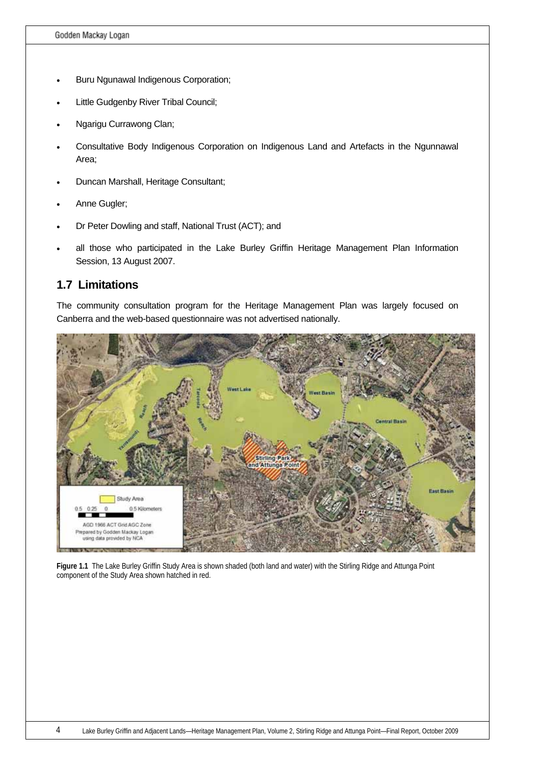- Buru Ngunawal Indigenous Corporation;
- Little Gudgenby River Tribal Council;
- Ngarigu Currawong Clan;
- Consultative Body Indigenous Corporation on Indigenous Land and Artefacts in the Ngunnawal Area;
- Duncan Marshall, Heritage Consultant;
- Anne Gugler;
- Dr Peter Dowling and staff, National Trust (ACT); and
- all those who participated in the Lake Burley Griffin Heritage Management Plan Information Session, 13 August 2007.

## 1.7 Limitations

The community consultation program for the Heritage Management Plan was largely focused on Canberra and the web-based questionnaire was not advertised nationally.

**Figure 1.1** The Lake Burley Griffin Study Area is shown shaded (both land and water) with the Stirling Ridge and Attunga Point component of the Study Area shown hatched in red.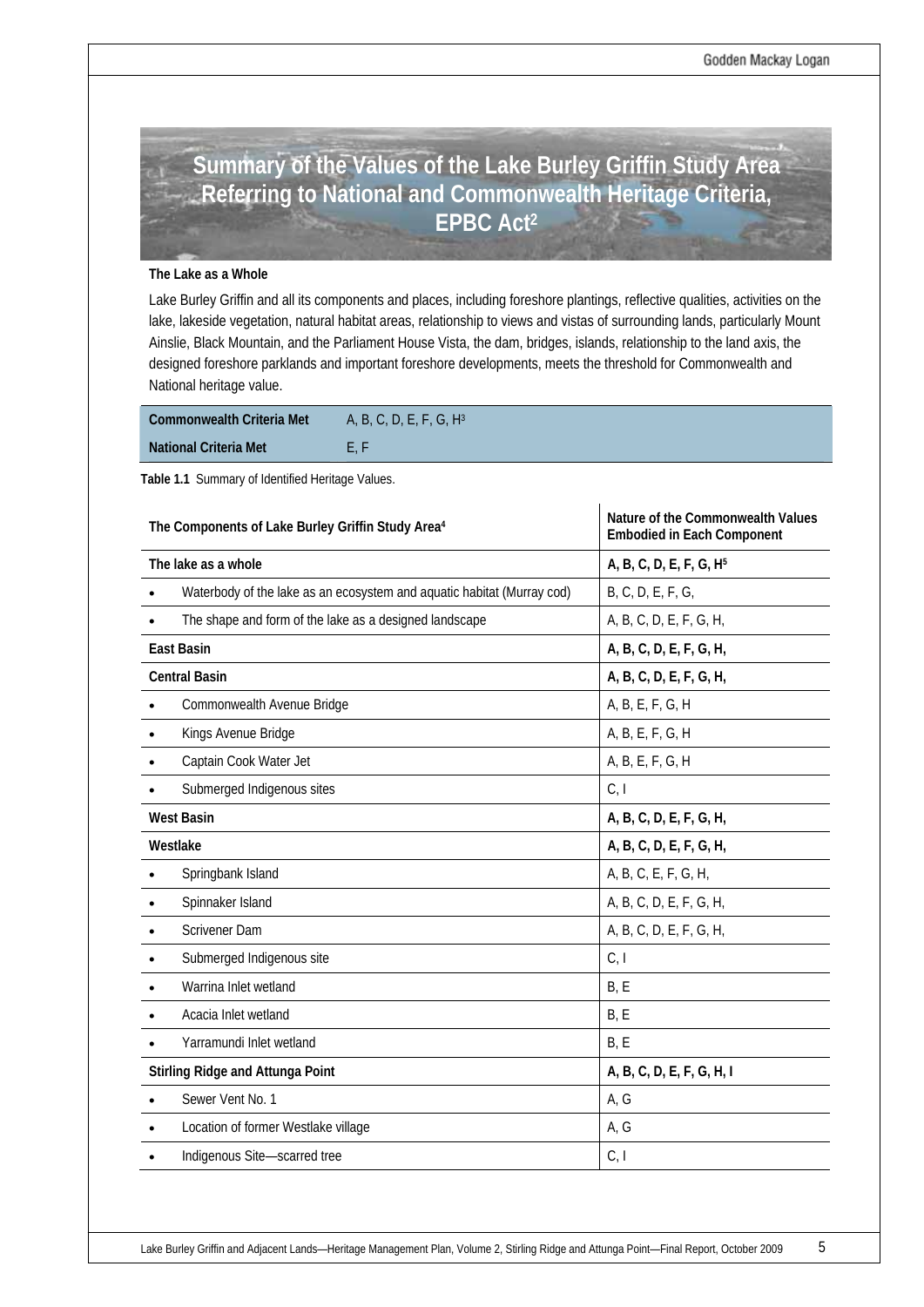# Summary of the Values of the Lake Burley Griffin Study Area Referring to National and Commonwealth Heritage Criteria, EPBC Act[2]

**The Lake as a Whole**

Lake Burley Griffin and all its components and places, including foreshore plantings, reflective qualities, activities on the lake, lakeside vegetation, natural habitat areas, relationship to views and vistas of surrounding lands, particularly Mount Ainslie, Black Mountain, and the Parliament House Vista, the dam, bridges, islands, relationship to the land axis, the designed foreshore parklands and important foreshore developments, meets the threshold for Commonwealth and National heritage value.

| | |
|---|---|
| **Commonwealth Criteria Met** | A, B, C, D, E, F, G, H[3] |
| **National Criteria Met** | E, F |

**Table 1.1** Summary of Identified Heritage Values.

| The Components of Lake Burley Griffin Study Area[4] | Nature of the Commonwealth Values Embodied in Each Component |
|---|---|
| **The lake as a whole** | **A, B, C, D, E, F, G, H[5]** |
| • Waterbody of the lake as an ecosystem and aquatic habitat (Murray cod) | B, C, D, E, F, G, |
| • The shape and form of the lake as a designed landscape | A, B, C, D, E, F, G, H, |
| **East Basin** | **A, B, C, D, E, F, G, H,** |
| **Central Basin** | **A, B, C, D, E, F, G, H,** |
| • Commonwealth Avenue Bridge | A, B, E, F, G, H |
| • Kings Avenue Bridge | A, B, E, F, G, H |
| • Captain Cook Water Jet | A, B, E, F, G, H |
| • Submerged Indigenous sites | C, I |
| **West Basin** | **A, B, C, D, E, F, G, H,** |
| **Westlake** | **A, B, C, D, E, F, G, H,** |
| • Springbank Island | A, B, C, E, F, G, H, |
| • Spinnaker Island | A, B, C, D, E, F, G, H, |
| • Scrivener Dam | A, B, C, D, E, F, G, H, |
| • Submerged Indigenous site | C, I |
| • Warrina Inlet wetland | B, E |
| • Acacia Inlet wetland | B, E |
| • Yarramundi Inlet wetland | B, E |
| **Stirling Ridge and Attunga Point** | **A, B, C, D, E, F, G, H, I** |
| • Sewer Vent No. 1 | A, G |
| • Location of former Westlake village | A, G |
| • Indigenous Site—scarred tree | C, I |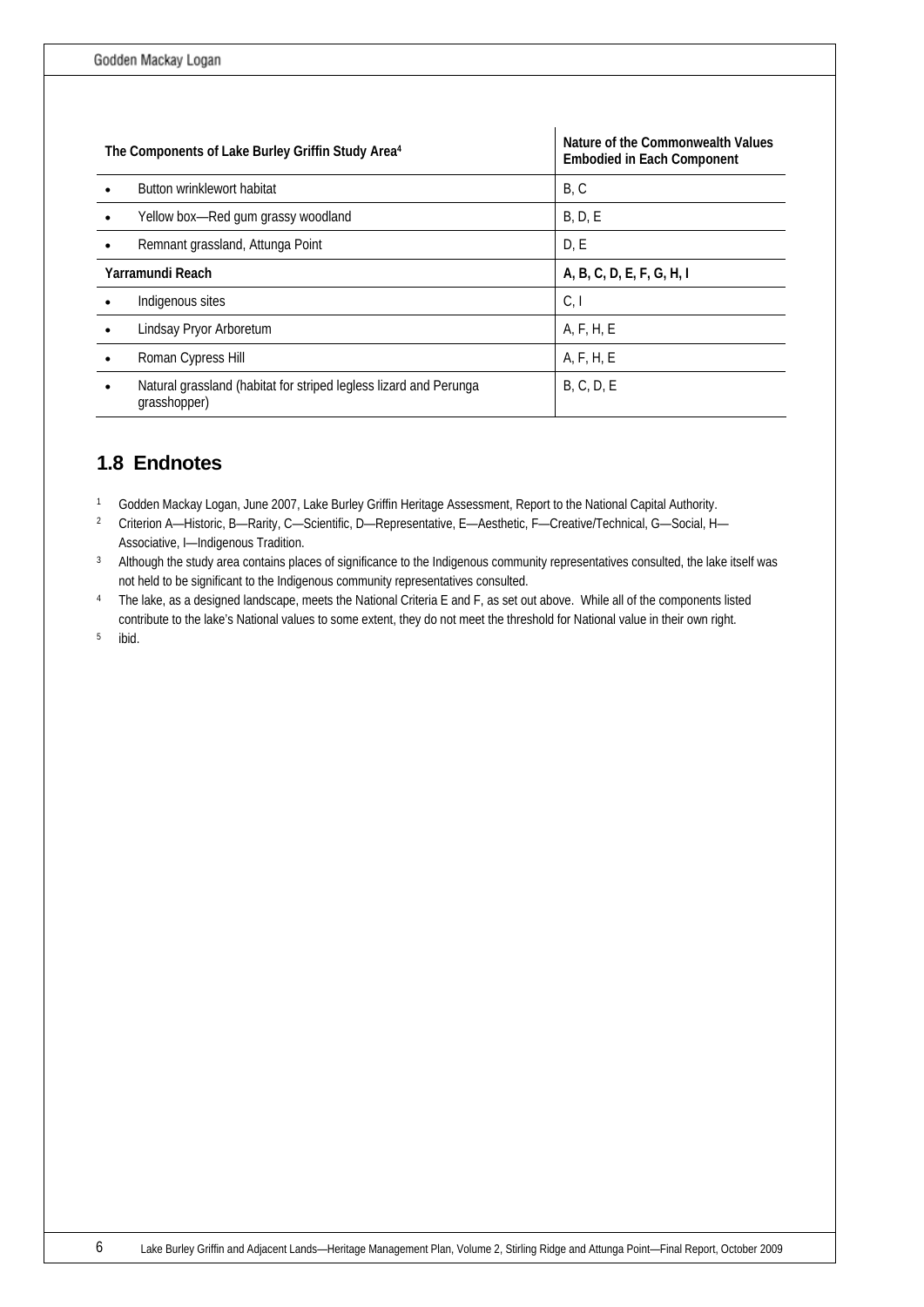| The Components of Lake Burley Griffin Study Area[4] | Nature of the Commonwealth Values Embodied in Each Component |
| --- | --- |
| • Button wrinklewort habitat | B, C |
| • Yellow box—Red gum grassy woodland | B, D, E |
| • Remnant grassland, Attunga Point | D, E |
| **Yarramundi Reach** | **A, B, C, D, E, F, G, H, I** |
| • Indigenous sites | C, I |
| • Lindsay Pryor Arboretum | A, F, H, E |
| • Roman Cypress Hill | A, F, H, E |
| • Natural grassland (habitat for striped legless lizard and Perunga grasshopper) | B, C, D, E |

## 1.8 Endnotes

1. Godden Mackay Logan, June 2007, Lake Burley Griffin Heritage Assessment, Report to the National Capital Authority.
2. Criterion A—Historic, B—Rarity, C—Scientific, D—Representative, E—Aesthetic, F—Creative/Technical, G—Social, H—Associative, I—Indigenous Tradition.
3. Although the study area contains places of significance to the Indigenous community representatives consulted, the lake itself was not held to be significant to the Indigenous community representatives consulted.
4. The lake, as a designed landscape, meets the National Criteria E and F, as set out above. While all of the components listed contribute to the lake's National values to some extent, they do not meet the threshold for National value in their own right.
5. ibid.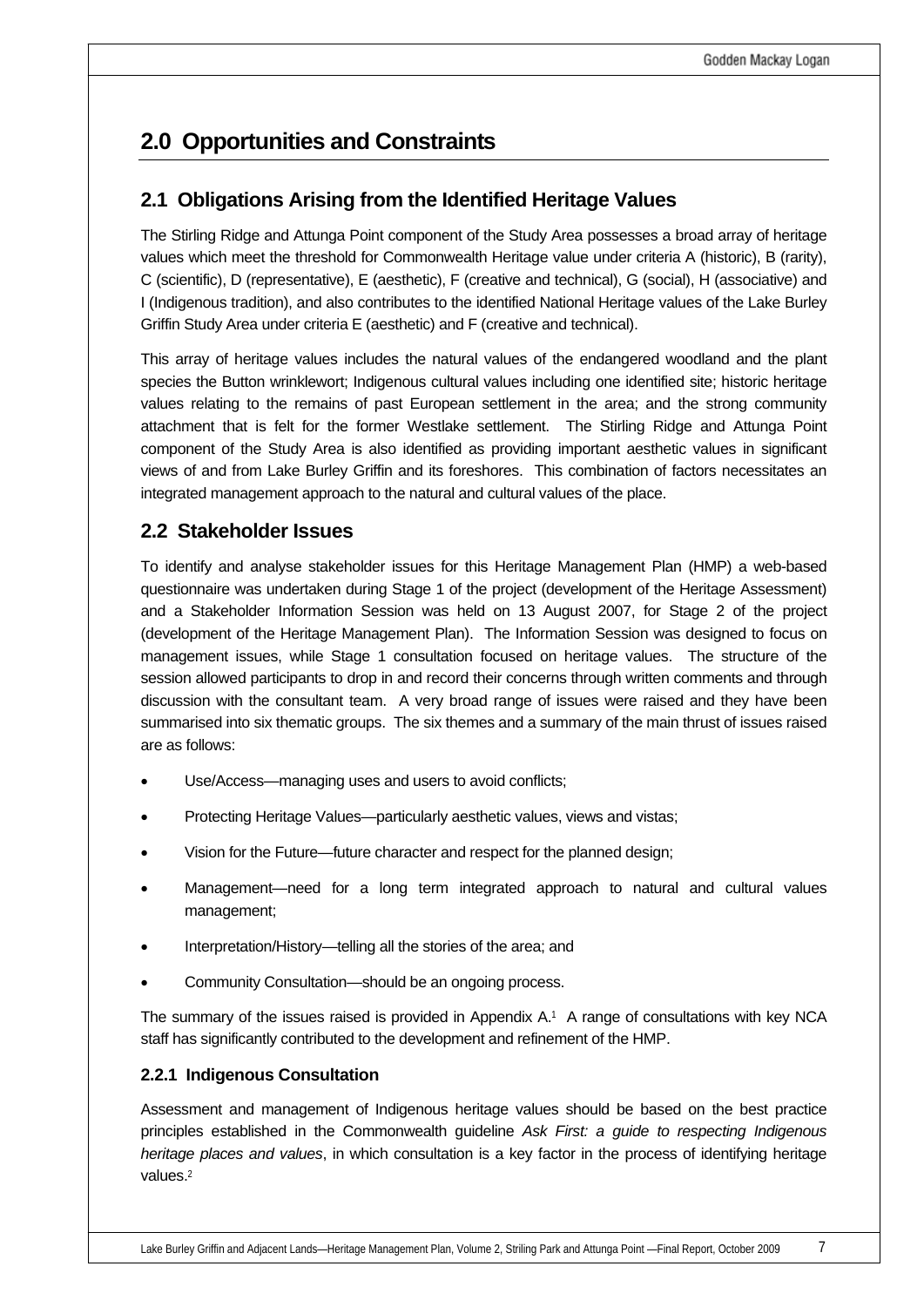# 2.0 Opportunities and Constraints

## 2.1 Obligations Arising from the Identified Heritage Values

The Stirling Ridge and Attunga Point component of the Study Area possesses a broad array of heritage values which meet the threshold for Commonwealth Heritage value under criteria A (historic), B (rarity), C (scientific), D (representative), E (aesthetic), F (creative and technical), G (social), H (associative) and I (Indigenous tradition), and also contributes to the identified National Heritage values of the Lake Burley Griffin Study Area under criteria E (aesthetic) and F (creative and technical).

This array of heritage values includes the natural values of the endangered woodland and the plant species the Button wrinklewort; Indigenous cultural values including one identified site; historic heritage values relating to the remains of past European settlement in the area; and the strong community attachment that is felt for the former Westlake settlement. The Stirling Ridge and Attunga Point component of the Study Area is also identified as providing important aesthetic values in significant views of and from Lake Burley Griffin and its foreshores. This combination of factors necessitates an integrated management approach to the natural and cultural values of the place.

## 2.2 Stakeholder Issues

To identify and analyse stakeholder issues for this Heritage Management Plan (HMP) a web-based questionnaire was undertaken during Stage 1 of the project (development of the Heritage Assessment) and a Stakeholder Information Session was held on 13 August 2007, for Stage 2 of the project (development of the Heritage Management Plan). The Information Session was designed to focus on management issues, while Stage 1 consultation focused on heritage values. The structure of the session allowed participants to drop in and record their concerns through written comments and through discussion with the consultant team. A very broad range of issues were raised and they have been summarised into six thematic groups. The six themes and a summary of the main thrust of issues raised are as follows:

- Use/Access—managing uses and users to avoid conflicts;
- Protecting Heritage Values—particularly aesthetic values, views and vistas;
- Vision for the Future—future character and respect for the planned design;
- Management—need for a long term integrated approach to natural and cultural values management;
- Interpretation/History—telling all the stories of the area; and
- Community Consultation—should be an ongoing process.

The summary of the issues raised is provided in Appendix A.[1] A range of consultations with key NCA staff has significantly contributed to the development and refinement of the HMP.

### 2.2.1 Indigenous Consultation

Assessment and management of Indigenous heritage values should be based on the best practice principles established in the Commonwealth guideline *Ask First: a guide to respecting Indigenous heritage places and values*, in which consultation is a key factor in the process of identifying heritage values.[2]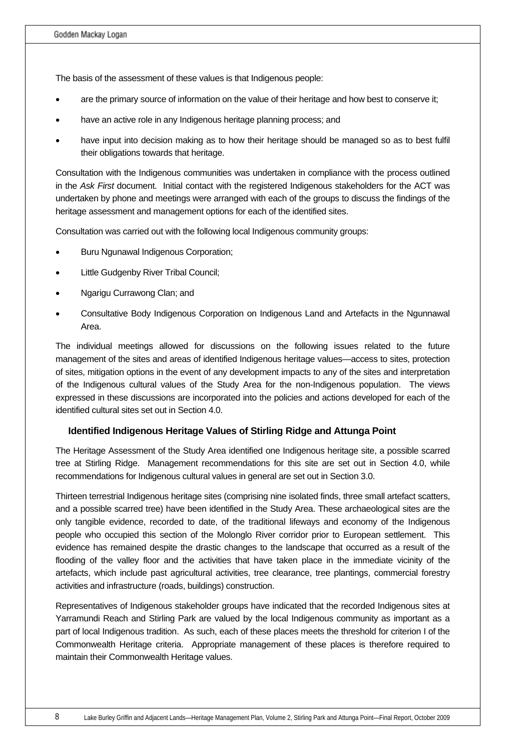The basis of the assessment of these values is that Indigenous people:

- are the primary source of information on the value of their heritage and how best to conserve it;
- have an active role in any Indigenous heritage planning process; and
- have input into decision making as to how their heritage should be managed so as to best fulfil their obligations towards that heritage.

Consultation with the Indigenous communities was undertaken in compliance with the process outlined in the *Ask First* document. Initial contact with the registered Indigenous stakeholders for the ACT was undertaken by phone and meetings were arranged with each of the groups to discuss the findings of the heritage assessment and management options for each of the identified sites.

Consultation was carried out with the following local Indigenous community groups:

- Buru Ngunawal Indigenous Corporation;
- Little Gudgenby River Tribal Council;
- Ngarigu Currawong Clan; and
- Consultative Body Indigenous Corporation on Indigenous Land and Artefacts in the Ngunnawal Area.

The individual meetings allowed for discussions on the following issues related to the future management of the sites and areas of identified Indigenous heritage values—access to sites, protection of sites, mitigation options in the event of any development impacts to any of the sites and interpretation of the Indigenous cultural values of the Study Area for the non-Indigenous population. The views expressed in these discussions are incorporated into the policies and actions developed for each of the identified cultural sites set out in Section 4.0.

### Identified Indigenous Heritage Values of Stirling Ridge and Attunga Point

The Heritage Assessment of the Study Area identified one Indigenous heritage site, a possible scarred tree at Stirling Ridge. Management recommendations for this site are set out in Section 4.0, while recommendations for Indigenous cultural values in general are set out in Section 3.0.

Thirteen terrestrial Indigenous heritage sites (comprising nine isolated finds, three small artefact scatters, and a possible scarred tree) have been identified in the Study Area. These archaeological sites are the only tangible evidence, recorded to date, of the traditional lifeways and economy of the Indigenous people who occupied this section of the Molonglo River corridor prior to European settlement. This evidence has remained despite the drastic changes to the landscape that occurred as a result of the flooding of the valley floor and the activities that have taken place in the immediate vicinity of the artefacts, which include past agricultural activities, tree clearance, tree plantings, commercial forestry activities and infrastructure (roads, buildings) construction.

Representatives of Indigenous stakeholder groups have indicated that the recorded Indigenous sites at Yarramundi Reach and Stirling Park are valued by the local Indigenous community as important as a part of local Indigenous tradition. As such, each of these places meets the threshold for criterion I of the Commonwealth Heritage criteria. Appropriate management of these places is therefore required to maintain their Commonwealth Heritage values.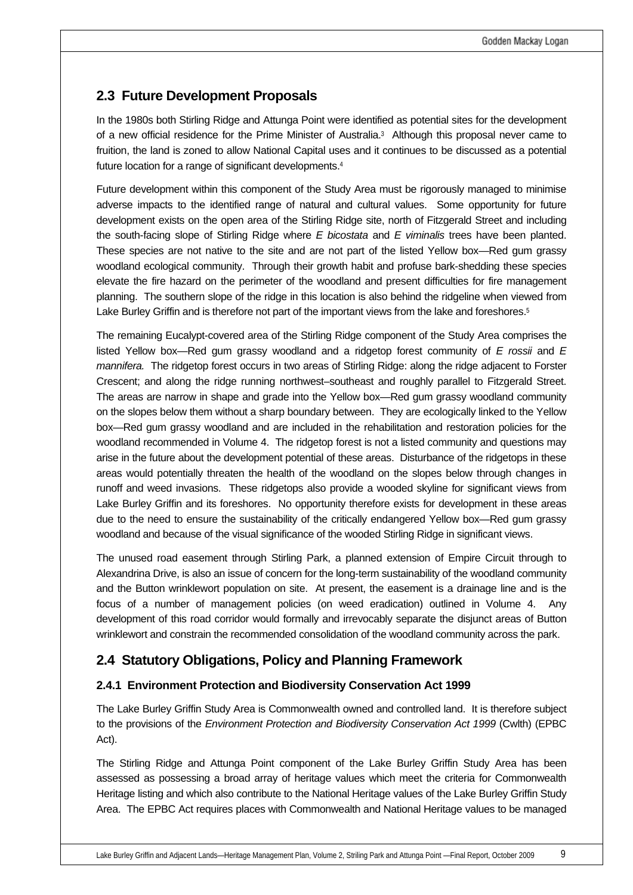## 2.3 Future Development Proposals

In the 1980s both Stirling Ridge and Attunga Point were identified as potential sites for the development of a new official residence for the Prime Minister of Australia.[3] Although this proposal never came to fruition, the land is zoned to allow National Capital uses and it continues to be discussed as a potential future location for a range of significant developments.[4]

Future development within this component of the Study Area must be rigorously managed to minimise adverse impacts to the identified range of natural and cultural values. Some opportunity for future development exists on the open area of the Stirling Ridge site, north of Fitzgerald Street and including the south-facing slope of Stirling Ridge where *E bicostata* and *E viminalis* trees have been planted. These species are not native to the site and are not part of the listed Yellow box—Red gum grassy woodland ecological community. Through their growth habit and profuse bark-shedding these species elevate the fire hazard on the perimeter of the woodland and present difficulties for fire management planning. The southern slope of the ridge in this location is also behind the ridgeline when viewed from Lake Burley Griffin and is therefore not part of the important views from the lake and foreshores.[5]

The remaining Eucalypt-covered area of the Stirling Ridge component of the Study Area comprises the listed Yellow box—Red gum grassy woodland and a ridgetop forest community of *E rossii* and *E mannifera.* The ridgetop forest occurs in two areas of Stirling Ridge: along the ridge adjacent to Forster Crescent; and along the ridge running northwest–southeast and roughly parallel to Fitzgerald Street. The areas are narrow in shape and grade into the Yellow box—Red gum grassy woodland community on the slopes below them without a sharp boundary between. They are ecologically linked to the Yellow box—Red gum grassy woodland and are included in the rehabilitation and restoration policies for the woodland recommended in Volume 4. The ridgetop forest is not a listed community and questions may arise in the future about the development potential of these areas. Disturbance of the ridgetops in these areas would potentially threaten the health of the woodland on the slopes below through changes in runoff and weed invasions. These ridgetops also provide a wooded skyline for significant views from Lake Burley Griffin and its foreshores. No opportunity therefore exists for development in these areas due to the need to ensure the sustainability of the critically endangered Yellow box—Red gum grassy woodland and because of the visual significance of the wooded Stirling Ridge in significant views.

The unused road easement through Stirling Park, a planned extension of Empire Circuit through to Alexandrina Drive, is also an issue of concern for the long-term sustainability of the woodland community and the Button wrinklewort population on site. At present, the easement is a drainage line and is the focus of a number of management policies (on weed eradication) outlined in Volume 4. Any development of this road corridor would formally and irrevocably separate the disjunct areas of Button wrinklewort and constrain the recommended consolidation of the woodland community across the park.

## 2.4 Statutory Obligations, Policy and Planning Framework

### 2.4.1 Environment Protection and Biodiversity Conservation Act 1999

The Lake Burley Griffin Study Area is Commonwealth owned and controlled land. It is therefore subject to the provisions of the *Environment Protection and Biodiversity Conservation Act 1999* (Cwlth) (EPBC Act).

The Stirling Ridge and Attunga Point component of the Lake Burley Griffin Study Area has been assessed as possessing a broad array of heritage values which meet the criteria for Commonwealth Heritage listing and which also contribute to the National Heritage values of the Lake Burley Griffin Study Area. The EPBC Act requires places with Commonwealth and National Heritage values to be managed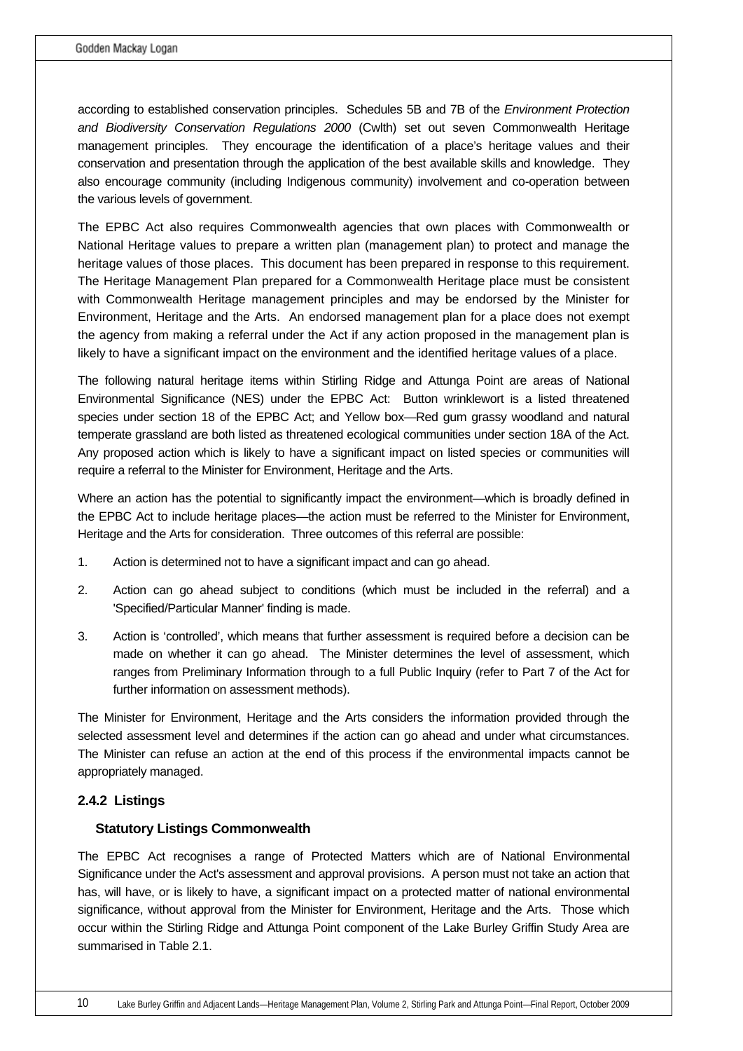according to established conservation principles. Schedules 5B and 7B of the *Environment Protection and Biodiversity Conservation Regulations 2000* (Cwlth) set out seven Commonwealth Heritage management principles. They encourage the identification of a place's heritage values and their conservation and presentation through the application of the best available skills and knowledge. They also encourage community (including Indigenous community) involvement and co-operation between the various levels of government.

The EPBC Act also requires Commonwealth agencies that own places with Commonwealth or National Heritage values to prepare a written plan (management plan) to protect and manage the heritage values of those places. This document has been prepared in response to this requirement. The Heritage Management Plan prepared for a Commonwealth Heritage place must be consistent with Commonwealth Heritage management principles and may be endorsed by the Minister for Environment, Heritage and the Arts. An endorsed management plan for a place does not exempt the agency from making a referral under the Act if any action proposed in the management plan is likely to have a significant impact on the environment and the identified heritage values of a place.

The following natural heritage items within Stirling Ridge and Attunga Point are areas of National Environmental Significance (NES) under the EPBC Act: Button wrinklewort is a listed threatened species under section 18 of the EPBC Act; and Yellow box—Red gum grassy woodland and natural temperate grassland are both listed as threatened ecological communities under section 18A of the Act. Any proposed action which is likely to have a significant impact on listed species or communities will require a referral to the Minister for Environment, Heritage and the Arts.

Where an action has the potential to significantly impact the environment—which is broadly defined in the EPBC Act to include heritage places—the action must be referred to the Minister for Environment, Heritage and the Arts for consideration. Three outcomes of this referral are possible:

1. Action is determined not to have a significant impact and can go ahead.
2. Action can go ahead subject to conditions (which must be included in the referral) and a 'Specified/Particular Manner' finding is made.
3. Action is 'controlled', which means that further assessment is required before a decision can be made on whether it can go ahead. The Minister determines the level of assessment, which ranges from Preliminary Information through to a full Public Inquiry (refer to Part 7 of the Act for further information on assessment methods).

The Minister for Environment, Heritage and the Arts considers the information provided through the selected assessment level and determines if the action can go ahead and under what circumstances. The Minister can refuse an action at the end of this process if the environmental impacts cannot be appropriately managed.

### 2.4.2 Listings

#### Statutory Listings Commonwealth

The EPBC Act recognises a range of Protected Matters which are of National Environmental Significance under the Act's assessment and approval provisions. A person must not take an action that has, will have, or is likely to have, a significant impact on a protected matter of national environmental significance, without approval from the Minister for Environment, Heritage and the Arts. Those which occur within the Stirling Ridge and Attunga Point component of the Lake Burley Griffin Study Area are summarised in Table 2.1.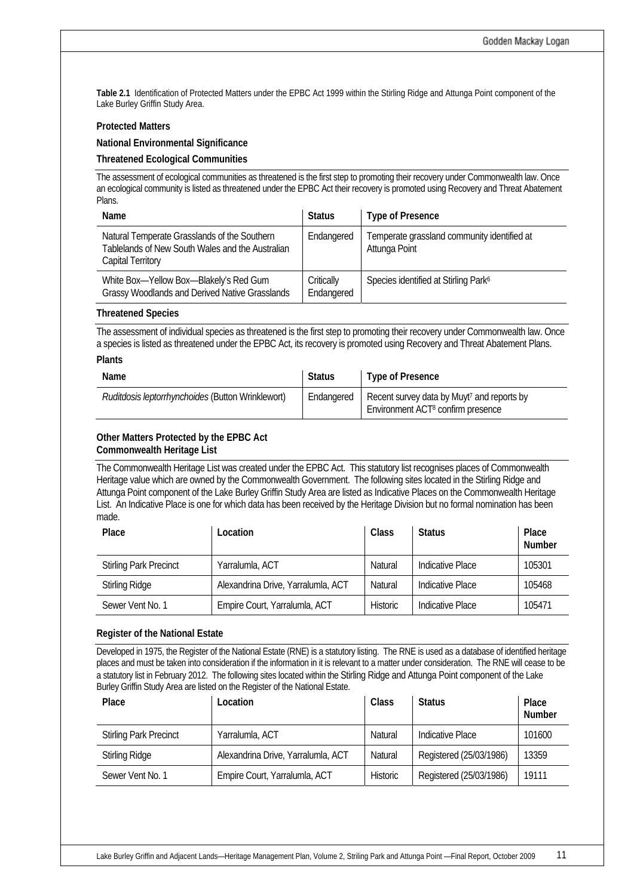**Table 2.1** Identification of Protected Matters under the EPBC Act 1999 within the Stirling Ridge and Attunga Point component of the Lake Burley Griffin Study Area.

**Protected Matters**

**National Environmental Significance**

**Threatened Ecological Communities**

The assessment of ecological communities as threatened is the first step to promoting their recovery under Commonwealth law. Once an ecological community is listed as threatened under the EPBC Act their recovery is promoted using Recovery and Threat Abatement Plans.

| Name | Status | Type of Presence |
|---|---|---|
| Natural Temperate Grasslands of the Southern Tablelands of New South Wales and the Australian Capital Territory | Endangered | Temperate grassland community identified at Attunga Point |
| White Box—Yellow Box—Blakely's Red Gum Grassy Woodlands and Derived Native Grasslands | Critically Endangered | Species identified at Stirling Park[6] |

**Threatened Species**

The assessment of individual species as threatened is the first step to promoting their recovery under Commonwealth law. Once a species is listed as threatened under the EPBC Act, its recovery is promoted using Recovery and Threat Abatement Plans.

**Plants**

| Name | Status | Type of Presence |
|---|---|---|
| *Ruditdosis leptorrhynchoides* (Button Wrinklewort) | Endangered | Recent survey data by Muyt[7] and reports by Environment ACT[8] confirm presence |

**Other Matters Protected by the EPBC Act**
**Commonwealth Heritage List**

The Commonwealth Heritage List was created under the EPBC Act. This statutory list recognises places of Commonwealth Heritage value which are owned by the Commonwealth Government. The following sites located in the Stirling Ridge and Attunga Point component of the Lake Burley Griffin Study Area are listed as Indicative Places on the Commonwealth Heritage List. An Indicative Place is one for which data has been received by the Heritage Division but no formal nomination has been made.

| Place | Location | Class | Status | Place Number |
|---|---|---|---|---|
| Stirling Park Precinct | Yarralumla, ACT | Natural | Indicative Place | 105301 |
| Stirling Ridge | Alexandrina Drive, Yarralumla, ACT | Natural | Indicative Place | 105468 |
| Sewer Vent No. 1 | Empire Court, Yarralumla, ACT | Historic | Indicative Place | 105471 |

**Register of the National Estate**

Developed in 1975, the Register of the National Estate (RNE) is a statutory listing. The RNE is used as a database of identified heritage places and must be taken into consideration if the information in it is relevant to a matter under consideration. The RNE will cease to be a statutory list in February 2012. The following sites located within the Stirling Ridge and Attunga Point component of the Lake Burley Griffin Study Area are listed on the Register of the National Estate.

| Place | Location | Class | Status | Place Number |
|---|---|---|---|---|
| Stirling Park Precinct | Yarralumla, ACT | Natural | Indicative Place | 101600 |
| Stirling Ridge | Alexandrina Drive, Yarralumla, ACT | Natural | Registered (25/03/1986) | 13359 |
| Sewer Vent No. 1 | Empire Court, Yarralumla, ACT | Historic | Registered (25/03/1986) | 19111 |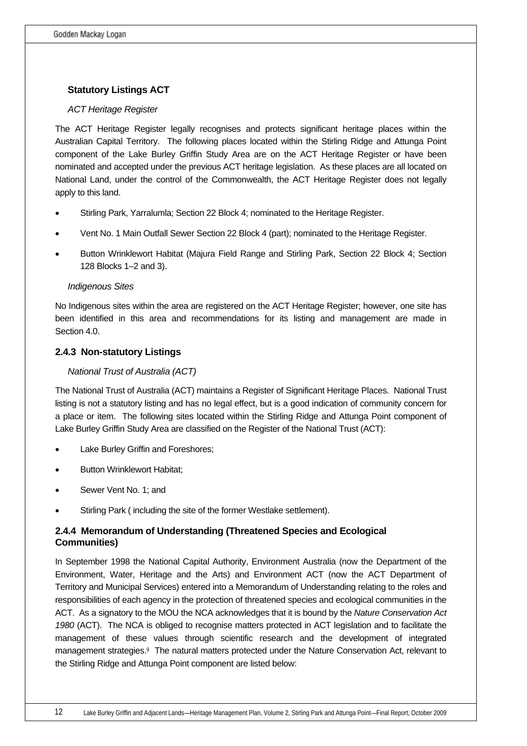### Statistical Listings ACT

*ACT Heritage Register*

The ACT Heritage Register legally recognises and protects significant heritage places within the Australian Capital Territory. The following places located within the Stirling Ridge and Attunga Point component of the Lake Burley Griffin Study Area are on the ACT Heritage Register or have been nominated and accepted under the previous ACT heritage legislation. As these places are all located on National Land, under the control of the Commonwealth, the ACT Heritage Register does not legally apply to this land.

- Stirling Park, Yarralumla; Section 22 Block 4; nominated to the Heritage Register.
- Vent No. 1 Main Outfall Sewer Section 22 Block 4 (part); nominated to the Heritage Register.
- Button Wrinklewort Habitat (Majura Field Range and Stirling Park, Section 22 Block 4; Section 128 Blocks 1–2 and 3).

*Indigenous Sites*

No Indigenous sites within the area are registered on the ACT Heritage Register; however, one site has been identified in this area and recommendations for its listing and management are made in Section 4.0.

### 2.4.3 Non-statutory Listings

*National Trust of Australia (ACT)*

The National Trust of Australia (ACT) maintains a Register of Significant Heritage Places. National Trust listing is not a statutory listing and has no legal effect, but is a good indication of community concern for a place or item. The following sites located within the Stirling Ridge and Attunga Point component of Lake Burley Griffin Study Area are classified on the Register of the National Trust (ACT):

- Lake Burley Griffin and Foreshores;
- Button Wrinklewort Habitat;
- Sewer Vent No. 1; and
- Stirling Park ( including the site of the former Westlake settlement).

### 2.4.4 Memorandum of Understanding (Threatened Species and Ecological Communities)

In September 1998 the National Capital Authority, Environment Australia (now the Department of the Environment, Water, Heritage and the Arts) and Environment ACT (now the ACT Department of Territory and Municipal Services) entered into a Memorandum of Understanding relating to the roles and responsibilities of each agency in the protection of threatened species and ecological communities in the ACT. As a signatory to the MOU the NCA acknowledges that it is bound by the *Nature Conservation Act 1980* (ACT). The NCA is obliged to recognise matters protected in ACT legislation and to facilitate the management of these values through scientific research and the development of integrated management strategies.[9] The natural matters protected under the Nature Conservation Act, relevant to the Stirling Ridge and Attunga Point component are listed below: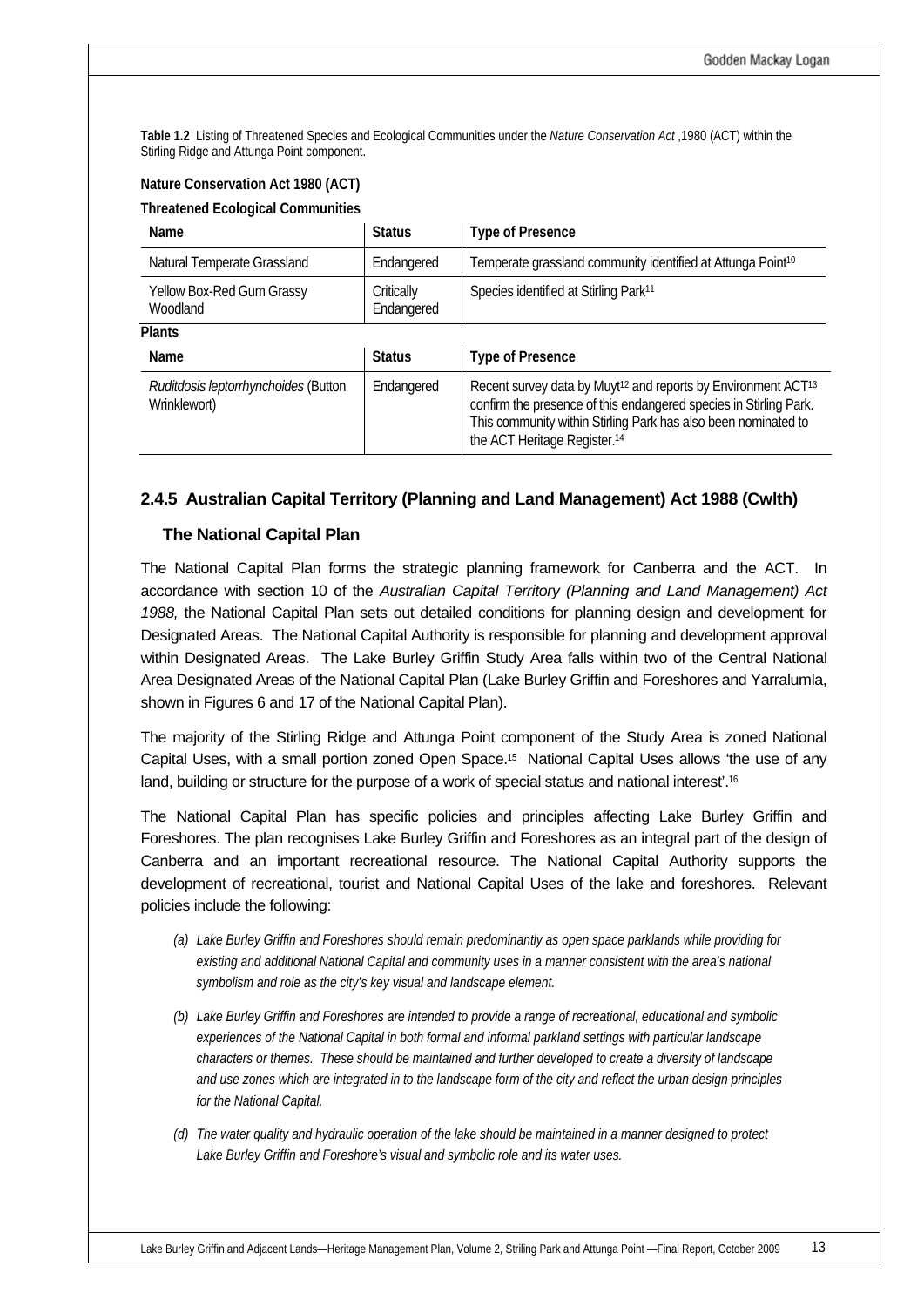**Table 1.2** Listing of Threatened Species and Ecological Communities under the *Nature Conservation Act* ,1980 (ACT) within the Stirling Ridge and Attunga Point component.

**Nature Conservation Act 1980 (ACT)**

**Threatened Ecological Communities**

| Name | Status | Type of Presence |
|---|---|---|
| Natural Temperate Grassland | Endangered | Temperate grassland community identified at Attunga Point[10] |
| Yellow Box-Red Gum Grassy Woodland | Critically Endangered | Species identified at Stirling Park[11] |

**Plants**

| Name | Status | Type of Presence |
|---|---|---|
| *Ruditdosis leptorrhynchoides* (Button Wrinklewort) | Endangered | Recent survey data by Muyt[12] and reports by Environment ACT[13] confirm the presence of this endangered species in Stirling Park. This community within Stirling Park has also been nominated to the ACT Heritage Register.[14] |

## 2.4.5 Australian Capital Territory (Planning and Land Management) Act 1988 (Cwlth)

### The National Capital Plan

The National Capital Plan forms the strategic planning framework for Canberra and the ACT. In accordance with section 10 of the *Australian Capital Territory (Planning and Land Management) Act 1988,* the National Capital Plan sets out detailed conditions for planning design and development for Designated Areas. The National Capital Authority is responsible for planning and development approval within Designated Areas. The Lake Burley Griffin Study Area falls within two of the Central National Area Designated Areas of the National Capital Plan (Lake Burley Griffin and Foreshores and Yarralumla, shown in Figures 6 and 17 of the National Capital Plan).

The majority of the Stirling Ridge and Attunga Point component of the Study Area is zoned National Capital Uses, with a small portion zoned Open Space.[15] National Capital Uses allows 'the use of any land, building or structure for the purpose of a work of special status and national interest'.[16]

The National Capital Plan has specific policies and principles affecting Lake Burley Griffin and Foreshores. The plan recognises Lake Burley Griffin and Foreshores as an integral part of the design of Canberra and an important recreational resource. The National Capital Authority supports the development of recreational, tourist and National Capital Uses of the lake and foreshores. Relevant policies include the following:

*(a) Lake Burley Griffin and Foreshores should remain predominantly as open space parklands while providing for existing and additional National Capital and community uses in a manner consistent with the area's national symbolism and role as the city's key visual and landscape element.*

*(b) Lake Burley Griffin and Foreshores are intended to provide a range of recreational, educational and symbolic experiences of the National Capital in both formal and informal parkland settings with particular landscape characters or themes. These should be maintained and further developed to create a diversity of landscape and use zones which are integrated in to the landscape form of the city and reflect the urban design principles for the National Capital.*

*(d) The water quality and hydraulic operation of the lake should be maintained in a manner designed to protect Lake Burley Griffin and Foreshore's visual and symbolic role and its water uses.*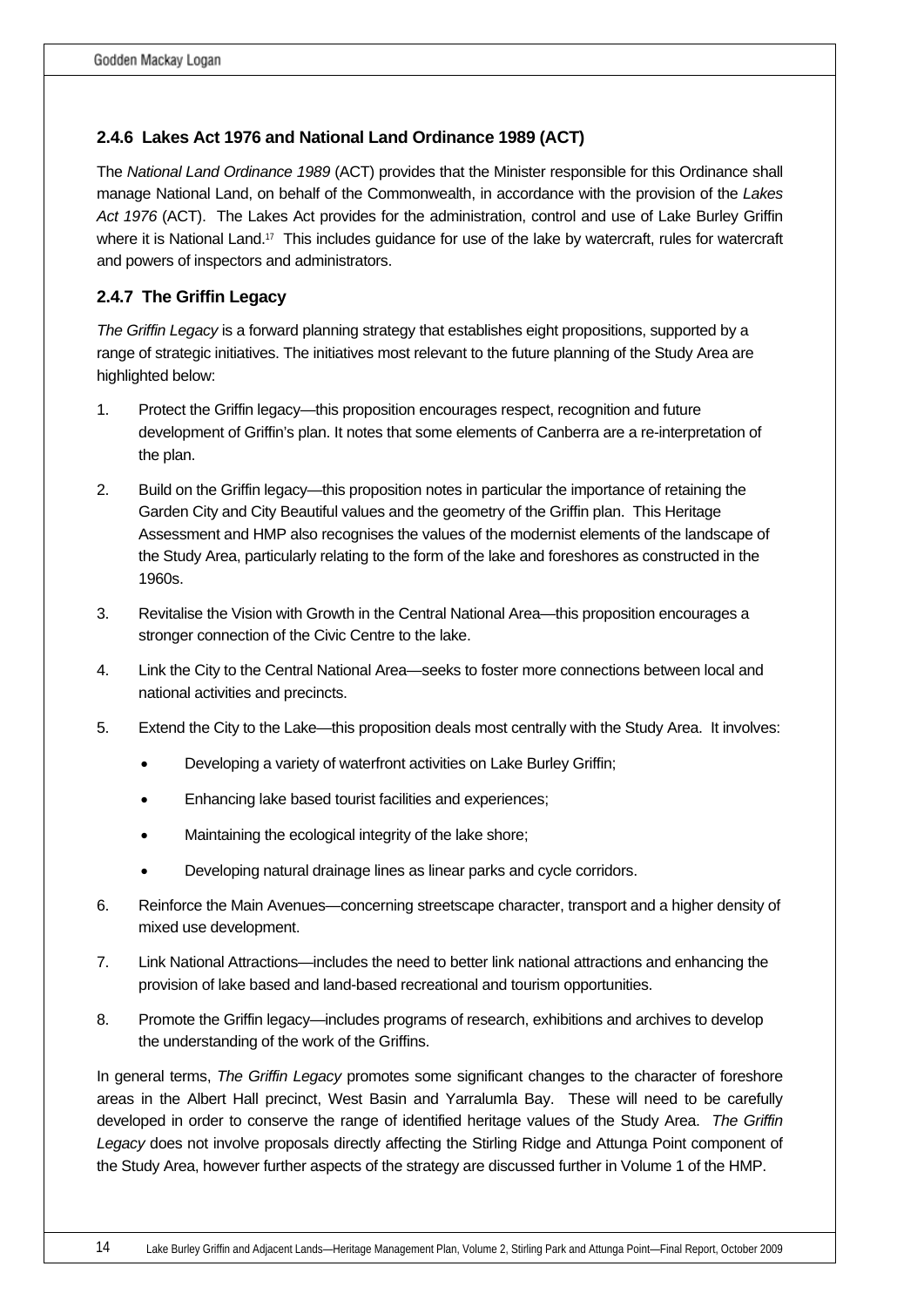### 2.4.6 Lakes Act 1976 and National Land Ordinance 1989 (ACT)

The *National Land Ordinance 1989* (ACT) provides that the Minister responsible for this Ordinance shall manage National Land, on behalf of the Commonwealth, in accordance with the provision of the *Lakes Act 1976* (ACT). The Lakes Act provides for the administration, control and use of Lake Burley Griffin where it is National Land.[17] This includes guidance for use of the lake by watercraft, rules for watercraft and powers of inspectors and administrators.

### 2.4.7 The Griffin Legacy

*The Griffin Legacy* is a forward planning strategy that establishes eight propositions, supported by a range of strategic initiatives. The initiatives most relevant to the future planning of the Study Area are highlighted below:

1. Protect the Griffin legacy—this proposition encourages respect, recognition and future development of Griffin's plan. It notes that some elements of Canberra are a re-interpretation of the plan.
2. Build on the Griffin legacy—this proposition notes in particular the importance of retaining the Garden City and City Beautiful values and the geometry of the Griffin plan. This Heritage Assessment and HMP also recognises the values of the modernist elements of the landscape of the Study Area, particularly relating to the form of the lake and foreshores as constructed in the 1960s.
3. Revitalise the Vision with Growth in the Central National Area—this proposition encourages a stronger connection of the Civic Centre to the lake.
4. Link the City to the Central National Area—seeks to foster more connections between local and national activities and precincts.
5. Extend the City to the Lake—this proposition deals most centrally with the Study Area. It involves:
   - Developing a variety of waterfront activities on Lake Burley Griffin;
   - Enhancing lake based tourist facilities and experiences;
   - Maintaining the ecological integrity of the lake shore;
   - Developing natural drainage lines as linear parks and cycle corridors.
6. Reinforce the Main Avenues—concerning streetscape character, transport and a higher density of mixed use development.
7. Link National Attractions—includes the need to better link national attractions and enhancing the provision of lake based and land-based recreational and tourism opportunities.
8. Promote the Griffin legacy—includes programs of research, exhibitions and archives to develop the understanding of the work of the Griffins.

In general terms, *The Griffin Legacy* promotes some significant changes to the character of foreshore areas in the Albert Hall precinct, West Basin and Yarralumla Bay. These will need to be carefully developed in order to conserve the range of identified heritage values of the Study Area. *The Griffin Legacy* does not involve proposals directly affecting the Stirling Ridge and Attunga Point component of the Study Area, however further aspects of the strategy are discussed further in Volume 1 of the HMP.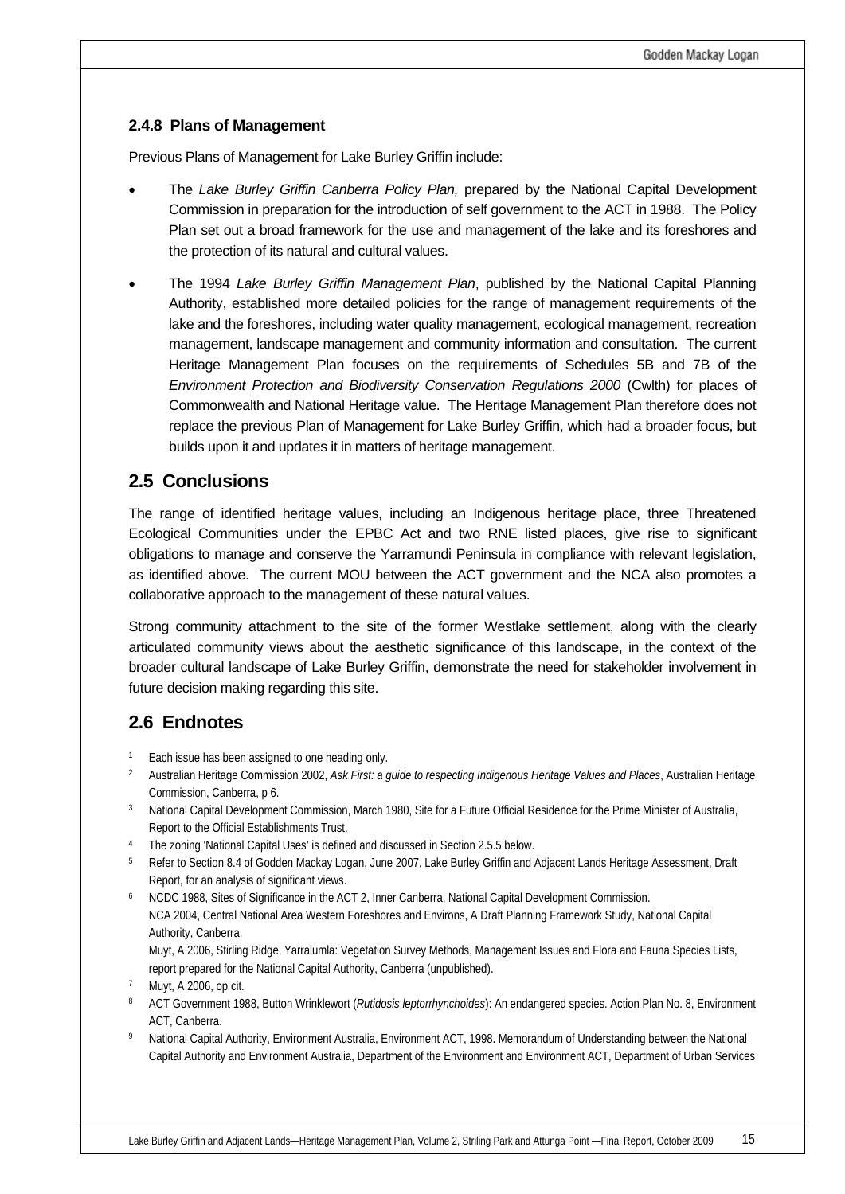### 2.4.8 Plans of Management

Previous Plans of Management for Lake Burley Griffin include:

- The *Lake Burley Griffin Canberra Policy Plan,* prepared by the National Capital Development Commission in preparation for the introduction of self government to the ACT in 1988. The Policy Plan set out a broad framework for the use and management of the lake and its foreshores and the protection of its natural and cultural values.
- The 1994 *Lake Burley Griffin Management Plan*, published by the National Capital Planning Authority, established more detailed policies for the range of management requirements of the lake and the foreshores, including water quality management, ecological management, recreation management, landscape management and community information and consultation. The current Heritage Management Plan focuses on the requirements of Schedules 5B and 7B of the *Environment Protection and Biodiversity Conservation Regulations 2000* (Cwlth) for places of Commonwealth and National Heritage value. The Heritage Management Plan therefore does not replace the previous Plan of Management for Lake Burley Griffin, which had a broader focus, but builds upon it and updates it in matters of heritage management.

## 2.5 Conclusions

The range of identified heritage values, including an Indigenous heritage place, three Threatened Ecological Communities under the EPBC Act and two RNE listed places, give rise to significant obligations to manage and conserve the Yarramundi Peninsula in compliance with relevant legislation, as identified above. The current MOU between the ACT government and the NCA also promotes a collaborative approach to the management of these natural values.

Strong community attachment to the site of the former Westlake settlement, along with the clearly articulated community views about the aesthetic significance of this landscape, in the context of the broader cultural landscape of Lake Burley Griffin, demonstrate the need for stakeholder involvement in future decision making regarding this site.

## 2.6 Endnotes

1. Each issue has been assigned to one heading only.
2. Australian Heritage Commission 2002, *Ask First: a guide to respecting Indigenous Heritage Values and Places*, Australian Heritage Commission, Canberra, p 6.
3. National Capital Development Commission, March 1980, Site for a Future Official Residence for the Prime Minister of Australia, Report to the Official Establishments Trust.
4. The zoning 'National Capital Uses' is defined and discussed in Section 2.5.5 below.
5. Refer to Section 8.4 of Godden Mackay Logan, June 2007, Lake Burley Griffin and Adjacent Lands Heritage Assessment, Draft Report, for an analysis of significant views.
6. NCDC 1988, Sites of Significance in the ACT 2, Inner Canberra, National Capital Development Commission.
   NCA 2004, Central National Area Western Foreshores and Environs, A Draft Planning Framework Study, National Capital Authority, Canberra.
   Muyt, A 2006, Stirling Ridge, Yarralumla: Vegetation Survey Methods, Management Issues and Flora and Fauna Species Lists, report prepared for the National Capital Authority, Canberra (unpublished).
7. Muyt, A 2006, op cit.
8. ACT Government 1988, Button Wrinklewort (*Rutidosis leptorrhynchoides*): An endangered species. Action Plan No. 8, Environment ACT, Canberra.
9. National Capital Authority, Environment Australia, Environment ACT, 1998. Memorandum of Understanding between the National Capital Authority and Environment Australia, Department of the Environment and Environment ACT, Department of Urban Services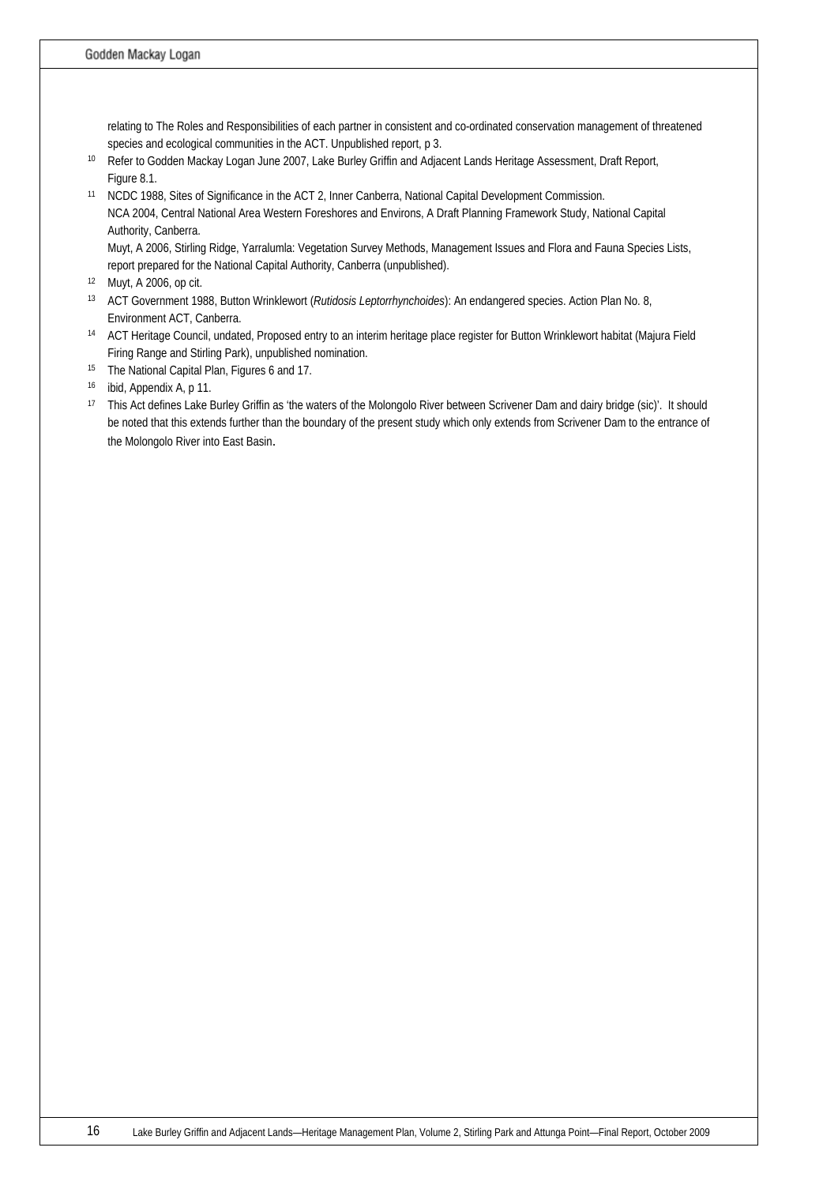relating to The Roles and Responsibilities of each partner in consistent and co-ordinated conservation management of threatened species and ecological communities in the ACT. Unpublished report, p 3.

[10] Refer to Godden Mackay Logan June 2007, Lake Burley Griffin and Adjacent Lands Heritage Assessment, Draft Report, Figure 8.1.

[11] NCDC 1988, Sites of Significance in the ACT 2, Inner Canberra, National Capital Development Commission.
NCA 2004, Central National Area Western Foreshores and Environs, A Draft Planning Framework Study, National Capital Authority, Canberra.
Muyt, A 2006, Stirling Ridge, Yarralumla: Vegetation Survey Methods, Management Issues and Flora and Fauna Species Lists, report prepared for the National Capital Authority, Canberra (unpublished).

[12] Muyt, A 2006, op cit.

[13] ACT Government 1988, Button Wrinklewort (*Rutidosis Leptorrhynchoides*): An endangered species. Action Plan No. 8, Environment ACT, Canberra.

[14] ACT Heritage Council, undated, Proposed entry to an interim heritage place register for Button Wrinklewort habitat (Majura Field Firing Range and Stirling Park), unpublished nomination.

[15] The National Capital Plan, Figures 6 and 17.

[16] ibid, Appendix A, p 11.

[17] This Act defines Lake Burley Griffin as 'the waters of the Molongolo River between Scrivener Dam and dairy bridge (sic)'. It should be noted that this extends further than the boundary of the present study which only extends from Scrivener Dam to the entrance of the Molongolo River into East Basin.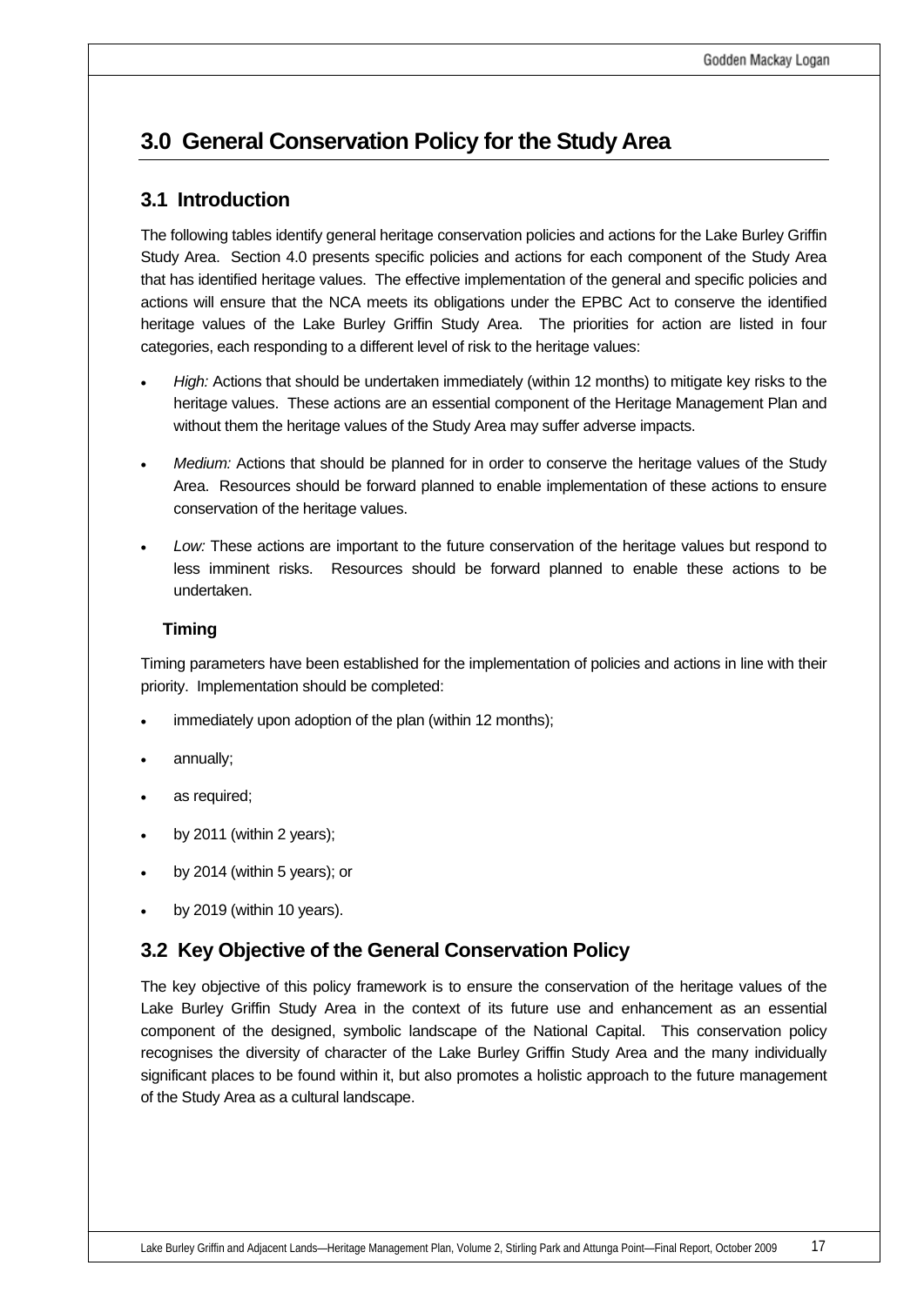# 3.0 General Conservation Policy for the Study Area

## 3.1 Introduction

The following tables identify general heritage conservation policies and actions for the Lake Burley Griffin Study Area. Section 4.0 presents specific policies and actions for each component of the Study Area that has identified heritage values. The effective implementation of the general and specific policies and actions will ensure that the NCA meets its obligations under the EPBC Act to conserve the identified heritage values of the Lake Burley Griffin Study Area. The priorities for action are listed in four categories, each responding to a different level of risk to the heritage values:

- *High:* Actions that should be undertaken immediately (within 12 months) to mitigate key risks to the heritage values. These actions are an essential component of the Heritage Management Plan and without them the heritage values of the Study Area may suffer adverse impacts.
- *Medium:* Actions that should be planned for in order to conserve the heritage values of the Study Area. Resources should be forward planned to enable implementation of these actions to ensure conservation of the heritage values.
- *Low:* These actions are important to the future conservation of the heritage values but respond to less imminent risks. Resources should be forward planned to enable these actions to be undertaken.

### Timing

Timing parameters have been established for the implementation of policies and actions in line with their priority. Implementation should be completed:

- immediately upon adoption of the plan (within 12 months);
- annually;
- as required;
- by 2011 (within 2 years);
- by 2014 (within 5 years); or
- by 2019 (within 10 years).

## 3.2 Key Objective of the General Conservation Policy

The key objective of this policy framework is to ensure the conservation of the heritage values of the Lake Burley Griffin Study Area in the context of its future use and enhancement as an essential component of the designed, symbolic landscape of the National Capital. This conservation policy recognises the diversity of character of the Lake Burley Griffin Study Area and the many individually significant places to be found within it, but also promotes a holistic approach to the future management of the Study Area as a cultural landscape.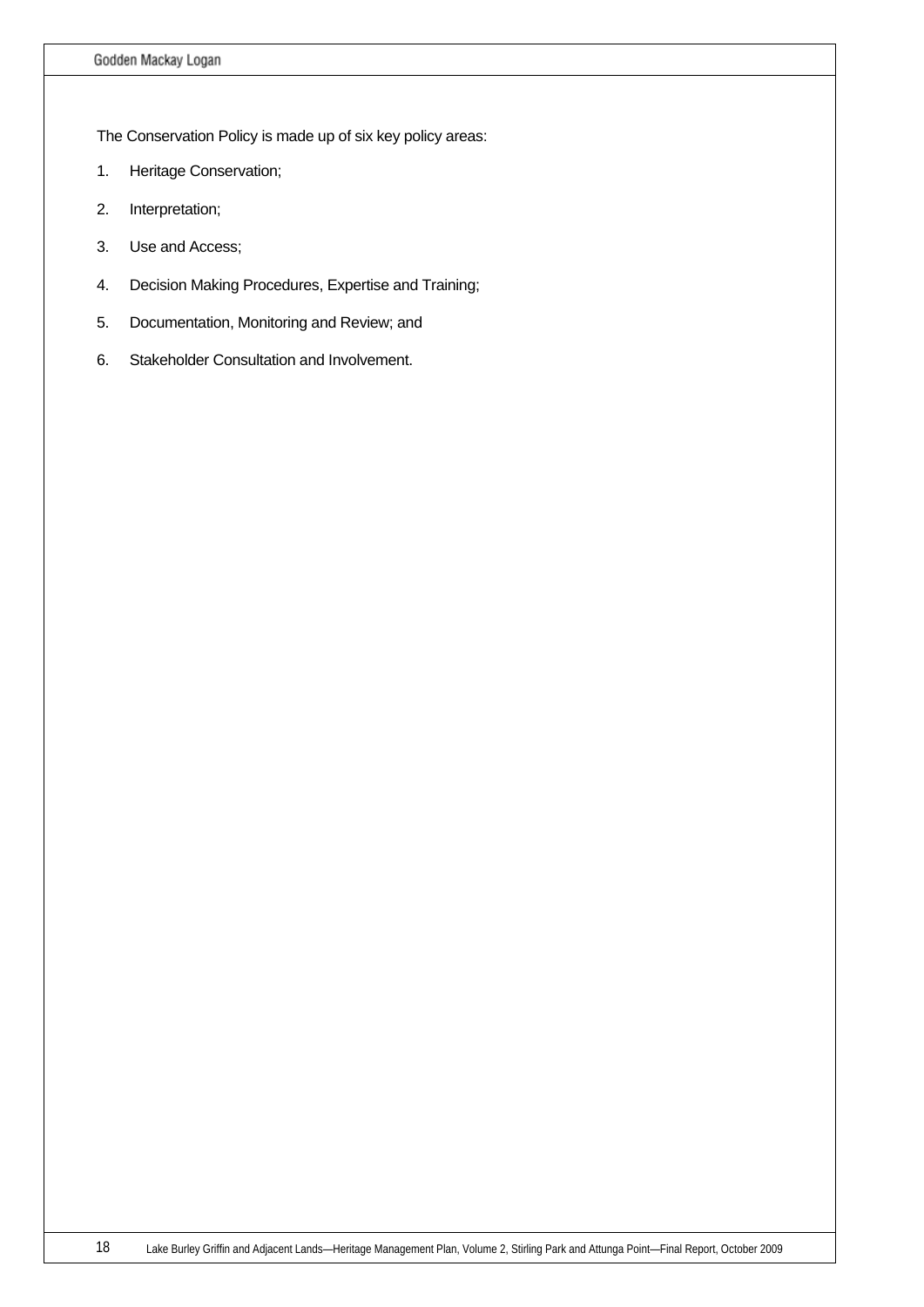The Conservation Policy is made up of six key policy areas:

1. Heritage Conservation;
2. Interpretation;
3. Use and Access;
4. Decision Making Procedures, Expertise and Training;
5. Documentation, Monitoring and Review; and
6. Stakeholder Consultation and Involvement.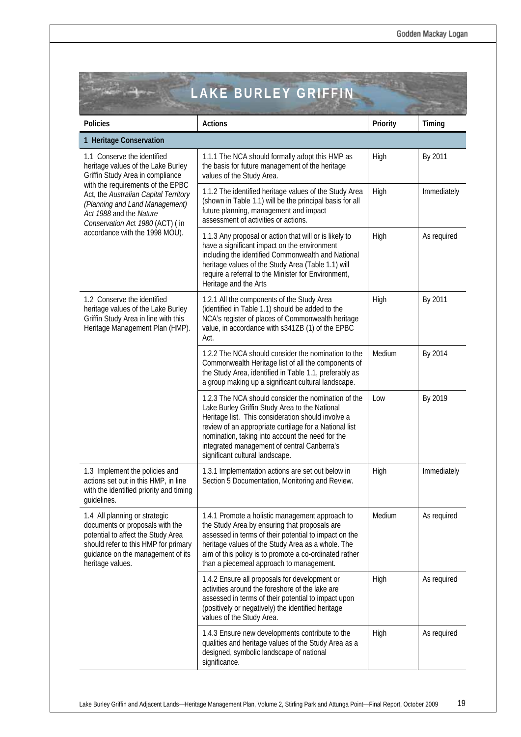# LAKE BURLEY GRIFFIN

| Policies | Actions | Priority | Timing |
|---|---|---|---|
| **1 Heritage Conservation** | | | |
| 1.1 Conserve the identified heritage values of the Lake Burley Griffin Study Area in compliance with the requirements of the EPBC Act, the *Australian Capital Territory (Planning and Land Management) Act 1988* and the *Nature Conservation Act 1980* (ACT) ( in accordance with the 1998 MOU). | 1.1.1 The NCA should formally adopt this HMP as the basis for future management of the heritage values of the Study Area. | High | By 2011 |
| | 1.1.2 The identified heritage values of the Study Area (shown in Table 1.1) will be the principal basis for all future planning, management and impact assessment of activities or actions. | High | Immediately |
| | 1.1.3 Any proposal or action that will or is likely to have a significant impact on the environment including the identified Commonwealth and National heritage values of the Study Area (Table 1.1) will require a referral to the Minister for Environment, Heritage and the Arts | High | As required |
| 1.2 Conserve the identified heritage values of the Lake Burley Griffin Study Area in line with this Heritage Management Plan (HMP). | 1.2.1 All the components of the Study Area (identified in Table 1.1) should be added to the NCA's register of places of Commonwealth heritage value, in accordance with s341ZB (1) of the EPBC Act. | High | By 2011 |
| | 1.2.2 The NCA should consider the nomination to the Commonwealth Heritage list of all the components of the Study Area, identified in Table 1.1, preferably as a group making up a significant cultural landscape. | Medium | By 2014 |
| | 1.2.3 The NCA should consider the nomination of the Lake Burley Griffin Study Area to the National Heritage list. This consideration should involve a review of an appropriate curtilage for a National list nomination, taking into account the need for the integrated management of central Canberra's significant cultural landscape. | Low | By 2019 |
| 1.3 Implement the policies and actions set out in this HMP, in line with the identified priority and timing guidelines. | 1.3.1 Implementation actions are set out below in Section 5 Documentation, Monitoring and Review. | High | Immediately |
| 1.4 All planning or strategic documents or proposals with the potential to affect the Study Area should refer to this HMP for primary guidance on the management of its heritage values. | 1.4.1 Promote a holistic management approach to the Study Area by ensuring that proposals are assessed in terms of their potential to impact on the heritage values of the Study Area as a whole. The aim of this policy is to promote a co-ordinated rather than a piecemeal approach to management. | Medium | As required |
| | 1.4.2 Ensure all proposals for development or activities around the foreshore of the lake are assessed in terms of their potential to impact upon (positively or negatively) the identified heritage values of the Study Area. | High | As required |
| | 1.4.3 Ensure new developments contribute to the qualities and heritage values of the Study Area as a designed, symbolic landscape of national significance. | High | As required |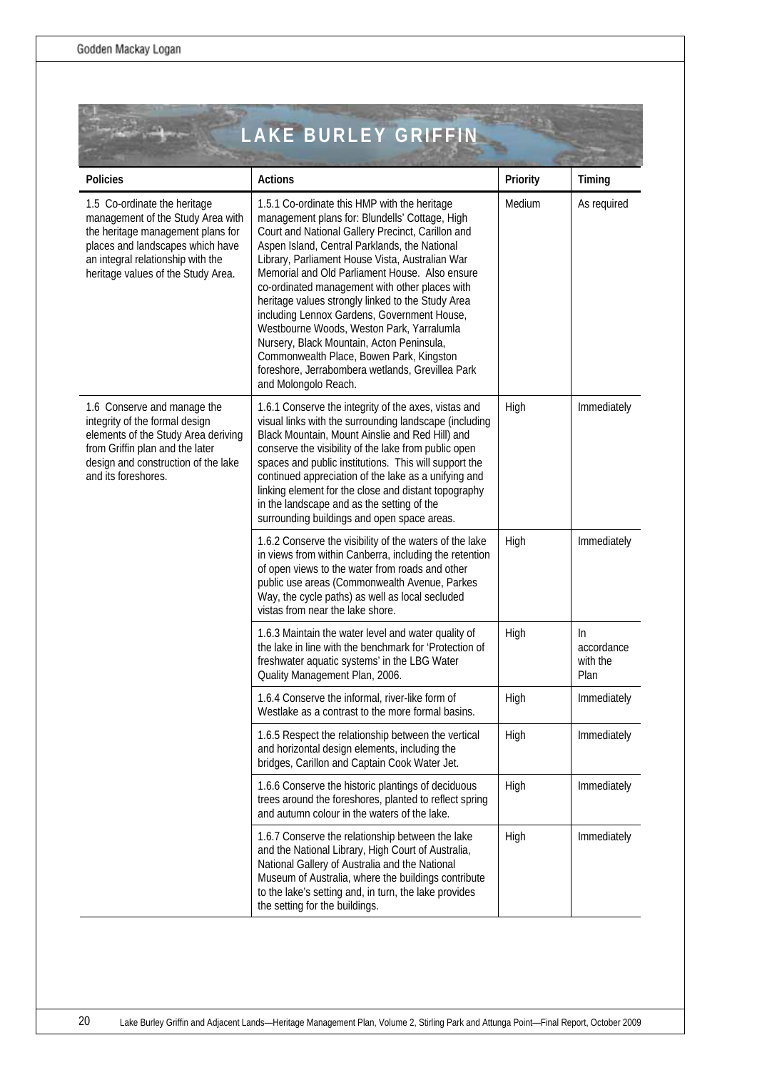# LAKE BURLEY GRIFFIN

| Policies | Actions | Priority | Timing |
| --- | --- | --- | --- |
| 1.5 Co-ordinate the heritage management of the Study Area with the heritage management plans for places and landscapes which have an integral relationship with the heritage values of the Study Area. | 1.5.1 Co-ordinate this HMP with the heritage management plans for: Blundells' Cottage, High Court and National Gallery Precinct, Carillon and Aspen Island, Central Parklands, the National Library, Parliament House Vista, Australian War Memorial and Old Parliament House. Also ensure co-ordinated management with other places with heritage values strongly linked to the Study Area including Lennox Gardens, Government House, Westbourne Woods, Weston Park, Yarralumla Nursery, Black Mountain, Acton Peninsula, Commonwealth Place, Bowen Park, Kingston foreshore, Jerrabombera wetlands, Grevillea Park and Molongolo Reach. | Medium | As required |
| 1.6 Conserve and manage the integrity of the formal design elements of the Study Area deriving from Griffin plan and the later design and construction of the lake and its foreshores. | 1.6.1 Conserve the integrity of the axes, vistas and visual links with the surrounding landscape (including Black Mountain, Mount Ainslie and Red Hill) and conserve the visibility of the lake from public open spaces and public institutions. This will support the continued appreciation of the lake as a unifying and linking element for the close and distant topography in the landscape and as the setting of the surrounding buildings and open space areas. | High | Immediately |
| | 1.6.2 Conserve the visibility of the waters of the lake in views from within Canberra, including the retention of open views to the water from roads and other public use areas (Commonwealth Avenue, Parkes Way, the cycle paths) as well as local secluded vistas from near the lake shore. | High | Immediately |
| | 1.6.3 Maintain the water level and water quality of the lake in line with the benchmark for 'Protection of freshwater aquatic systems' in the LBG Water Quality Management Plan, 2006. | High | In accordance with the Plan |
| | 1.6.4 Conserve the informal, river-like form of Westlake as a contrast to the more formal basins. | High | Immediately |
| | 1.6.5 Respect the relationship between the vertical and horizontal design elements, including the bridges, Carillon and Captain Cook Water Jet. | High | Immediately |
| | 1.6.6 Conserve the historic plantings of deciduous trees around the foreshores, planted to reflect spring and autumn colour in the waters of the lake. | High | Immediately |
| | 1.6.7 Conserve the relationship between the lake and the National Library, High Court of Australia, National Gallery of Australia and the National Museum of Australia, where the buildings contribute to the lake's setting and, in turn, the lake provides the setting for the buildings. | High | Immediately |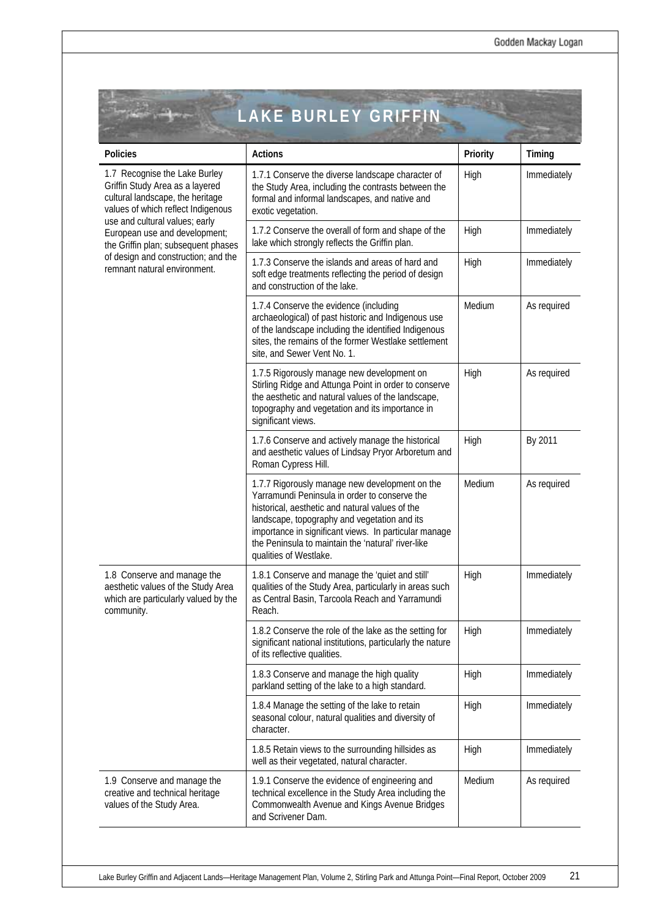# LAKE BURLEY GRIFFIN

| Policies | Actions | Priority | Timing |
|---|---|---|---|
| 1.7 Recognise the Lake Burley Griffin Study Area as a layered cultural landscape, the heritage values of which reflect Indigenous use and cultural values; early European use and development; the Griffin plan; subsequent phases of design and construction; and the remnant natural environment. | 1.7.1 Conserve the diverse landscape character of the Study Area, including the contrasts between the formal and informal landscapes, and native and exotic vegetation. | High | Immediately |
| | 1.7.2 Conserve the overall of form and shape of the lake which strongly reflects the Griffin plan. | High | Immediately |
| | 1.7.3 Conserve the islands and areas of hard and soft edge treatments reflecting the period of design and construction of the lake. | High | Immediately |
| | 1.7.4 Conserve the evidence (including archaeological) of past historic and Indigenous use of the landscape including the identified Indigenous sites, the remains of the former Westlake settlement site, and Sewer Vent No. 1. | Medium | As required |
| | 1.7.5 Rigorously manage new development on Stirling Ridge and Attunga Point in order to conserve the aesthetic and natural values of the landscape, topography and vegetation and its importance in significant views. | High | As required |
| | 1.7.6 Conserve and actively manage the historical and aesthetic values of Lindsay Pryor Arboretum and Roman Cypress Hill. | High | By 2011 |
| | 1.7.7 Rigorously manage new development on the Yarramundi Peninsula in order to conserve the historical, aesthetic and natural values of the landscape, topography and vegetation and its importance in significant views. In particular manage the Peninsula to maintain the 'natural' river-like qualities of Westlake. | Medium | As required |
| 1.8 Conserve and manage the aesthetic values of the Study Area which are particularly valued by the community. | 1.8.1 Conserve and manage the 'quiet and still' qualities of the Study Area, particularly in areas such as Central Basin, Tarcoola Reach and Yarramundi Reach. | High | Immediately |
| | 1.8.2 Conserve the role of the lake as the setting for significant national institutions, particularly the nature of its reflective qualities. | High | Immediately |
| | 1.8.3 Conserve and manage the high quality parkland setting of the lake to a high standard. | High | Immediately |
| | 1.8.4 Manage the setting of the lake to retain seasonal colour, natural qualities and diversity of character. | High | Immediately |
| | 1.8.5 Retain views to the surrounding hillsides as well as their vegetated, natural character. | High | Immediately |
| 1.9 Conserve and manage the creative and technical heritage values of the Study Area. | 1.9.1 Conserve the evidence of engineering and technical excellence in the Study Area including the Commonwealth Avenue and Kings Avenue Bridges and Scrivener Dam. | Medium | As required |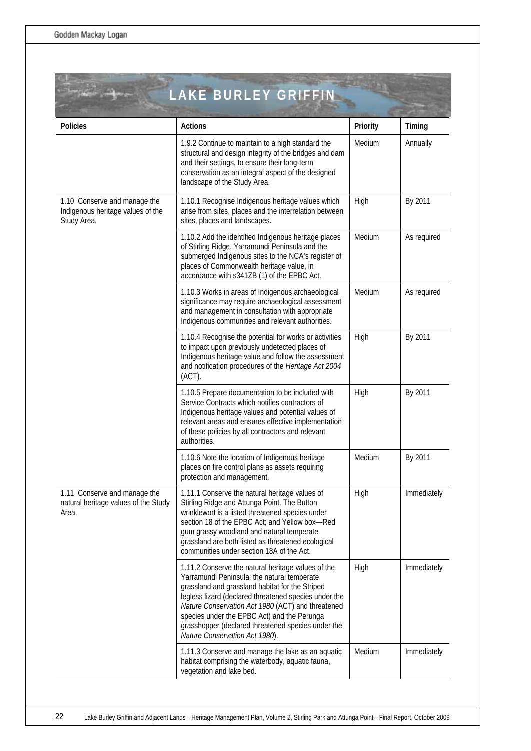# LAKE BURLEY GRIFFIN

| Policies | Actions | Priority | Timing |
|---|---|---|---|
| | 1.9.2 Continue to maintain to a high standard the structural and design integrity of the bridges and dam and their settings, to ensure their long-term conservation as an integral aspect of the designed landscape of the Study Area. | Medium | Annually |
| 1.10 Conserve and manage the Indigenous heritage values of the Study Area. | 1.10.1 Recognise Indigenous heritage values which arise from sites, places and the interrelation between sites, places and landscapes. | High | By 2011 |
| | 1.10.2 Add the identified Indigenous heritage places of Stirling Ridge, Yarramundi Peninsula and the submerged Indigenous sites to the NCA's register of places of Commonwealth heritage value, in accordance with s341ZB (1) of the EPBC Act. | Medium | As required |
| | 1.10.3 Works in areas of Indigenous archaeological significance may require archaeological assessment and management in consultation with appropriate Indigenous communities and relevant authorities. | Medium | As required |
| | 1.10.4 Recognise the potential for works or activities to impact upon previously undetected places of Indigenous heritage value and follow the assessment and notification procedures of the *Heritage Act 2004* (ACT). | High | By 2011 |
| | 1.10.5 Prepare documentation to be included with Service Contracts which notifies contractors of Indigenous heritage values and potential values of relevant areas and ensures effective implementation of these policies by all contractors and relevant authorities. | High | By 2011 |
| | 1.10.6 Note the location of Indigenous heritage places on fire control plans as assets requiring protection and management. | Medium | By 2011 |
| 1.11 Conserve and manage the natural heritage values of the Study Area. | 1.11.1 Conserve the natural heritage values of Stirling Ridge and Attunga Point. The Button wrinklewort is a listed threatened species under section 18 of the EPBC Act; and Yellow box—Red gum grassy woodland and natural temperate grassland are both listed as threatened ecological communities under section 18A of the Act. | High | Immediately |
| | 1.11.2 Conserve the natural heritage values of the Yarramundi Peninsula: the natural temperate grassland and grassland habitat for the Striped legless lizard (declared threatened species under the *Nature Conservation Act 1980* (ACT) and threatened species under the EPBC Act) and the Perunga grasshopper (declared threatened species under the *Nature Conservation Act 1980*). | High | Immediately |
| | 1.11.3 Conserve and manage the lake as an aquatic habitat comprising the waterbody, aquatic fauna, vegetation and lake bed. | Medium | Immediately |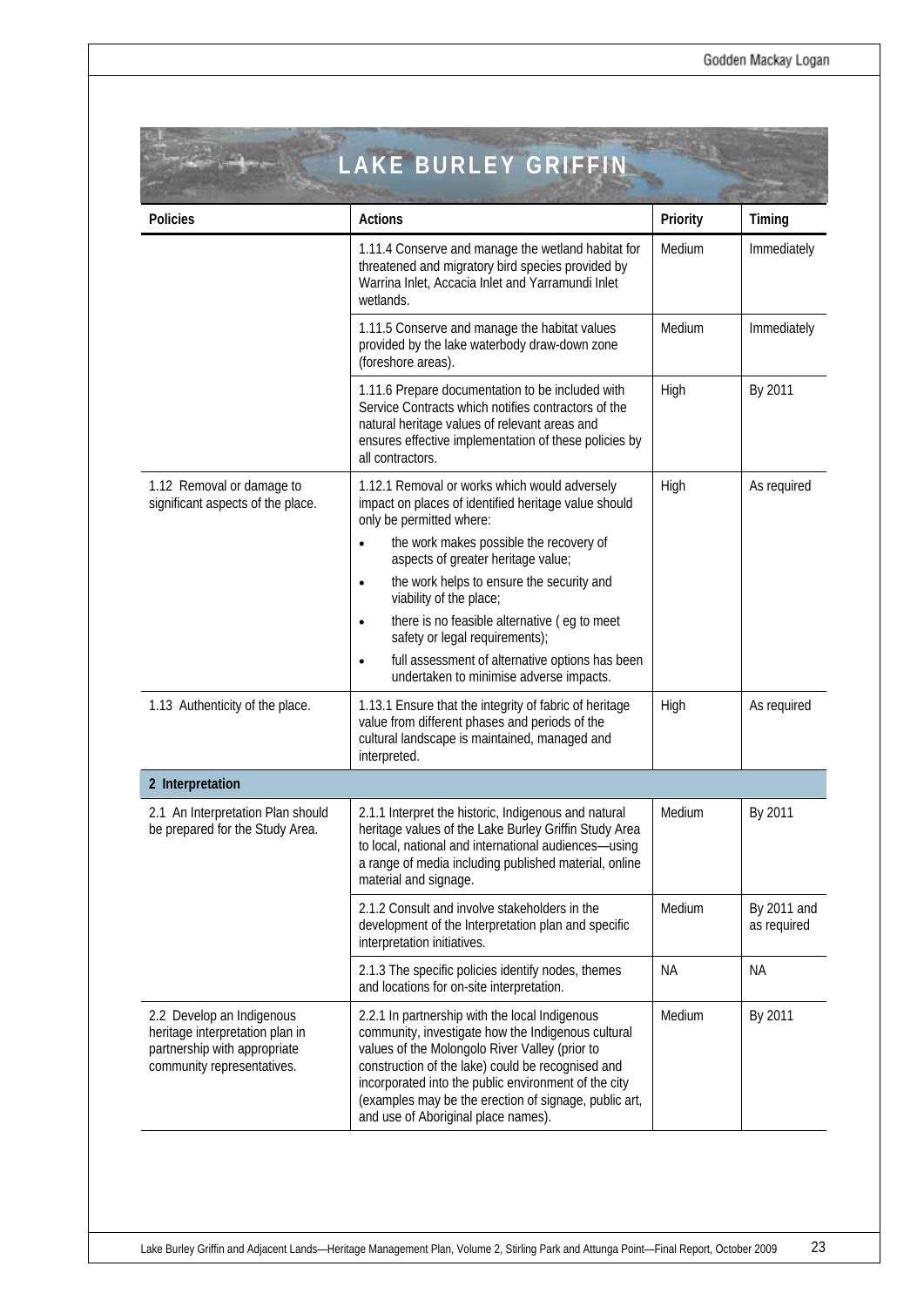## LAKE BURLEY GRIFFIN

| Policies | Actions | Priority | Timing |
|---|---|---|---|
| | 1.11.4 Conserve and manage the wetland habitat for threatened and migratory bird species provided by Warrina Inlet, Accacia Inlet and Yarramundi Inlet wetlands. | Medium | Immediately |
| | 1.11.5 Conserve and manage the habitat values provided by the lake waterbody draw-down zone (foreshore areas). | Medium | Immediately |
| | 1.11.6 Prepare documentation to be included with Service Contracts which notifies contractors of the natural heritage values of relevant areas and ensures effective implementation of these policies by all contractors. | High | By 2011 |
| 1.12 Removal or damage to significant aspects of the place. | 1.12.1 Removal or works which would adversely impact on places of identified heritage value should only be permitted where: <br>• the work makes possible the recovery of aspects of greater heritage value; <br>• the work helps to ensure the security and viability of the place; <br>• there is no feasible alternative ( eg to meet safety or legal requirements); <br>• full assessment of alternative options has been undertaken to minimise adverse impacts. | High | As required |
| 1.13 Authenticity of the place. | 1.13.1 Ensure that the integrity of fabric of heritage value from different phases and periods of the cultural landscape is maintained, managed and interpreted. | High | As required |
| **2 Interpretation** | | | |
| 2.1 An Interpretation Plan should be prepared for the Study Area. | 2.1.1 Interpret the historic, Indigenous and natural heritage values of the Lake Burley Griffin Study Area to local, national and international audiences—using a range of media including published material, online material and signage. | Medium | By 2011 |
| | 2.1.2 Consult and involve stakeholders in the development of the Interpretation plan and specific interpretation initiatives. | Medium | By 2011 and as required |
| | 2.1.3 The specific policies identify nodes, themes and locations for on-site interpretation. | NA | NA |
| 2.2 Develop an Indigenous heritage interpretation plan in partnership with appropriate community representatives. | 2.2.1 In partnership with the local Indigenous community, investigate how the Indigenous cultural values of the Molongolo River Valley (prior to construction of the lake) could be recognised and incorporated into the public environment of the city (examples may be the erection of signage, public art, and use of Aboriginal place names). | Medium | By 2011 |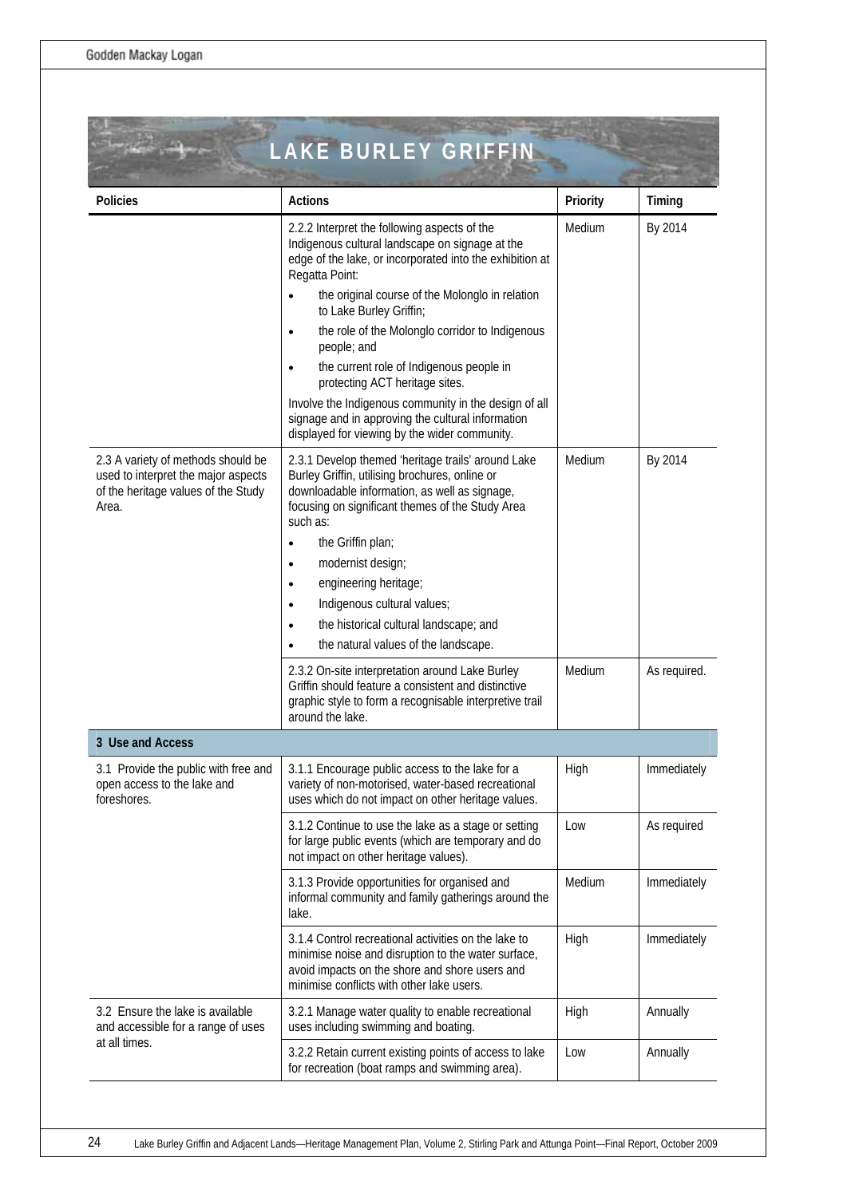## LAKE BURLEY GRIFFIN

| Policies | Actions | Priority | Timing |
|---|---|---|---|
| | 2.2.2 Interpret the following aspects of the Indigenous cultural landscape on signage at the edge of the lake, or incorporated into the exhibition at Regatta Point:<br>• the original course of the Molonglo in relation to Lake Burley Griffin;<br>• the role of the Molonglo corridor to Indigenous people; and<br>• the current role of Indigenous people in protecting ACT heritage sites.<br>Involve the Indigenous community in the design of all signage and in approving the cultural information displayed for viewing by the wider community. | Medium | By 2014 |
| 2.3 A variety of methods should be used to interpret the major aspects of the heritage values of the Study Area. | 2.3.1 Develop themed 'heritage trails' around Lake Burley Griffin, utilising brochures, online or downloadable information, as well as signage, focusing on significant themes of the Study Area such as:<br>• the Griffin plan;<br>• modernist design;<br>• engineering heritage;<br>• Indigenous cultural values;<br>• the historical cultural landscape; and<br>• the natural values of the landscape. | Medium | By 2014 |
| | 2.3.2 On-site interpretation around Lake Burley Griffin should feature a consistent and distinctive graphic style to form a recognisable interpretive trail around the lake. | Medium | As required. |
| **3 Use and Access** | | | |
| 3.1 Provide the public with free and open access to the lake and foreshores. | 3.1.1 Encourage public access to the lake for a variety of non-motorised, water-based recreational uses which do not impact on other heritage values. | High | Immediately |
| | 3.1.2 Continue to use the lake as a stage or setting for large public events (which are temporary and do not impact on other heritage values). | Low | As required |
| | 3.1.3 Provide opportunities for organised and informal community and family gatherings around the lake. | Medium | Immediately |
| | 3.1.4 Control recreational activities on the lake to minimise noise and disruption to the water surface, avoid impacts on the shore and shore users and minimise conflicts with other lake users. | High | Immediately |
| 3.2 Ensure the lake is available and accessible for a range of uses at all times. | 3.2.1 Manage water quality to enable recreational uses including swimming and boating. | High | Annually |
| | 3.2.2 Retain current existing points of access to lake for recreation (boat ramps and swimming area). | Low | Annually |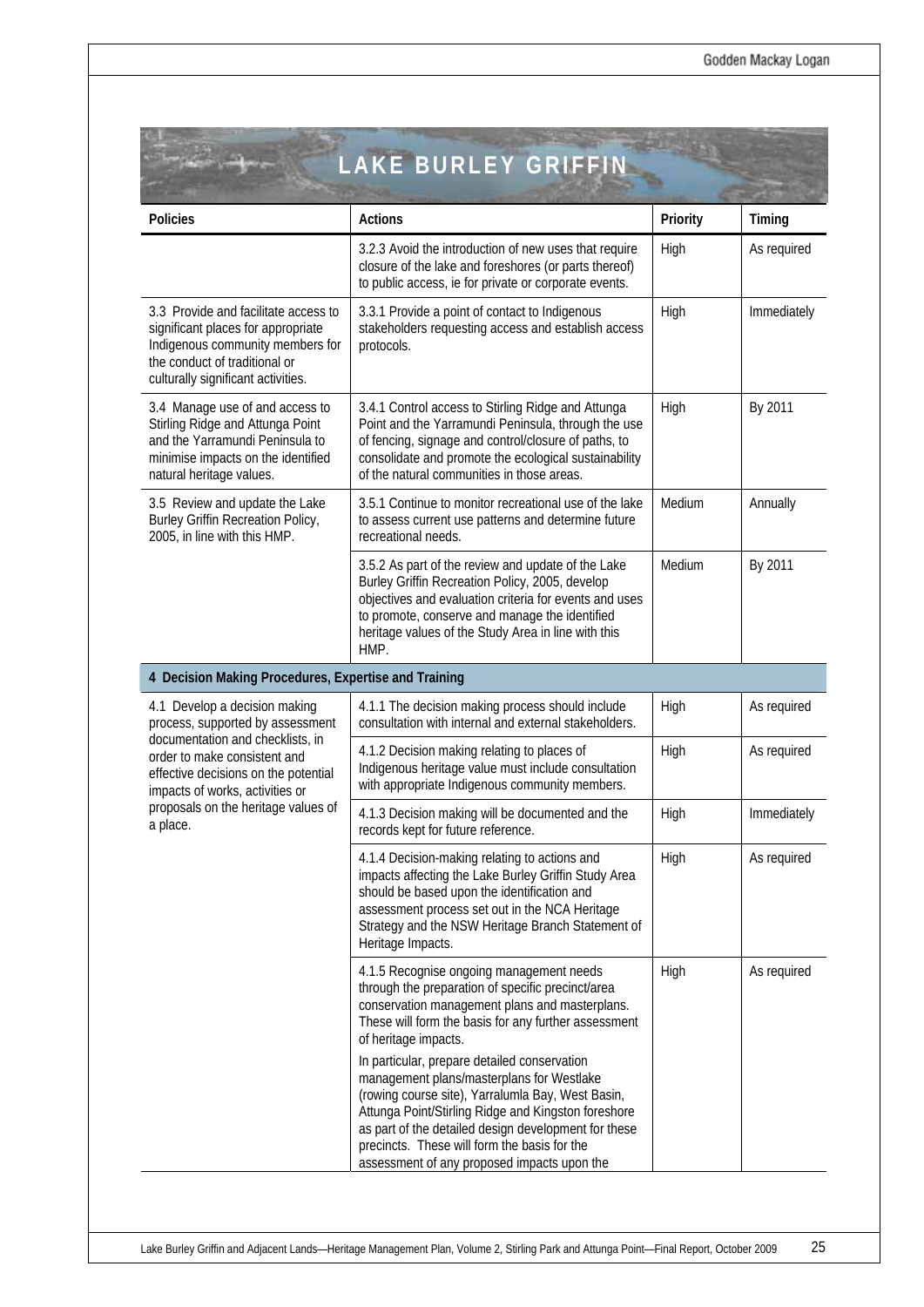# LAKE BURLEY GRIFFIN

| Policies | Actions | Priority | Timing |
|---|---|---|---|
| | 3.2.3 Avoid the introduction of new uses that require closure of the lake and foreshores (or parts thereof) to public access, ie for private or corporate events. | High | As required |
| 3.3 Provide and facilitate access to significant places for appropriate Indigenous community members for the conduct of traditional or culturally significant activities. | 3.3.1 Provide a point of contact to Indigenous stakeholders requesting access and establish access protocols. | High | Immediately |
| 3.4 Manage use of and access to Stirling Ridge and Attunga Point and the Yarramundi Peninsula to minimise impacts on the identified natural heritage values. | 3.4.1 Control access to Stirling Ridge and Attunga Point and the Yarramundi Peninsula, through the use of fencing, signage and control/closure of paths, to consolidate and promote the ecological sustainability of the natural communities in those areas. | High | By 2011 |
| 3.5 Review and update the Lake Burley Griffin Recreation Policy, 2005, in line with this HMP. | 3.5.1 Continue to monitor recreational use of the lake to assess current use patterns and determine future recreational needs. | Medium | Annually |
| | 3.5.2 As part of the review and update of the Lake Burley Griffin Recreation Policy, 2005, develop objectives and evaluation criteria for events and uses to promote, conserve and manage the identified heritage values of the Study Area in line with this HMP. | Medium | By 2011 |
| **4 Decision Making Procedures, Expertise and Training** | | | |
| 4.1 Develop a decision making process, supported by assessment documentation and checklists, in order to make consistent and effective decisions on the potential impacts of works, activities or proposals on the heritage values of a place. | 4.1.1 The decision making process should include consultation with internal and external stakeholders. | High | As required |
| | 4.1.2 Decision making relating to places of Indigenous heritage value must include consultation with appropriate Indigenous community members. | High | As required |
| | 4.1.3 Decision making will be documented and the records kept for future reference. | High | Immediately |
| | 4.1.4 Decision-making relating to actions and impacts affecting the Lake Burley Griffin Study Area should be based upon the identification and assessment process set out in the NCA Heritage Strategy and the NSW Heritage Branch Statement of Heritage Impacts. | High | As required |
| | 4.1.5 Recognise ongoing management needs through the preparation of specific precinct/area conservation management plans and masterplans. These will form the basis for any further assessment of heritage impacts.<br><br>In particular, prepare detailed conservation management plans/masterplans for Westlake (rowing course site), Yarralumla Bay, West Basin, Attunga Point/Stirling Ridge and Kingston foreshore as part of the detailed design development for these precincts. These will form the basis for the assessment of any proposed impacts upon the | High | As required |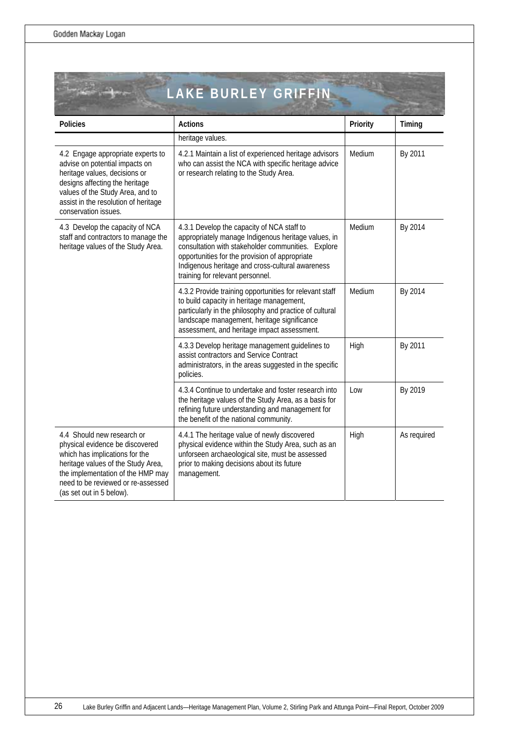## LAKE BURLEY GRIFFIN

| Policies | Actions | Priority | Timing |
|---|---|---|---|
| | heritage values. | | |
| 4.2 Engage appropriate experts to advise on potential impacts on heritage values, decisions or designs affecting the heritage values of the Study Area, and to assist in the resolution of heritage conservation issues. | 4.2.1 Maintain a list of experienced heritage advisors who can assist the NCA with specific heritage advice or research relating to the Study Area. | Medium | By 2011 |
| 4.3 Develop the capacity of NCA staff and contractors to manage the heritage values of the Study Area. | 4.3.1 Develop the capacity of NCA staff to appropriately manage Indigenous heritage values, in consultation with stakeholder communities. Explore opportunities for the provision of appropriate Indigenous heritage and cross-cultural awareness training for relevant personnel. | Medium | By 2014 |
| | 4.3.2 Provide training opportunities for relevant staff to build capacity in heritage management, particularly in the philosophy and practice of cultural landscape management, heritage significance assessment, and heritage impact assessment. | Medium | By 2014 |
| | 4.3.3 Develop heritage management guidelines to assist contractors and Service Contract administrators, in the areas suggested in the specific policies. | High | By 2011 |
| | 4.3.4 Continue to undertake and foster research into the heritage values of the Study Area, as a basis for refining future understanding and management for the benefit of the national community. | Low | By 2019 |
| 4.4 Should new research or physical evidence be discovered which has implications for the heritage values of the Study Area, the implementation of the HMP may need to be reviewed or re-assessed (as set out in 5 below). | 4.4.1 The heritage value of newly discovered physical evidence within the Study Area, such as an unforseen archaeological site, must be assessed prior to making decisions about its future management. | High | As required |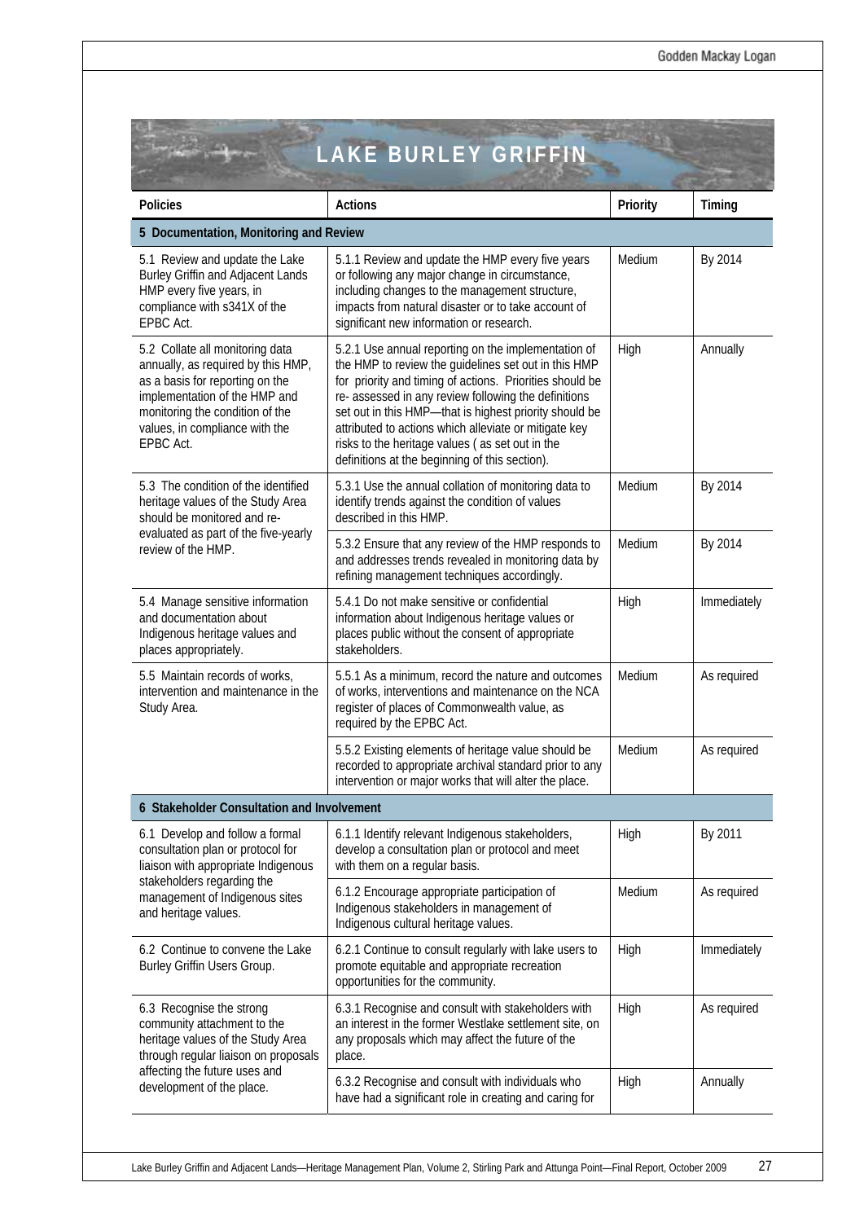# LAKE BURLEY GRIFFIN

| Policies | Actions | Priority | Timing |
|---|---|---|---|
| **5 Documentation, Monitoring and Review** | | | |
| 5.1 Review and update the Lake Burley Griffin and Adjacent Lands HMP every five years, in compliance with s341X of the EPBC Act. | 5.1.1 Review and update the HMP every five years or following any major change in circumstance, including changes to the management structure, impacts from natural disaster or to take account of significant new information or research. | Medium | By 2014 |
| 5.2 Collate all monitoring data annually, as required by this HMP, as a basis for reporting on the implementation of the HMP and monitoring the condition of the values, in compliance with the EPBC Act. | 5.2.1 Use annual reporting on the implementation of the HMP to review the guidelines set out in this HMP for priority and timing of actions. Priorities should be re- assessed in any review following the definitions set out in this HMP—that is highest priority should be attributed to actions which alleviate or mitigate key risks to the heritage values ( as set out in the definitions at the beginning of this section). | High | Annually |
| 5.3 The condition of the identified heritage values of the Study Area should be monitored and re-evaluated as part of the five-yearly review of the HMP. | 5.3.1 Use the annual collation of monitoring data to identify trends against the condition of values described in this HMP. | Medium | By 2014 |
| | 5.3.2 Ensure that any review of the HMP responds to and addresses trends revealed in monitoring data by refining management techniques accordingly. | Medium | By 2014 |
| 5.4 Manage sensitive information and documentation about Indigenous heritage values and places appropriately. | 5.4.1 Do not make sensitive or confidential information about Indigenous heritage values or places public without the consent of appropriate stakeholders. | High | Immediately |
| 5.5 Maintain records of works, intervention and maintenance in the Study Area. | 5.5.1 As a minimum, record the nature and outcomes of works, interventions and maintenance on the NCA register of places of Commonwealth value, as required by the EPBC Act. | Medium | As required |
| | 5.5.2 Existing elements of heritage value should be recorded to appropriate archival standard prior to any intervention or major works that will alter the place. | Medium | As required |
| **6 Stakeholder Consultation and Involvement** | | | |
| 6.1 Develop and follow a formal consultation plan or protocol for liaison with appropriate Indigenous stakeholders regarding the management of Indigenous sites and heritage values. | 6.1.1 Identify relevant Indigenous stakeholders, develop a consultation plan or protocol and meet with them on a regular basis. | High | By 2011 |
| | 6.1.2 Encourage appropriate participation of Indigenous stakeholders in management of Indigenous cultural heritage values. | Medium | As required |
| 6.2 Continue to convene the Lake Burley Griffin Users Group. | 6.2.1 Continue to consult regularly with lake users to promote equitable and appropriate recreation opportunities for the community. | High | Immediately |
| 6.3 Recognise the strong community attachment to the heritage values of the Study Area through regular liaison on proposals affecting the future uses and development of the place. | 6.3.1 Recognise and consult with stakeholders with an interest in the former Westlake settlement site, on any proposals which may affect the future of the place. | High | As required |
| | 6.3.2 Recognise and consult with individuals who have had a significant role in creating and caring for | High | Annually |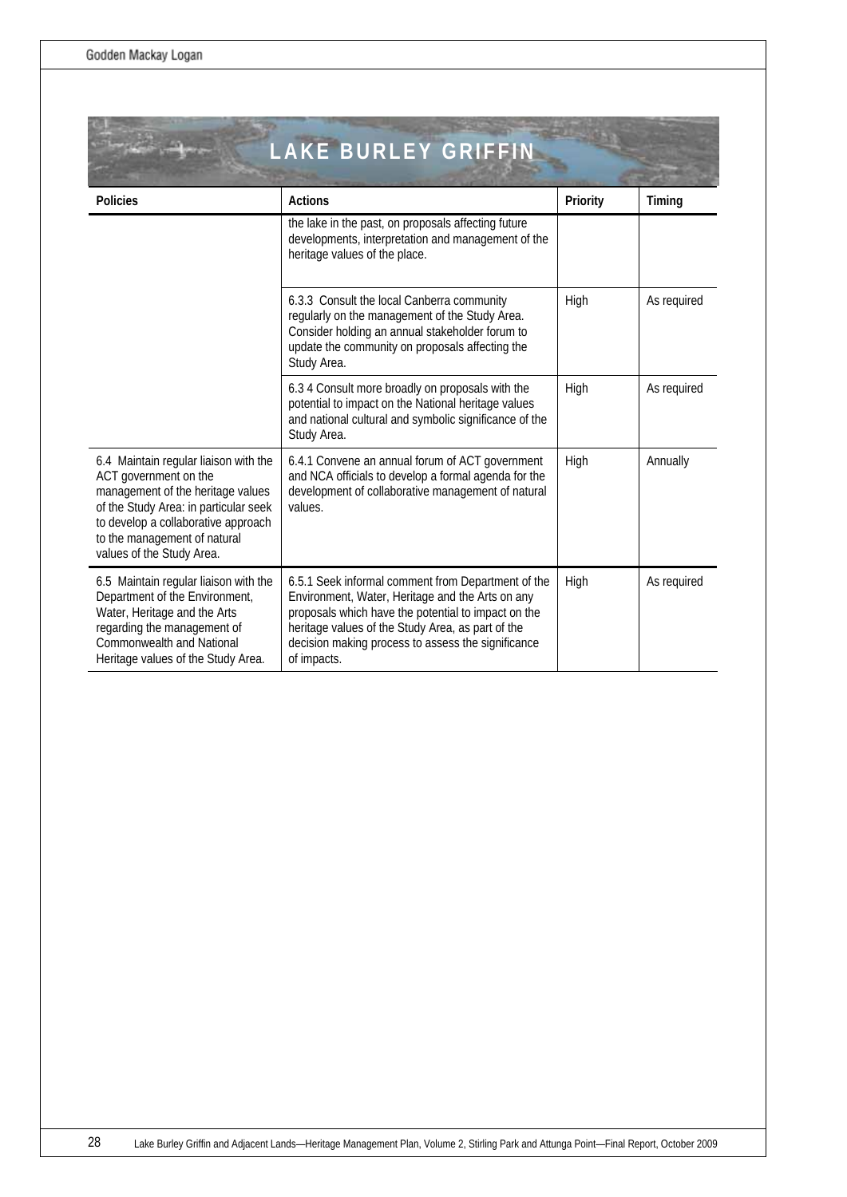# LAKE BURLEY GRIFFIN

| Policies | Actions | Priority | Timing |
|---|---|---|---|
| | the lake in the past, on proposals affecting future developments, interpretation and management of the heritage values of the place. | | |
| | 6.3.3 Consult the local Canberra community regularly on the management of the Study Area. Consider holding an annual stakeholder forum to update the community on proposals affecting the Study Area. | High | As required |
| | 6.3 4 Consult more broadly on proposals with the potential to impact on the National heritage values and national cultural and symbolic significance of the Study Area. | High | As required |
| 6.4 Maintain regular liaison with the ACT government on the management of the heritage values of the Study Area: in particular seek to develop a collaborative approach to the management of natural values of the Study Area. | 6.4.1 Convene an annual forum of ACT government and NCA officials to develop a formal agenda for the development of collaborative management of natural values. | High | Annually |
| 6.5 Maintain regular liaison with the Department of the Environment, Water, Heritage and the Arts regarding the management of Commonwealth and National Heritage values of the Study Area. | 6.5.1 Seek informal comment from Department of the Environment, Water, Heritage and the Arts on any proposals which have the potential to impact on the heritage values of the Study Area, as part of the decision making process to assess the significance of impacts. | High | As required |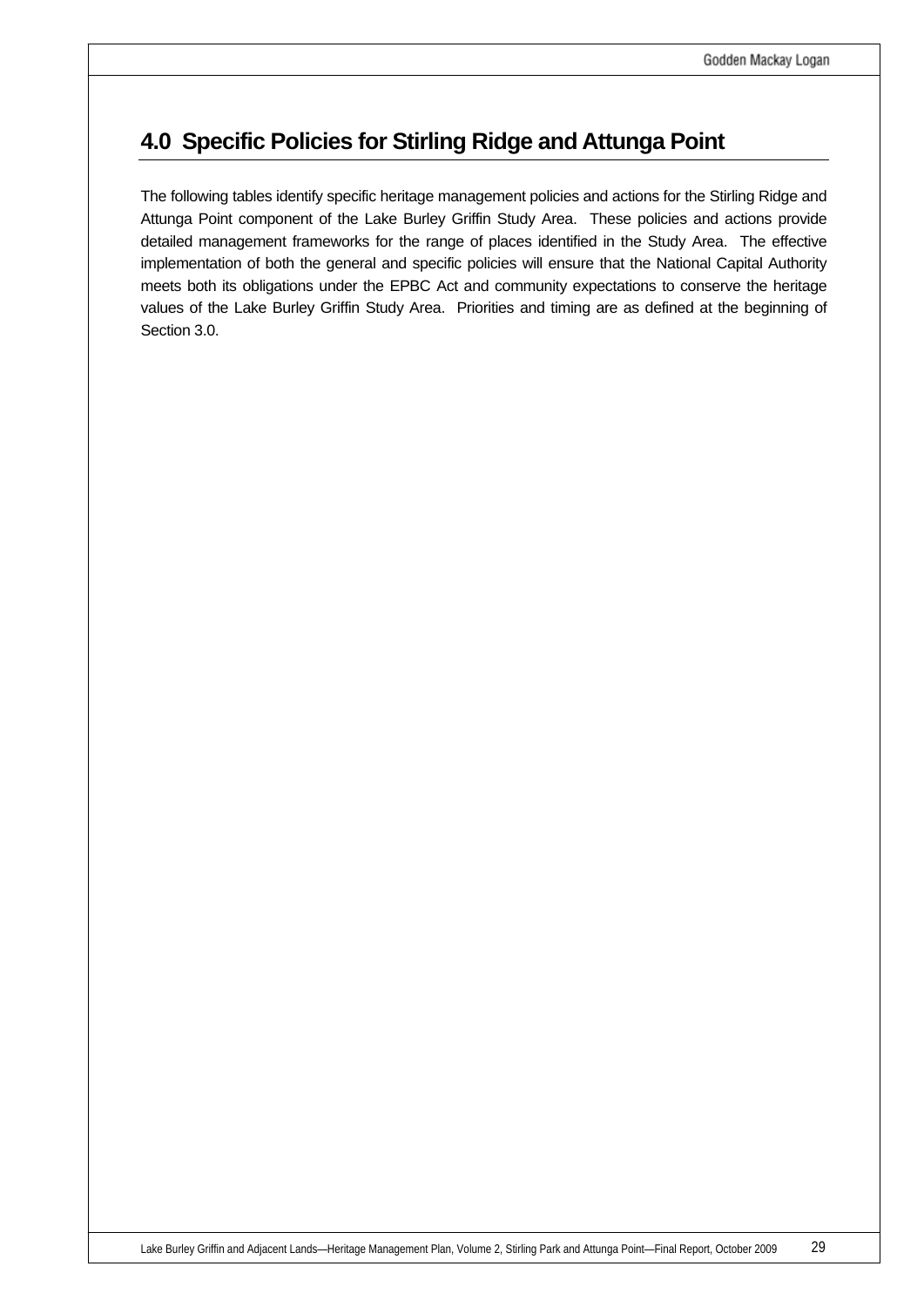# 4.0 Specific Policies for Stirling Ridge and Attunga Point

The following tables identify specific heritage management policies and actions for the Stirling Ridge and Attunga Point component of the Lake Burley Griffin Study Area. These policies and actions provide detailed management frameworks for the range of places identified in the Study Area. The effective implementation of both the general and specific policies will ensure that the National Capital Authority meets both its obligations under the EPBC Act and community expectations to conserve the heritage values of the Lake Burley Griffin Study Area. Priorities and timing are as defined at the beginning of Section 3.0.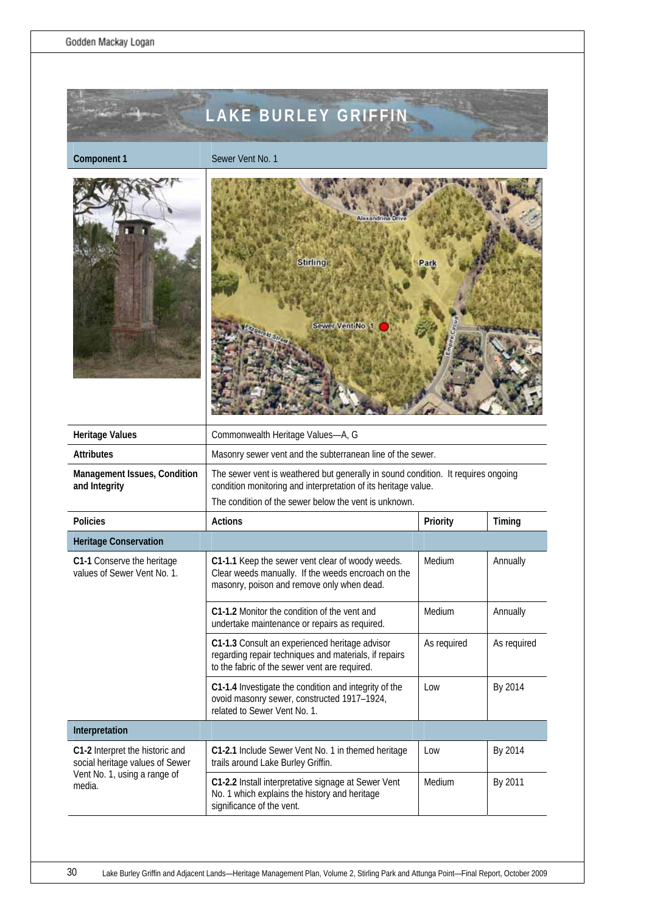# LAKE BURLEY GRIFFIN

| Component 1 | Sewer Vent No. 1 | | |
|---|---|---|---|
| **Heritage Values** | Commonwealth Heritage Values—A, G | | |
| **Attributes** | Masonry sewer vent and the subterranean line of the sewer. | | |
| **Management Issues, Condition and Integrity** | The sewer vent is weathered but generally in sound condition. It requires ongoing condition monitoring and interpretation of its heritage value.<br>The condition of the sewer below the vent is unknown. | | |
| **Policies** | **Actions** | **Priority** | **Timing** |
| **Heritage Conservation** | | | |
| **C1-1** Conserve the heritage values of Sewer Vent No. 1. | **C1-1.1** Keep the sewer vent clear of woody weeds. Clear weeds manually. If the weeds encroach on the masonry, poison and remove only when dead. | Medium | Annually |
| | **C1-1.2** Monitor the condition of the vent and undertake maintenance or repairs as required. | Medium | Annually |
| | **C1-1.3** Consult an experienced heritage advisor regarding repair techniques and materials, if repairs to the fabric of the sewer vent are required. | As required | As required |
| | **C1-1.4** Investigate the condition and integrity of the ovoid masonry sewer, constructed 1917–1924, related to Sewer Vent No. 1. | Low | By 2014 |
| **Interpretation** | | | |
| **C1-2** Interpret the historic and social heritage values of Sewer Vent No. 1, using a range of media. | **C1-2.1** Include Sewer Vent No. 1 in themed heritage trails around Lake Burley Griffin. | Low | By 2014 |
| | **C1-2.2** Install interpretative signage at Sewer Vent No. 1 which explains the history and heritage significance of the vent. | Medium | By 2011 |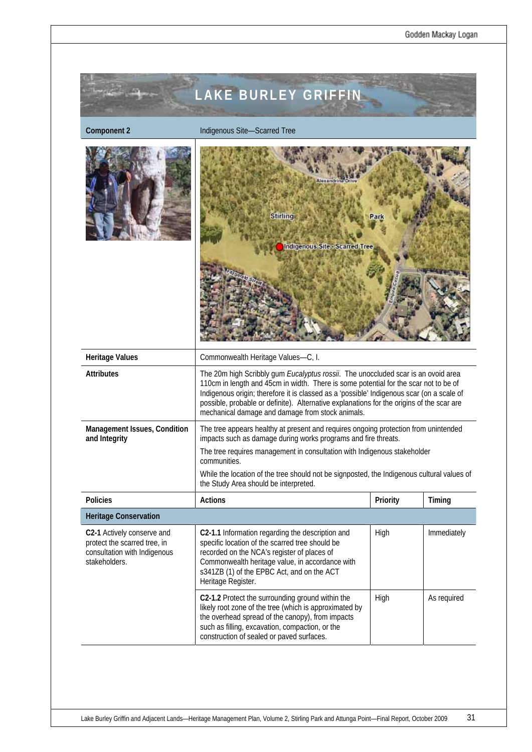# LAKE BURLEY GRIFFIN

| **Component 2** | Indigenous Site—Scarred Tree | | |
|---|---|---|---|
| **Heritage Values** | Commonwealth Heritage Values—C, I. | | |
| **Attributes** | The 20m high Scribbly gum *Eucalyptus rossii*. The unoccluded scar is an ovoid area 110cm in length and 45cm in width. There is some potential for the scar not to be of Indigenous origin; therefore it is classed as a 'possible' Indigenous scar (on a scale of possible, probable or definite). Alternative explanations for the origins of the scar are mechanical damage and damage from stock animals. | | |
| **Management Issues, Condition and Integrity** | The tree appears healthy at present and requires ongoing protection from unintended impacts such as damage during works programs and fire threats.<br><br>The tree requires management in consultation with Indigenous stakeholder communities.<br><br>While the location of the tree should not be signposted, the Indigenous cultural values of the Study Area should be interpreted. | | |
| **Policies** | **Actions** | **Priority** | **Timing** |
| **Heritage Conservation** | | | |
| **C2-1** Actively conserve and protect the scarred tree, in consultation with Indigenous stakeholders. | **C2-1.1** Information regarding the description and specific location of the scarred tree should be recorded on the NCA's register of places of Commonwealth heritage value, in accordance with s341ZB (1) of the EPBC Act, and on the ACT Heritage Register. | High | Immediately |
| | **C2-1.2** Protect the surrounding ground within the likely root zone of the tree (which is approximated by the overhead spread of the canopy), from impacts such as filling, excavation, compaction, or the construction of sealed or paved surfaces. | High | As required |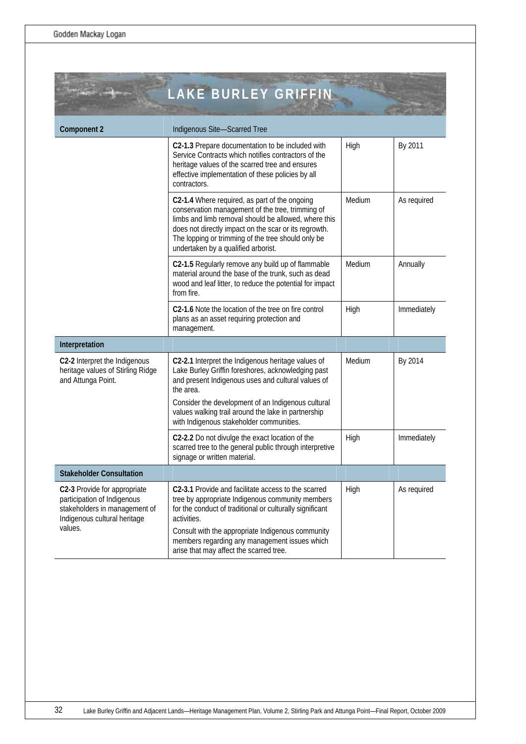## LAKE BURLEY GRIFFIN

| Component 2 | Indigenous Site—Scarred Tree | | |
|---|---|---|---|
| | **C2-1.3** Prepare documentation to be included with Service Contracts which notifies contractors of the heritage values of the scarred tree and ensures effective implementation of these policies by all contractors. | High | By 2011 |
| | **C2-1.4** Where required, as part of the ongoing conservation management of the tree, trimming of limbs and limb removal should be allowed, where this does not directly impact on the scar or its regrowth. The lopping or trimming of the tree should only be undertaken by a qualified arborist. | Medium | As required |
| | **C2-1.5** Regularly remove any build up of flammable material around the base of the trunk, such as dead wood and leaf litter, to reduce the potential for impact from fire. | Medium | Annually |
| | **C2-1.6** Note the location of the tree on fire control plans as an asset requiring protection and management. | High | Immediately |
| **Interpretation** | | | |
| **C2-2** Interpret the Indigenous heritage values of Stirling Ridge and Attunga Point. | **C2-2.1** Interpret the Indigenous heritage values of Lake Burley Griffin foreshores, acknowledging past and present Indigenous uses and cultural values of the area. <br><br> Consider the development of an Indigenous cultural values walking trail around the lake in partnership with Indigenous stakeholder communities. | Medium | By 2014 |
| | **C2-2.2** Do not divulge the exact location of the scarred tree to the general public through interpretive signage or written material. | High | Immediately |
| **Stakeholder Consultation** | | | |
| **C2-3** Provide for appropriate participation of Indigenous stakeholders in management of Indigenous cultural heritage values. | **C2-3.1** Provide and facilitate access to the scarred tree by appropriate Indigenous community members for the conduct of traditional or culturally significant activities. <br><br> Consult with the appropriate Indigenous community members regarding any management issues which arise that may affect the scarred tree. | High | As required |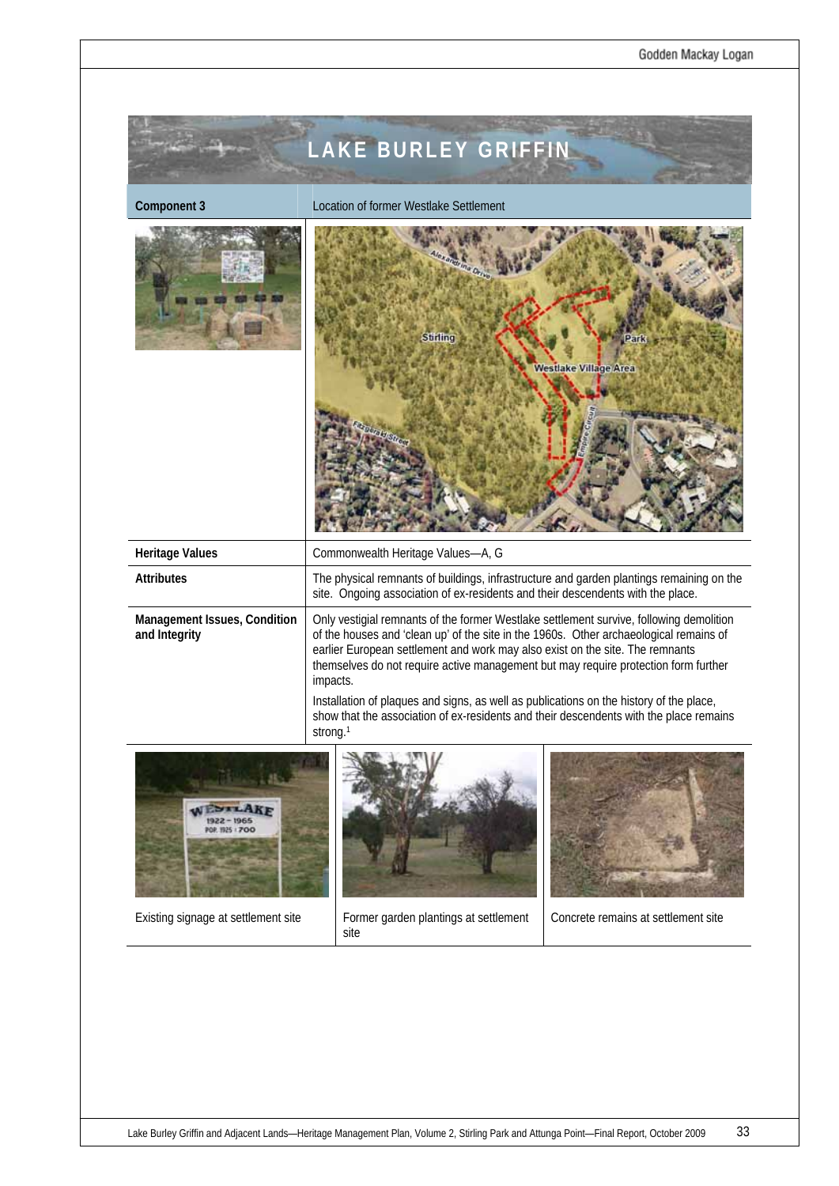# LAKE BURLEY GRIFFIN

| Component 3 | Location of former Westlake Settlement |
|---|---|
| Heritage Values | Commonwealth Heritage Values—A, G |
| Attributes | The physical remnants of buildings, infrastructure and garden plantings remaining on the site. Ongoing association of ex-residents and their descendents with the place. |
| Management Issues, Condition and Integrity | Only vestigial remnants of the former Westlake settlement survive, following demolition of the houses and 'clean up' of the site in the 1960s. Other archaeological remains of earlier European settlement and work may also exist on the site. The remnants themselves do not require active management but may require protection form further impacts. Installation of plaques and signs, as well as publications on the history of the place, show that the association of ex-residents and their descendents with the place remains strong.[1] |

Existing signage at settlement site

Former garden plantings at settlement site

Concrete remains at settlement site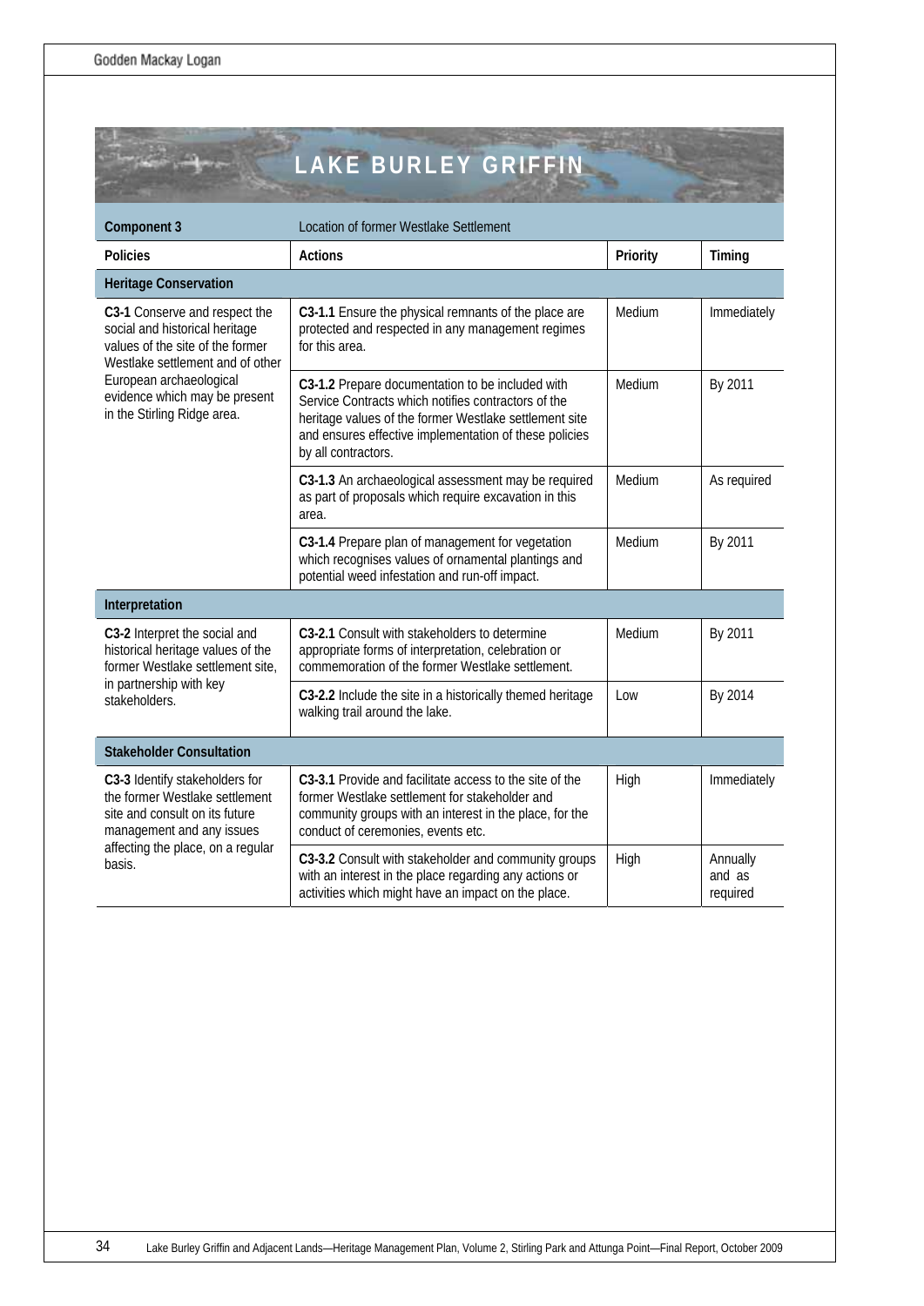# LAKE BURLEY GRIFFIN

| Component 3 | Location of former Westlake Settlement | | |
|---|---|---|---|
| **Policies** | **Actions** | **Priority** | **Timing** |
| **Heritage Conservation** | | | |
| **C3-1** Conserve and respect the social and historical heritage values of the site of the former Westlake settlement and of other European archaeological evidence which may be present in the Stirling Ridge area. | **C3-1.1** Ensure the physical remnants of the place are protected and respected in any management regimes for this area. | Medium | Immediately |
| | **C3-1.2** Prepare documentation to be included with Service Contracts which notifies contractors of the heritage values of the former Westlake settlement site and ensures effective implementation of these policies by all contractors. | Medium | By 2011 |
| | **C3-1.3** An archaeological assessment may be required as part of proposals which require excavation in this area. | Medium | As required |
| | **C3-1.4** Prepare plan of management for vegetation which recognises values of ornamental plantings and potential weed infestation and run-off impact. | Medium | By 2011 |
| **Interpretation** | | | |
| **C3-2** Interpret the social and historical heritage values of the former Westlake settlement site, in partnership with key stakeholders. | **C3-2.1** Consult with stakeholders to determine appropriate forms of interpretation, celebration or commemoration of the former Westlake settlement. | Medium | By 2011 |
| | **C3-2.2** Include the site in a historically themed heritage walking trail around the lake. | Low | By 2014 |
| **Stakeholder Consultation** | | | |
| **C3-3** Identify stakeholders for the former Westlake settlement site and consult on its future management and any issues affecting the place, on a regular basis. | **C3-3.1** Provide and facilitate access to the site of the former Westlake settlement for stakeholder and community groups with an interest in the place, for the conduct of ceremonies, events etc. | High | Immediately |
| | **C3-3.2** Consult with stakeholder and community groups with an interest in the place regarding any actions or activities which might have an impact on the place. | High | Annually and as required |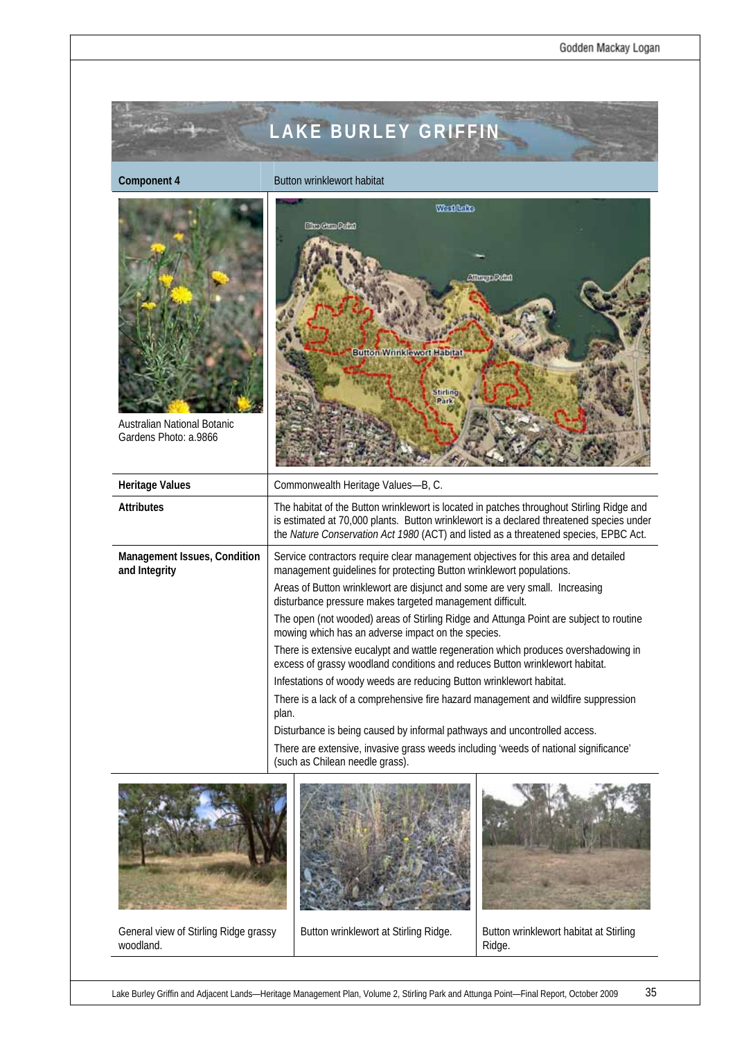# LAKE BURLEY GRIFFIN

| Component 4 | Button wrinklewort habitat |
|---|---|
| Australian National Botanic Gardens Photo: a.9866 | |
| **Heritage Values** | Commonwealth Heritage Values—B, C. |
| **Attributes** | The habitat of the Button wrinklewort is located in patches throughout Stirling Ridge and is estimated at 70,000 plants. Button wrinklewort is a declared threatened species under the *Nature Conservation Act 1980* (ACT) and listed as a threatened species, EPBC Act. |
| **Management Issues, Condition and Integrity** | Service contractors require clear management objectives for this area and detailed management guidelines for protecting Button wrinklewort populations.<br>Areas of Button wrinklewort are disjunct and some are very small. Increasing disturbance pressure makes targeted management difficult.<br>The open (not wooded) areas of Stirling Ridge and Attunga Point are subject to routine mowing which has an adverse impact on the species.<br>There is extensive eucalypt and wattle regeneration which produces overshadowing in excess of grassy woodland conditions and reduces Button wrinklewort habitat.<br>Infestations of woody weeds are reducing Button wrinklewort habitat.<br>There is a lack of a comprehensive fire hazard management and wildfire suppression plan.<br>Disturbance is being caused by informal pathways and uncontrolled access.<br>There are extensive, invasive grass weeds including 'weeds of national significance' (such as Chilean needle grass). |

General view of Stirling Ridge grassy woodland.

Button wrinklewort at Stirling Ridge.

Button wrinklewort habitat at Stirling Ridge.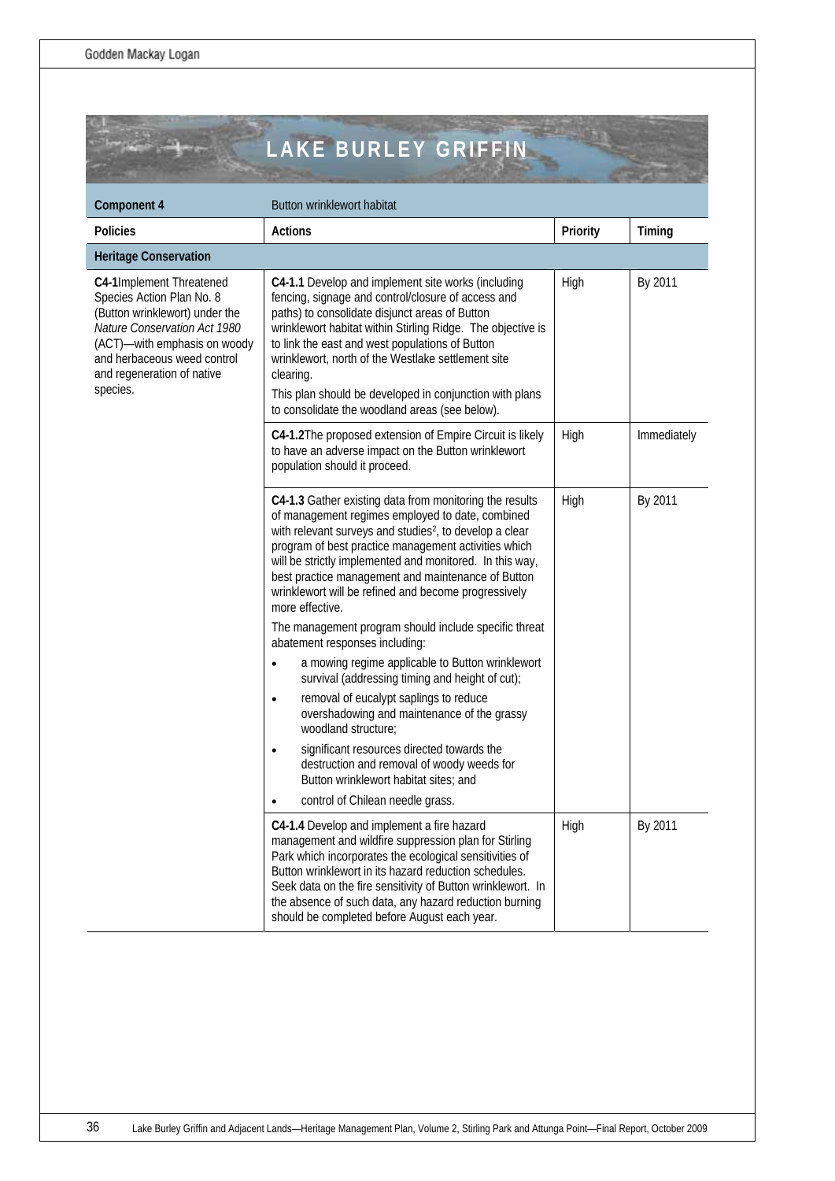# LAKE BURLEY GRIFFIN

| Component 4 | Button wrinklewort habitat | | |
|---|---|---|---|
| **Policies** | **Actions** | **Priority** | **Timing** |
| **Heritage Conservation** | | | |
| **C4-1** Implement Threatened Species Action Plan No. 8 (Button wrinklewort) under the *Nature Conservation Act 1980* (ACT)—with emphasis on woody and herbaceous weed control and regeneration of native species. | **C4-1.1** Develop and implement site works (including fencing, signage and control/closure of access and paths) to consolidate disjunct areas of Button wrinklewort habitat within Stirling Ridge. The objective is to link the east and west populations of Button wrinklewort, north of the Westlake settlement site clearing.<br><br>This plan should be developed in conjunction with plans to consolidate the woodland areas (see below). | High | By 2011 |
| | **C4-1.2** The proposed extension of Empire Circuit is likely to have an adverse impact on the Button wrinklewort population should it proceed. | High | Immediately |
| | **C4-1.3** Gather existing data from monitoring the results of management regimes employed to date, combined with relevant surveys and studies[2], to develop a clear program of best practice management activities which will be strictly implemented and monitored. In this way, best practice management and maintenance of Button wrinklewort will be refined and become progressively more effective.<br><br>The management program should include specific threat abatement responses including:<br>• a mowing regime applicable to Button wrinklewort survival (addressing timing and height of cut);<br>• removal of eucalypt saplings to reduce overshadowing and maintenance of the grassy woodland structure;<br>• significant resources directed towards the destruction and removal of woody weeds for Button wrinklewort habitat sites; and<br>• control of Chilean needle grass. | High | By 2011 |
| | **C4-1.4** Develop and implement a fire hazard management and wildfire suppression plan for Stirling Park which incorporates the ecological sensitivities of Button wrinklewort in its hazard reduction schedules. Seek data on the fire sensitivity of Button wrinklewort. In the absence of such data, any hazard reduction burning should be completed before August each year. | High | By 2011 |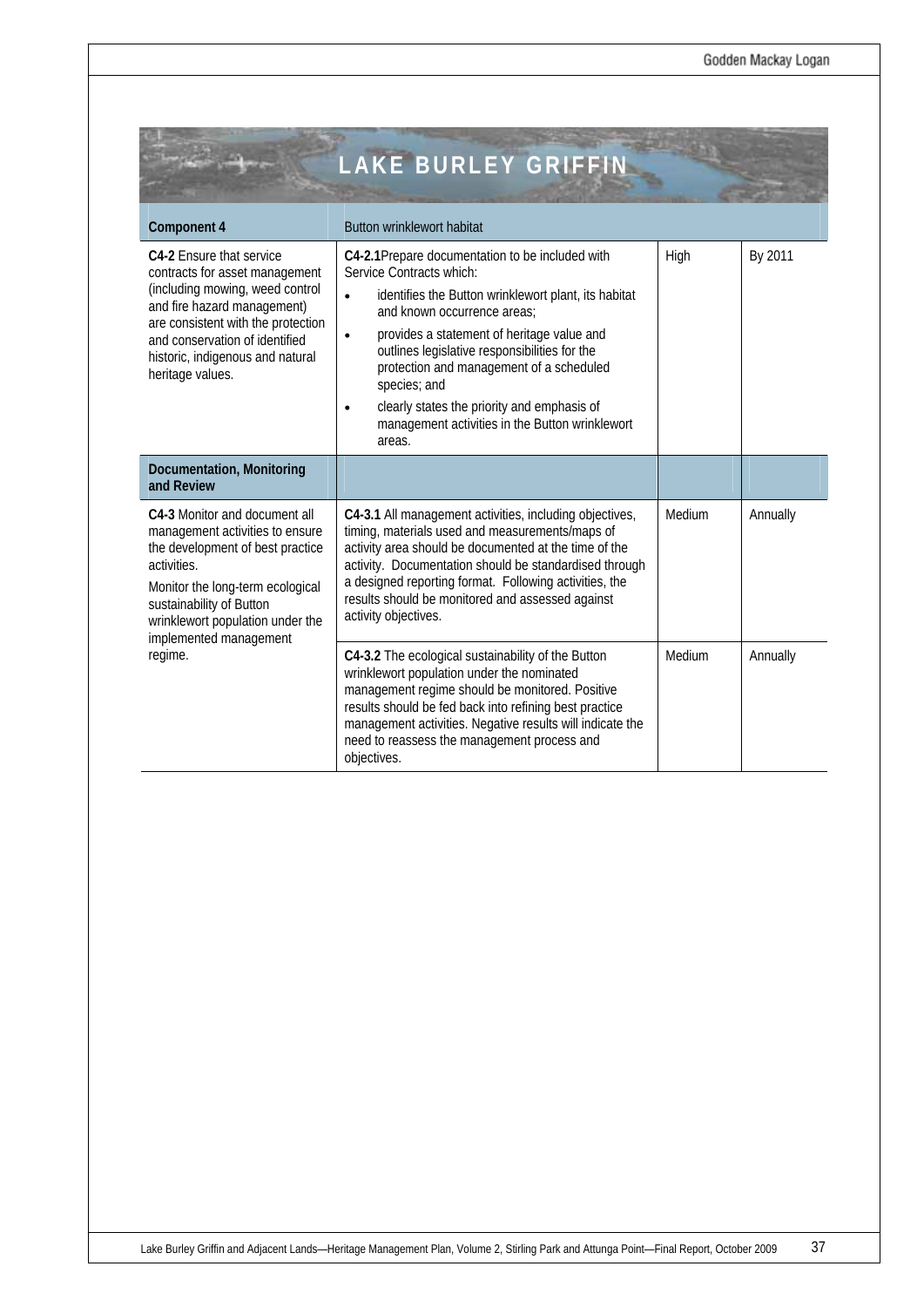## LAKE BURLEY GRIFFIN

| Component 4 | Button wrinklewort habitat | | |
|---|---|---|---|
| **C4-2** Ensure that service contracts for asset management (including mowing, weed control and fire hazard management) are consistent with the protection and conservation of identified historic, indigenous and natural heritage values. | **C4-2.1**Prepare documentation to be included with Service Contracts which:<br>• identifies the Button wrinklewort plant, its habitat and known occurrence areas;<br>• provides a statement of heritage value and outlines legislative responsibilities for the protection and management of a scheduled species; and<br>• clearly states the priority and emphasis of management activities in the Button wrinklewort areas. | High | By 2011 |
| **Documentation, Monitoring and Review** | | | |
| **C4-3** Monitor and document all management activities to ensure the development of best practice activities.<br>Monitor the long-term ecological sustainability of Button wrinklewort population under the implemented management regime. | **C4-3.1** All management activities, including objectives, timing, materials used and measurements/maps of activity area should be documented at the time of the activity. Documentation should be standardised through a designed reporting format. Following activities, the results should be monitored and assessed against activity objectives. | Medium | Annually |
| | **C4-3.2** The ecological sustainability of the Button wrinklewort population under the nominated management regime should be monitored. Positive results should be fed back into refining best practice management activities. Negative results will indicate the need to reassess the management process and objectives. | Medium | Annually |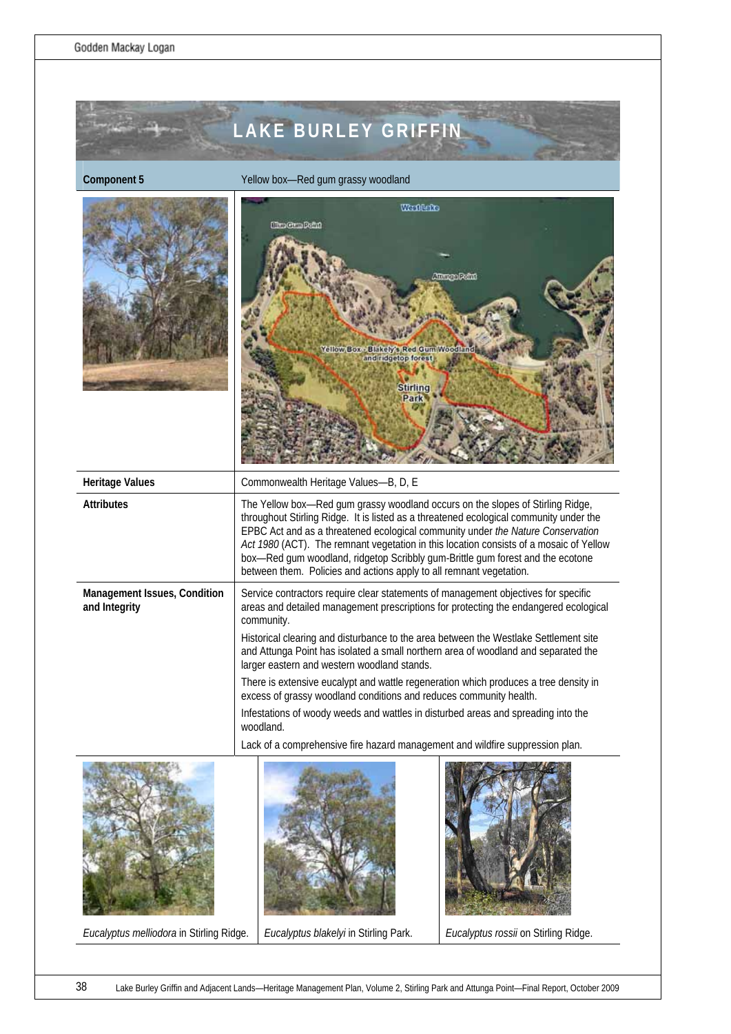# LAKE BURLEY GRIFFIN

| Component 5 | Yellow box—Red gum grassy woodland |
|---|---|
| Heritage Values | Commonwealth Heritage Values—B, D, E |
| Attributes | The Yellow box—Red gum grassy woodland occurs on the slopes of Stirling Ridge, throughout Stirling Ridge. It is listed as a threatened ecological community under the EPBC Act and as a threatened ecological community under *the Nature Conservation Act 1980* (ACT). The remnant vegetation in this location consists of a mosaic of Yellow box—Red gum woodland, ridgetop Scribbly gum-Brittle gum forest and the ecotone between them. Policies and actions apply to all remnant vegetation. |
| Management Issues, Condition and Integrity | Service contractors require clear statements of management objectives for specific areas and detailed management prescriptions for protecting the endangered ecological community.<br>Historical clearing and disturbance to the area between the Westlake Settlement site and Attunga Point has isolated a small northern area of woodland and separated the larger eastern and western woodland stands.<br>There is extensive eucalypt and wattle regeneration which produces a tree density in excess of grassy woodland conditions and reduces community health.<br>Infestations of woody weeds and wattles in disturbed areas and spreading into the woodland.<br>Lack of a comprehensive fire hazard management and wildfire suppression plan. |

*Eucalyptus melliodora* in Stirling Ridge.

*Eucalyptus blakelyi* in Stirling Park.

*Eucalyptus rossii* on Stirling Ridge.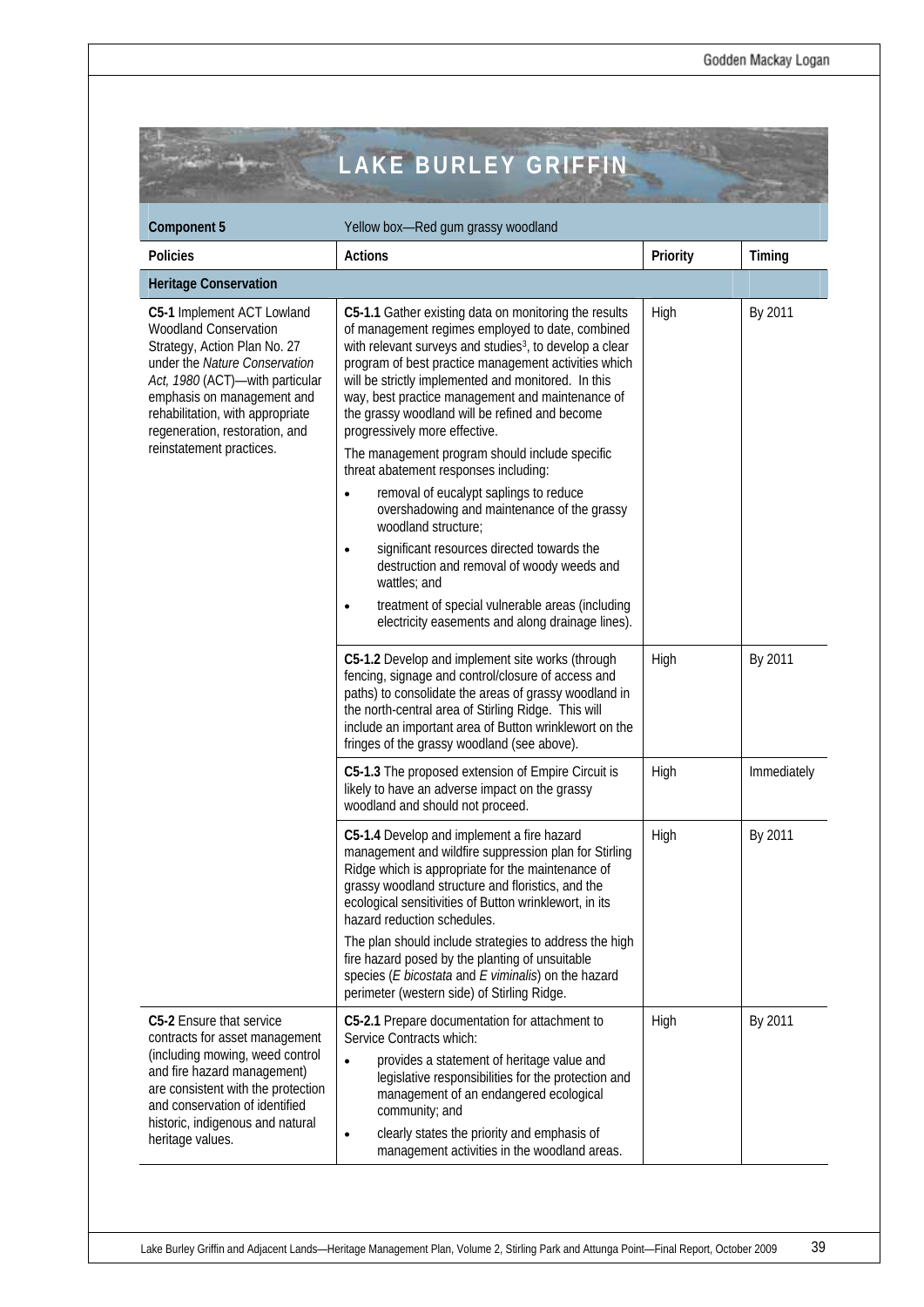## LAKE BURLEY GRIFFIN

| Component 5 | Yellow box—Red gum grassy woodland | | |
|---|---|---|---|
| **Policies** | **Actions** | **Priority** | **Timing** |
| **Heritage Conservation** | | | |
| **C5-1** Implement ACT Lowland Woodland Conservation Strategy, Action Plan No. 27 under the *Nature Conservation Act, 1980* (ACT)—with particular emphasis on management and rehabilitation, with appropriate regeneration, restoration, and reinstatement practices. | **C5-1.1** Gather existing data on monitoring the results of management regimes employed to date, combined with relevant surveys and studies[3], to develop a clear program of best practice management activities which will be strictly implemented and monitored. In this way, best practice management and maintenance of the grassy woodland will be refined and become progressively more effective.<br><br>The management program should include specific threat abatement responses including:<br>• removal of eucalypt saplings to reduce overshadowing and maintenance of the grassy woodland structure;<br>• significant resources directed towards the destruction and removal of woody weeds and wattles; and<br>• treatment of special vulnerable areas (including electricity easements and along drainage lines). | High | By 2011 |
| | **C5-1.2** Develop and implement site works (through fencing, signage and control/closure of access and paths) to consolidate the areas of grassy woodland in the north-central area of Stirling Ridge. This will include an important area of Button wrinklewort on the fringes of the grassy woodland (see above). | High | By 2011 |
| | **C5-1.3** The proposed extension of Empire Circuit is likely to have an adverse impact on the grassy woodland and should not proceed. | High | Immediately |
| | **C5-1.4** Develop and implement a fire hazard management and wildfire suppression plan for Stirling Ridge which is appropriate for the maintenance of grassy woodland structure and floristics, and the ecological sensitivities of Button wrinklewort, in its hazard reduction schedules.<br><br>The plan should include strategies to address the high fire hazard posed by the planting of unsuitable species (*E bicostata* and *E viminalis*) on the hazard perimeter (western side) of Stirling Ridge. | High | By 2011 |
| **C5-2** Ensure that service contracts for asset management (including mowing, weed control and fire hazard management) are consistent with the protection and conservation of identified historic, indigenous and natural heritage values. | **C5-2.1** Prepare documentation for attachment to Service Contracts which:<br>• provides a statement of heritage value and legislative responsibilities for the protection and management of an endangered ecological community; and<br>• clearly states the priority and emphasis of management activities in the woodland areas. | High | By 2011 |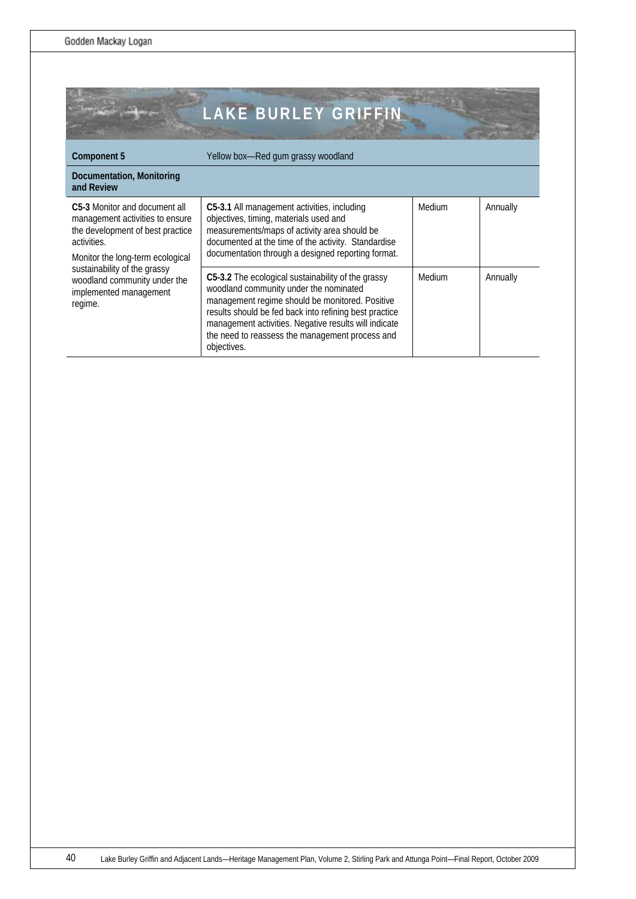## LAKE BURLEY GRIFFIN

| Component 5 | Yellow box—Red gum grassy woodland | | |
|---|---|---|---|
| **Documentation, Monitoring and Review** | | | |
| **C5-3** Monitor and document all management activities to ensure the development of best practice activities.<br><br>Monitor the long-term ecological sustainability of the grassy woodland community under the implemented management regime. | **C5-3.1** All management activities, including objectives, timing, materials used and measurements/maps of activity area should be documented at the time of the activity. Standardise documentation through a designed reporting format. | Medium | Annually |
| | **C5-3.2** The ecological sustainability of the grassy woodland community under the nominated management regime should be monitored. Positive results should be fed back into refining best practice management activities. Negative results will indicate the need to reassess the management process and objectives. | Medium | Annually |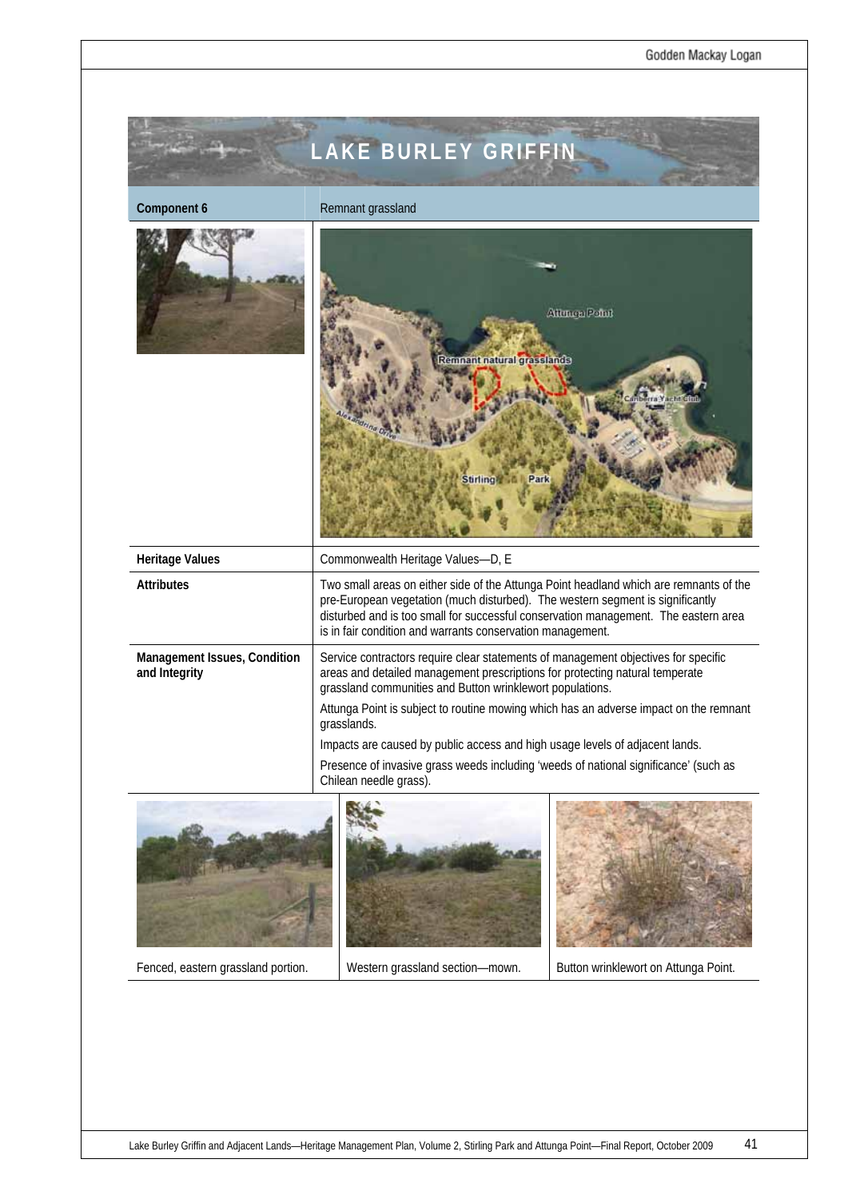# LAKE BURLEY GRIFFIN

| Component 6 | Remnant grassland |
| --- | --- |
| Heritage Values | Commonwealth Heritage Values—D, E |
| Attributes | Two small areas on either side of the Attunga Point headland which are remnants of the pre-European vegetation (much disturbed). The western segment is significantly disturbed and is too small for successful conservation management. The eastern area is in fair condition and warrants conservation management. |
| Management Issues, Condition and Integrity | Service contractors require clear statements of management objectives for specific areas and detailed management prescriptions for protecting natural temperate grassland communities and Button wrinklewort populations.<br>Attunga Point is subject to routine mowing which has an adverse impact on the remnant grasslands.<br>Impacts are caused by public access and high usage levels of adjacent lands.<br>Presence of invasive grass weeds including 'weeds of national significance' (such as Chilean needle grass). |

Fenced, eastern grassland portion.

Western grassland section—mown.

Button wrinklewort on Attunga Point.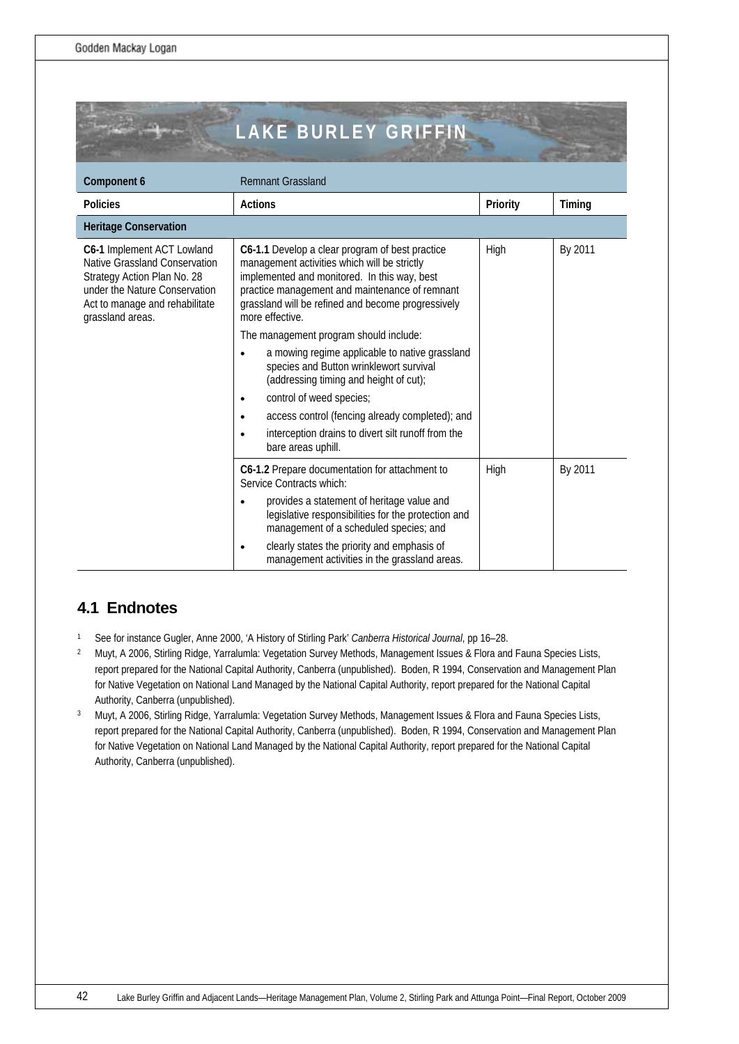## LAKE BURLEY GRIFFIN

| Component 6 | Remnant Grassland | | |
|---|---|---|---|
| **Policies** | **Actions** | **Priority** | **Timing** |
| **Heritage Conservation** | | | |
| **C6-1** Implement ACT Lowland Native Grassland Conservation Strategy Action Plan No. 28 under the Nature Conservation Act to manage and rehabilitate grassland areas. | **C6-1.1** Develop a clear program of best practice management activities which will be strictly implemented and monitored. In this way, best practice management and maintenance of remnant grassland will be refined and become progressively more effective.<br>The management program should include:<br>• a mowing regime applicable to native grassland species and Button wrinklewort survival (addressing timing and height of cut);<br>• control of weed species;<br>• access control (fencing already completed); and<br>• interception drains to divert silt runoff from the bare areas uphill. | High | By 2011 |
| | **C6-1.2** Prepare documentation for attachment to Service Contracts which:<br>• provides a statement of heritage value and legislative responsibilities for the protection and management of a scheduled species; and<br>• clearly states the priority and emphasis of management activities in the grassland areas. | High | By 2011 |

## 4.1 Endnotes

1. See for instance Gugler, Anne 2000, 'A History of Stirling Park' *Canberra Historical Journal*, pp 16–28.
2. Muyt, A 2006, Stirling Ridge, Yarralumla: Vegetation Survey Methods, Management Issues & Flora and Fauna Species Lists, report prepared for the National Capital Authority, Canberra (unpublished). Boden, R 1994, Conservation and Management Plan for Native Vegetation on National Land Managed by the National Capital Authority, report prepared for the National Capital Authority, Canberra (unpublished).
3. Muyt, A 2006, Stirling Ridge, Yarralumla: Vegetation Survey Methods, Management Issues & Flora and Fauna Species Lists, report prepared for the National Capital Authority, Canberra (unpublished). Boden, R 1994, Conservation and Management Plan for Native Vegetation on National Land Managed by the National Capital Authority, report prepared for the National Capital Authority, Canberra (unpublished).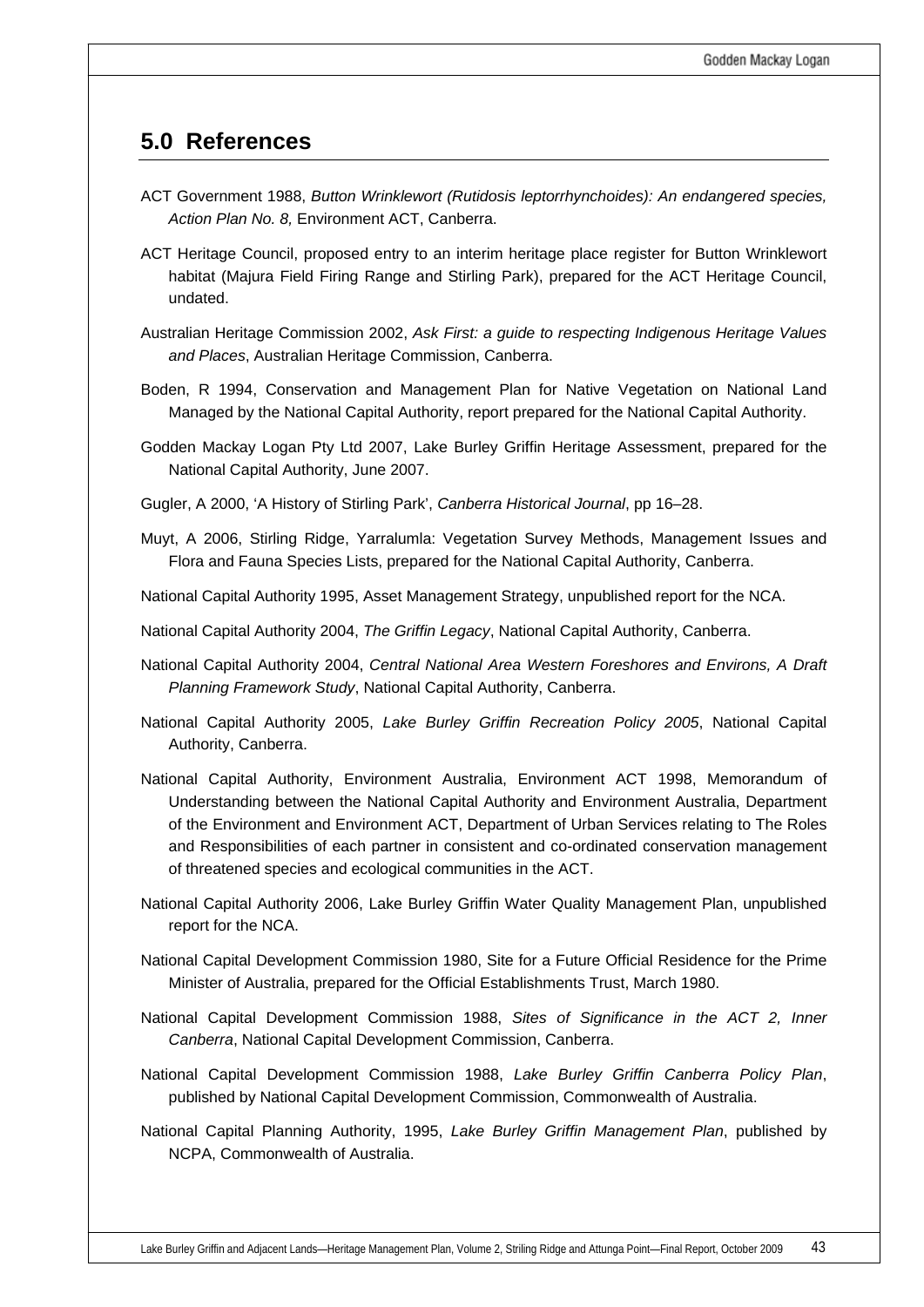## 5.0 References

ACT Government 1988, *Button Wrinklewort (Rutidosis leptorrhynchoides): An endangered species, Action Plan No. 8,* Environment ACT, Canberra.

ACT Heritage Council, proposed entry to an interim heritage place register for Button Wrinklewort habitat (Majura Field Firing Range and Stirling Park), prepared for the ACT Heritage Council, undated.

Australian Heritage Commission 2002, *Ask First: a guide to respecting Indigenous Heritage Values and Places*, Australian Heritage Commission, Canberra.

Boden, R 1994, Conservation and Management Plan for Native Vegetation on National Land Managed by the National Capital Authority, report prepared for the National Capital Authority.

Godden Mackay Logan Pty Ltd 2007, Lake Burley Griffin Heritage Assessment, prepared for the National Capital Authority, June 2007.

Gugler, A 2000, 'A History of Stirling Park', *Canberra Historical Journal*, pp 16–28.

Muyt, A 2006, Stirling Ridge, Yarralumla: Vegetation Survey Methods, Management Issues and Flora and Fauna Species Lists, prepared for the National Capital Authority, Canberra.

National Capital Authority 1995, Asset Management Strategy, unpublished report for the NCA.

National Capital Authority 2004, *The Griffin Legacy*, National Capital Authority, Canberra.

National Capital Authority 2004, *Central National Area Western Foreshores and Environs, A Draft Planning Framework Study*, National Capital Authority, Canberra.

National Capital Authority 2005, *Lake Burley Griffin Recreation Policy 2005*, National Capital Authority, Canberra.

National Capital Authority, Environment Australia, Environment ACT 1998, Memorandum of Understanding between the National Capital Authority and Environment Australia, Department of the Environment and Environment ACT, Department of Urban Services relating to The Roles and Responsibilities of each partner in consistent and co-ordinated conservation management of threatened species and ecological communities in the ACT.

National Capital Authority 2006, Lake Burley Griffin Water Quality Management Plan, unpublished report for the NCA.

National Capital Development Commission 1980, Site for a Future Official Residence for the Prime Minister of Australia, prepared for the Official Establishments Trust, March 1980.

National Capital Development Commission 1988, *Sites of Significance in the ACT 2, Inner Canberra*, National Capital Development Commission, Canberra.

National Capital Development Commission 1988, *Lake Burley Griffin Canberra Policy Plan*, published by National Capital Development Commission, Commonwealth of Australia.

National Capital Planning Authority, 1995, *Lake Burley Griffin Management Plan*, published by NCPA, Commonwealth of Australia.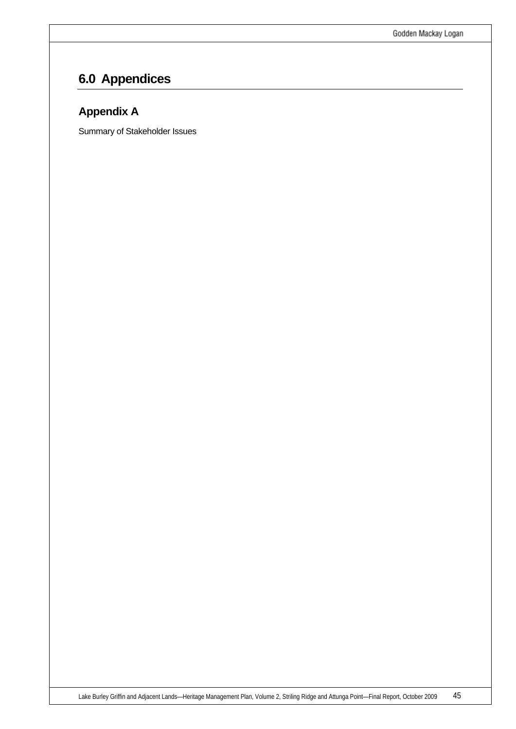# 6.0 Appendices

## Appendix A

Summary of Stakeholder Issues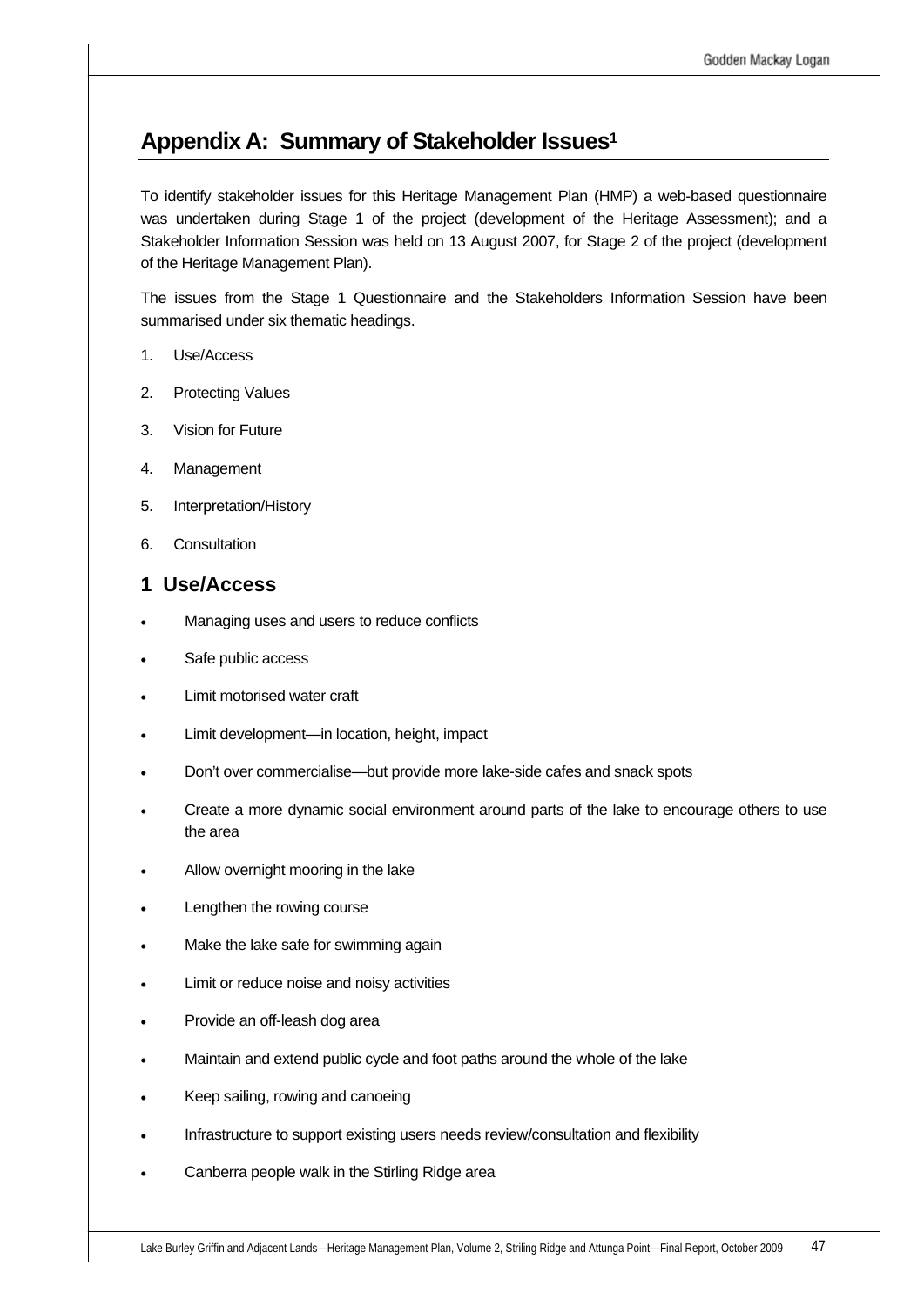# Appendix A: Summary of Stakeholder Issues[1]

To identify stakeholder issues for this Heritage Management Plan (HMP) a web-based questionnaire was undertaken during Stage 1 of the project (development of the Heritage Assessment); and a Stakeholder Information Session was held on 13 August 2007, for Stage 2 of the project (development of the Heritage Management Plan).

The issues from the Stage 1 Questionnaire and the Stakeholders Information Session have been summarised under six thematic headings.

1. Use/Access
2. Protecting Values
3. Vision for Future
4. Management
5. Interpretation/History
6. Consultation

## 1 Use/Access

- Managing uses and users to reduce conflicts
- Safe public access
- Limit motorised water craft
- Limit development—in location, height, impact
- Don't over commercialise—but provide more lake-side cafes and snack spots
- Create a more dynamic social environment around parts of the lake to encourage others to use the area
- Allow overnight mooring in the lake
- Lengthen the rowing course
- Make the lake safe for swimming again
- Limit or reduce noise and noisy activities
- Provide an off-leash dog area
- Maintain and extend public cycle and foot paths around the whole of the lake
- Keep sailing, rowing and canoeing
- Infrastructure to support existing users needs review/consultation and flexibility
- Canberra people walk in the Stirling Ridge area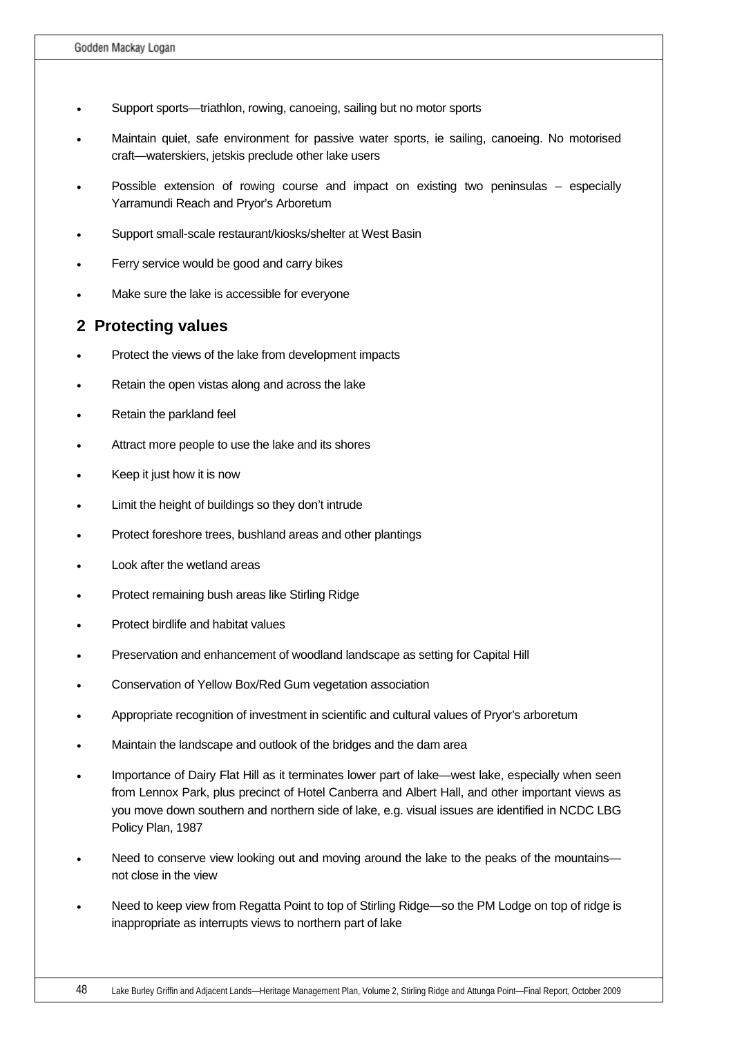- Support sports—triathlon, rowing, canoeing, sailing but no motor sports
- Maintain quiet, safe environment for passive water sports, ie sailing, canoeing. No motorised craft—waterskiers, jetskis preclude other lake users
- Possible extension of rowing course and impact on existing two peninsulas – especially Yarramundi Reach and Pryor's Arboretum
- Support small-scale restaurant/kiosks/shelter at West Basin
- Ferry service would be good and carry bikes
- Make sure the lake is accessible for everyone

## 2 Protecting values

- Protect the views of the lake from development impacts
- Retain the open vistas along and across the lake
- Retain the parkland feel
- Attract more people to use the lake and its shores
- Keep it just how it is now
- Limit the height of buildings so they don't intrude
- Protect foreshore trees, bushland areas and other plantings
- Look after the wetland areas
- Protect remaining bush areas like Stirling Ridge
- Protect birdlife and habitat values
- Preservation and enhancement of woodland landscape as setting for Capital Hill
- Conservation of Yellow Box/Red Gum vegetation association
- Appropriate recognition of investment in scientific and cultural values of Pryor's arboretum
- Maintain the landscape and outlook of the bridges and the dam area
- Importance of Dairy Flat Hill as it terminates lower part of lake—west lake, especially when seen from Lennox Park, plus precinct of Hotel Canberra and Albert Hall, and other important views as you move down southern and northern side of lake, e.g. visual issues are identified in NCDC LBG Policy Plan, 1987
- Need to conserve view looking out and moving around the lake to the peaks of the mountains—not close in the view
- Need to keep view from Regatta Point to top of Stirling Ridge—so the PM Lodge on top of ridge is inappropriate as interrupts views to northern part of lake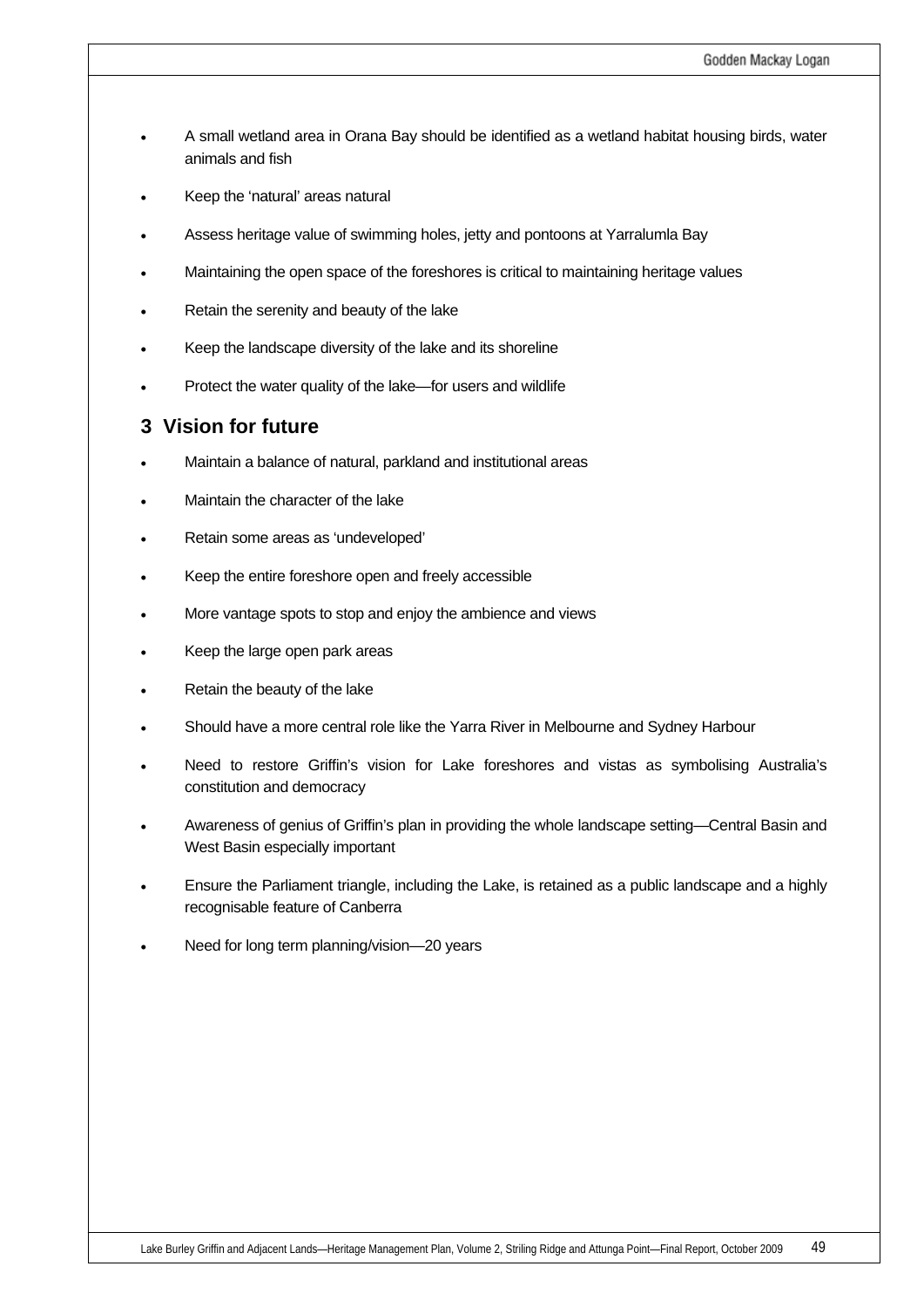- A small wetland area in Orana Bay should be identified as a wetland habitat housing birds, water animals and fish
- Keep the 'natural' areas natural
- Assess heritage value of swimming holes, jetty and pontoons at Yarralumla Bay
- Maintaining the open space of the foreshores is critical to maintaining heritage values
- Retain the serenity and beauty of the lake
- Keep the landscape diversity of the lake and its shoreline
- Protect the water quality of the lake—for users and wildlife

## 3 Vision for future

- Maintain a balance of natural, parkland and institutional areas
- Maintain the character of the lake
- Retain some areas as 'undeveloped'
- Keep the entire foreshore open and freely accessible
- More vantage spots to stop and enjoy the ambience and views
- Keep the large open park areas
- Retain the beauty of the lake
- Should have a more central role like the Yarra River in Melbourne and Sydney Harbour
- Need to restore Griffin's vision for Lake foreshores and vistas as symbolising Australia's constitution and democracy
- Awareness of genius of Griffin's plan in providing the whole landscape setting—Central Basin and West Basin especially important
- Ensure the Parliament triangle, including the Lake, is retained as a public landscape and a highly recognisable feature of Canberra
- Need for long term planning/vision—20 years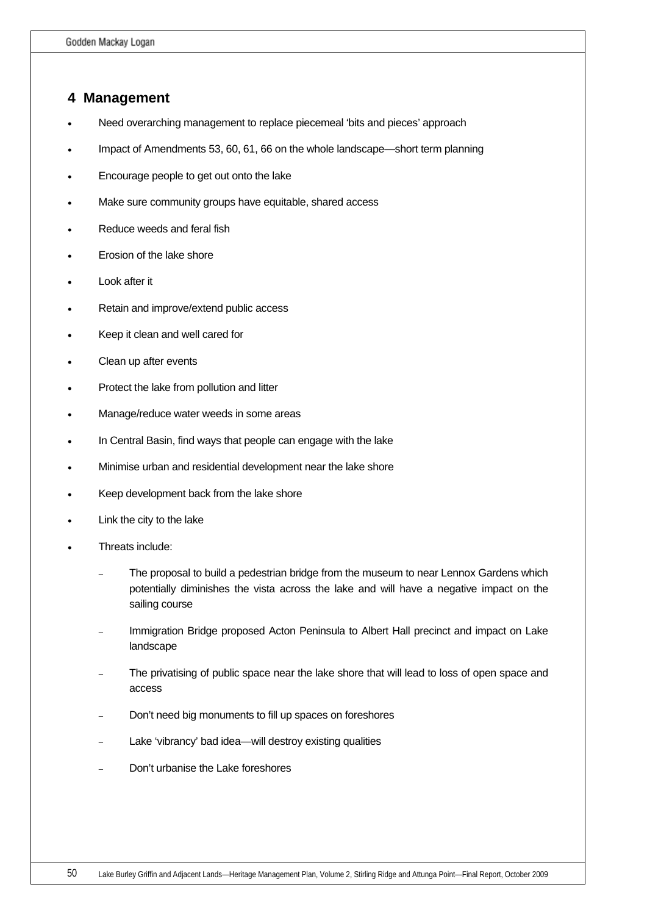# 4 Management

- Need overarching management to replace piecemeal 'bits and pieces' approach
- Impact of Amendments 53, 60, 61, 66 on the whole landscape—short term planning
- Encourage people to get out onto the lake
- Make sure community groups have equitable, shared access
- Reduce weeds and feral fish
- Erosion of the lake shore
- Look after it
- Retain and improve/extend public access
- Keep it clean and well cared for
- Clean up after events
- Protect the lake from pollution and litter
- Manage/reduce water weeds in some areas
- In Central Basin, find ways that people can engage with the lake
- Minimise urban and residential development near the lake shore
- Keep development back from the lake shore
- Link the city to the lake
- Threats include:
  - The proposal to build a pedestrian bridge from the museum to near Lennox Gardens which potentially diminishes the vista across the lake and will have a negative impact on the sailing course
  - Immigration Bridge proposed Acton Peninsula to Albert Hall precinct and impact on Lake landscape
  - The privatising of public space near the lake shore that will lead to loss of open space and access
  - Don't need big monuments to fill up spaces on foreshores
  - Lake 'vibrancy' bad idea—will destroy existing qualities
  - Don't urbanise the Lake foreshores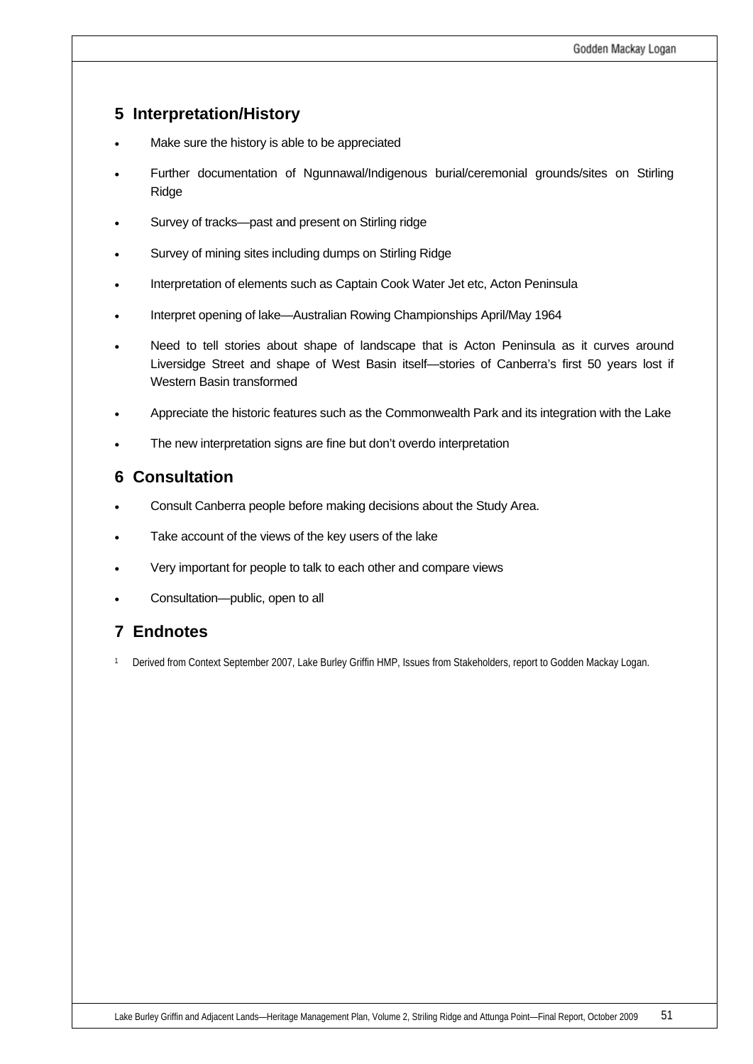## 5 Interpretation/History

- Make sure the history is able to be appreciated
- Further documentation of Ngunnawal/Indigenous burial/ceremonial grounds/sites on Stirling Ridge
- Survey of tracks—past and present on Stirling ridge
- Survey of mining sites including dumps on Stirling Ridge
- Interpretation of elements such as Captain Cook Water Jet etc, Acton Peninsula
- Interpret opening of lake—Australian Rowing Championships April/May 1964
- Need to tell stories about shape of landscape that is Acton Peninsula as it curves around Liversidge Street and shape of West Basin itself—stories of Canberra's first 50 years lost if Western Basin transformed
- Appreciate the historic features such as the Commonwealth Park and its integration with the Lake
- The new interpretation signs are fine but don't overdo interpretation

## 6 Consultation

- Consult Canberra people before making decisions about the Study Area.
- Take account of the views of the key users of the lake
- Very important for people to talk to each other and compare views
- Consultation—public, open to all

## 7 Endnotes

[1] Derived from Context September 2007, Lake Burley Griffin HMP, Issues from Stakeholders, report to Godden Mackay Logan.